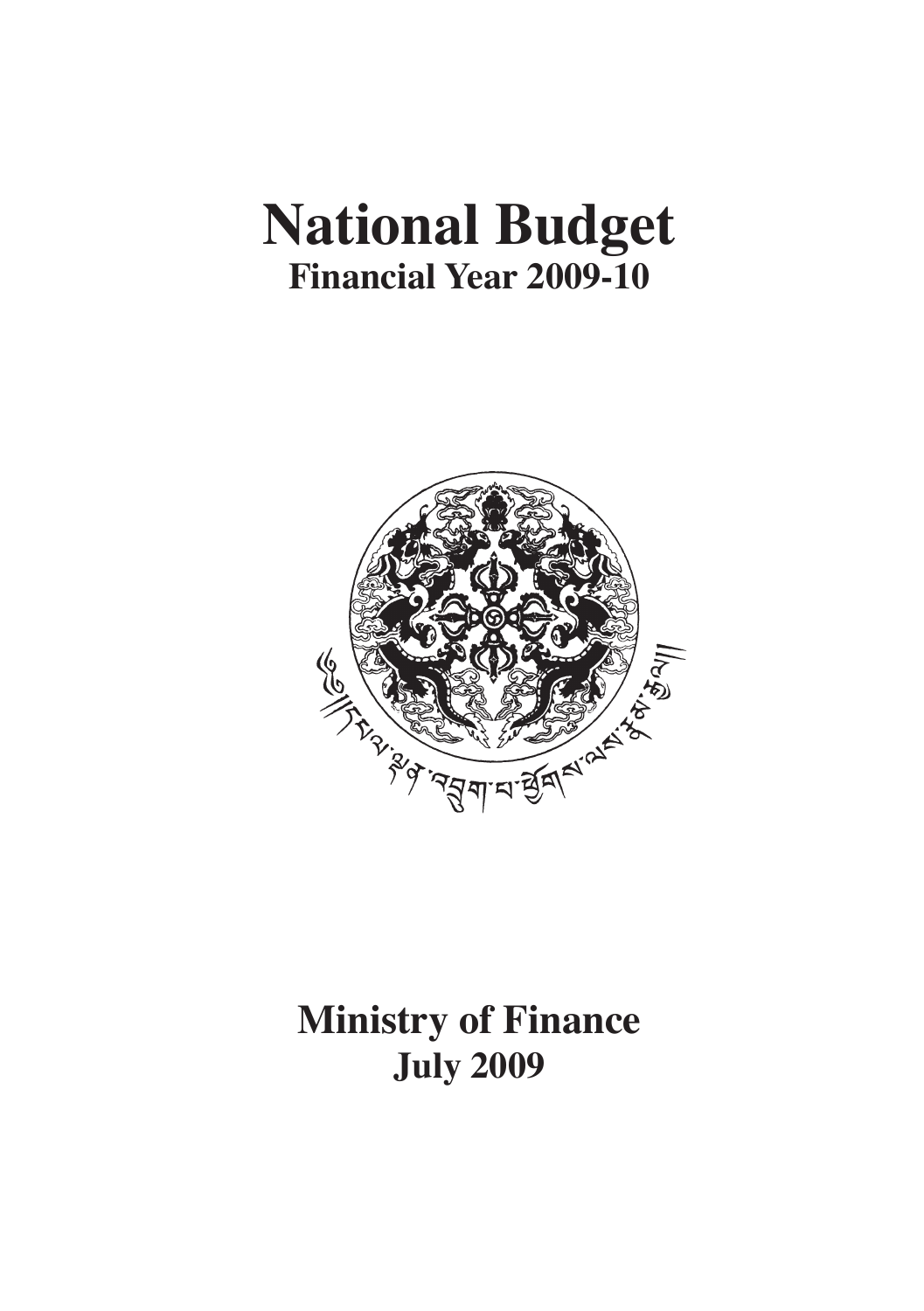# National Budget

## Financial Year 2009-10

## Ministry of Finance

## July 2009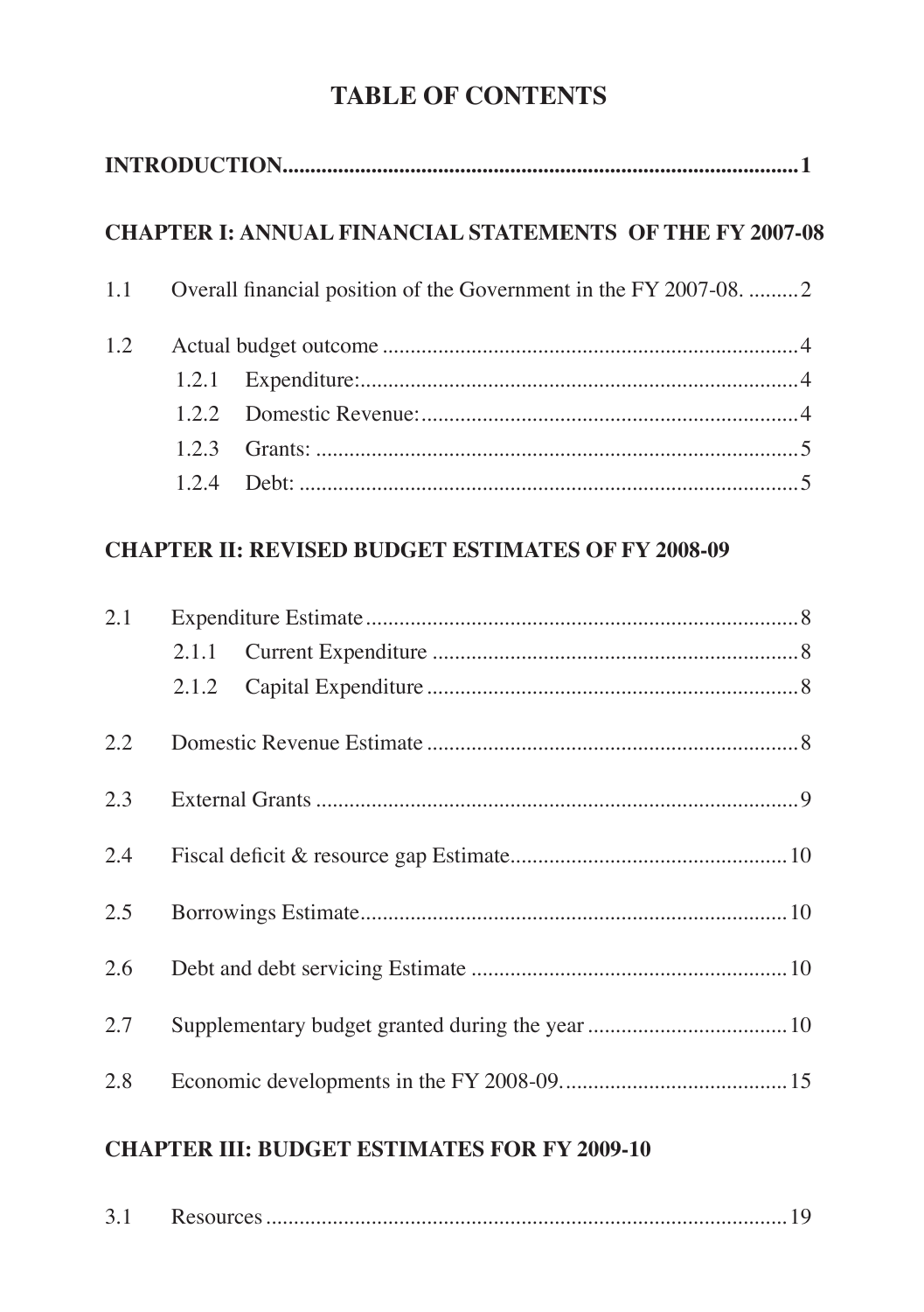# TABLE OF CONTENTS

**INTRODUCTION............................................................................................1**

**CHAPTER I: ANNUAL FINANCIAL STATEMENTS OF THE FY 2007-08**

1.1 Overall financial position of the Government in the FY 2007-08. .........2

1.2 Actual budget outcome .........................................................................4

- 1.2.1 Expenditure:.............................................................................4
- 1.2.2 Domestic Revenue:...................................................................4
- 1.2.3 Grants: ......................................................................................5
- 1.2.4 Debt: .........................................................................................5

**CHAPTER II: REVISED BUDGET ESTIMATES OF FY 2008-09**

2.1 Expenditure Estimate.............................................................................8

- 2.1.1 Current Expenditure .................................................................8
- 2.1.2 Capital Expenditure..................................................................8

2.2 Domestic Revenue Estimate ..................................................................8

2.3 External Grants ......................................................................................9

2.4 Fiscal deficit & resource gap Estimate.................................................10

2.5 Borrowings Estimate............................................................................10

2.6 Debt and debt servicing Estimate ........................................................10

2.7 Supplementary budget granted during the year ...................................10

2.8 Economic developments in the FY 2008-09.........................................15

**CHAPTER III: BUDGET ESTIMATES FOR FY 2009-10**

3.1 Resources.............................................................................................19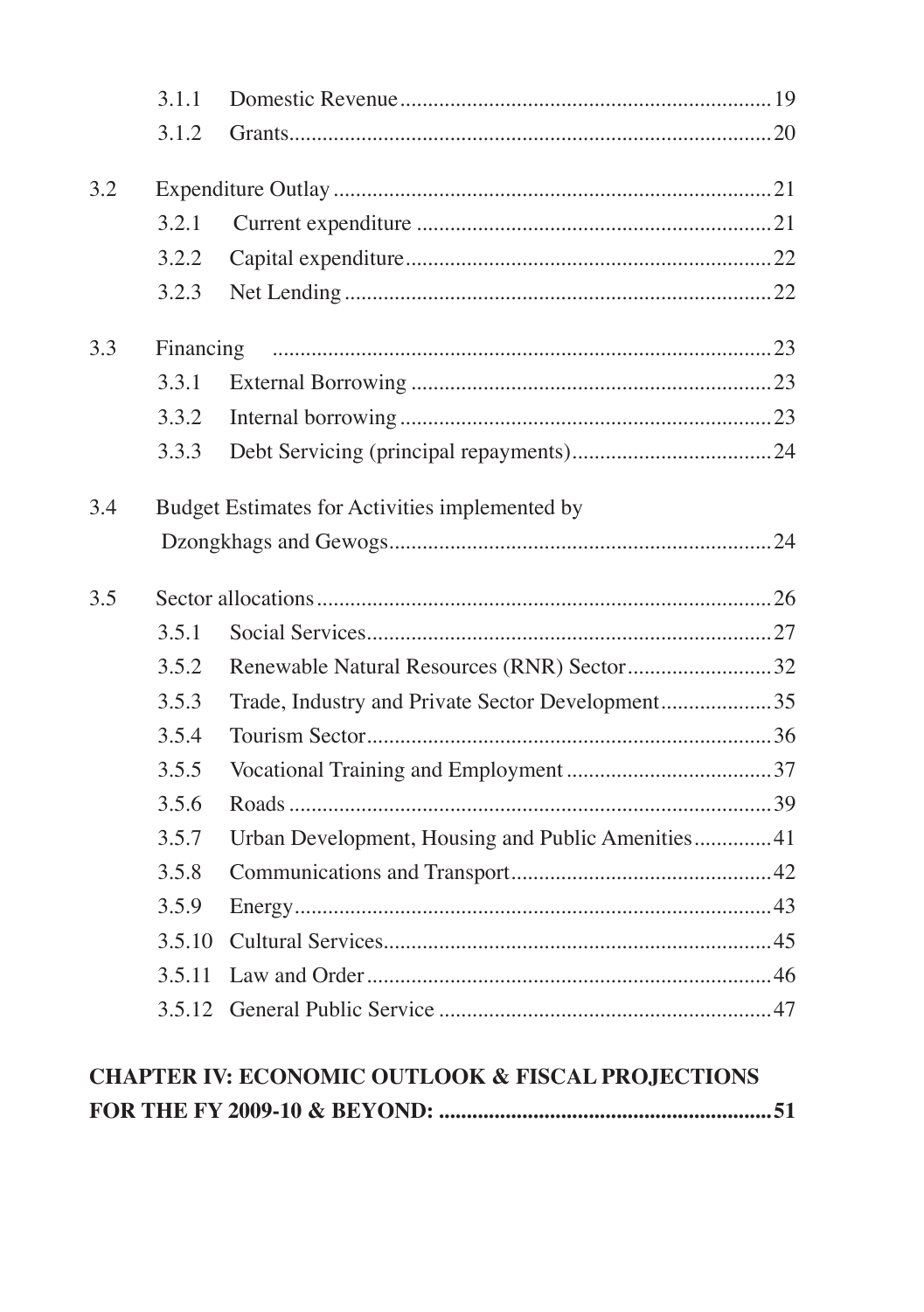3.1.1 Domestic Revenue ........ 19
3.1.2 Grants ........ 20

3.2 Expenditure Outlay ........ 21
3.2.1 Current expenditure ........ 21
3.2.2 Capital expenditure ........ 22
3.2.3 Net Lending ........ 22

3.3 Financing ........ 23
3.3.1 External Borrowing ........ 23
3.3.2 Internal borrowing ........ 23
3.3.3 Debt Servicing (principal repayments) ........ 24

3.4 Budget Estimates for Activities implemented by Dzongkhags and Gewogs ........ 24

3.5 Sector allocations ........ 26
3.5.1 Social Services ........ 27
3.5.2 Renewable Natural Resources (RNR) Sector ........ 32
3.5.3 Trade, Industry and Private Sector Development ........ 35
3.5.4 Tourism Sector ........ 36
3.5.5 Vocational Training and Employment ........ 37
3.5.6 Roads ........ 39
3.5.7 Urban Development, Housing and Public Amenities ........ 41
3.5.8 Communications and Transport ........ 42
3.5.9 Energy ........ 43
3.5.10 Cultural Services ........ 45
3.5.11 Law and Order ........ 46
3.5.12 General Public Service ........ 47

**CHAPTER IV: ECONOMIC OUTLOOK & FISCAL PROJECTIONS FOR THE FY 2009-10 & BEYOND: ........ 51**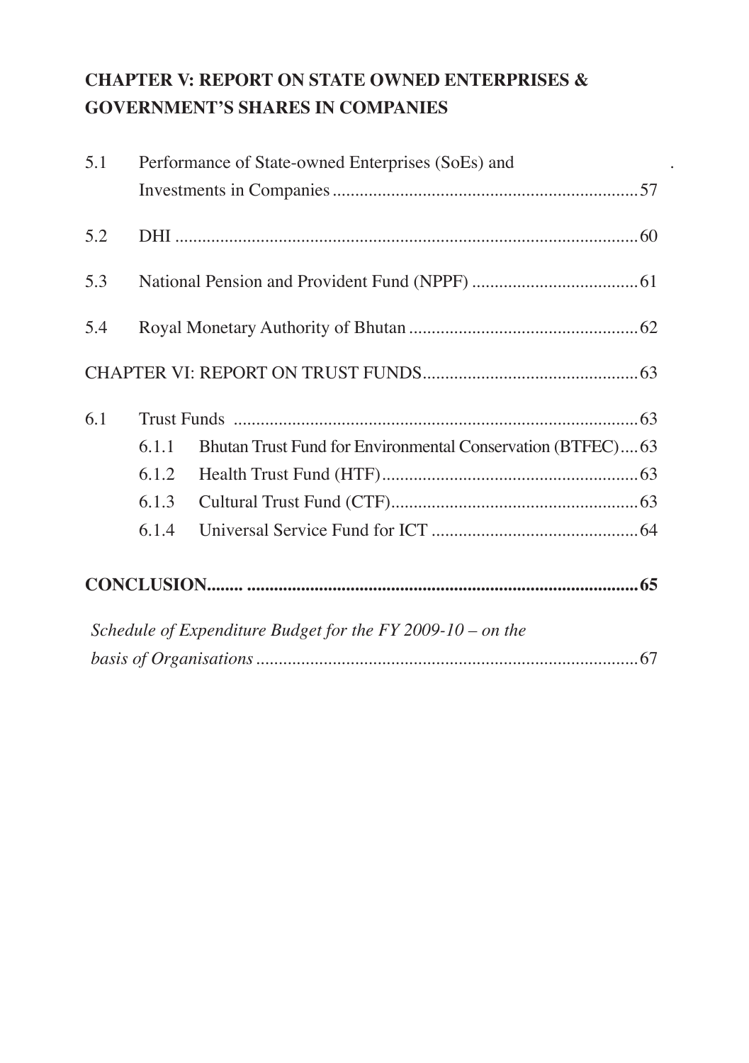**CHAPTER V: REPORT ON STATE OWNED ENTERPRISES & GOVERNMENT'S SHARES IN COMPANIES**

5.1 Performance of State-owned Enterprises (SoEs) and Investments in Companies .................................................................. 57

5.2 DHI ..................................................................................................... 60

5.3 National Pension and Provident Fund (NPPF) .................................... 61

5.4 Royal Monetary Authority of Bhutan .................................................. 62

CHAPTER VI: REPORT ON TRUST FUNDS ............................................... 63

6.1 Trust Funds .......................................................................................... 63

- 6.1.1 Bhutan Trust Fund for Environmental Conservation (BTFEC) .... 63
- 6.1.2 Health Trust Fund (HTF) ......................................................... 63
- 6.1.3 Cultural Trust Fund (CTF) ....................................................... 63
- 6.1.4 Universal Service Fund for ICT ............................................. 64

**CONCLUSION........ ........................................................................................ 65**

*Schedule of Expenditure Budget for the FY 2009-10 – on the basis of Organisations* ..................................................................................... 67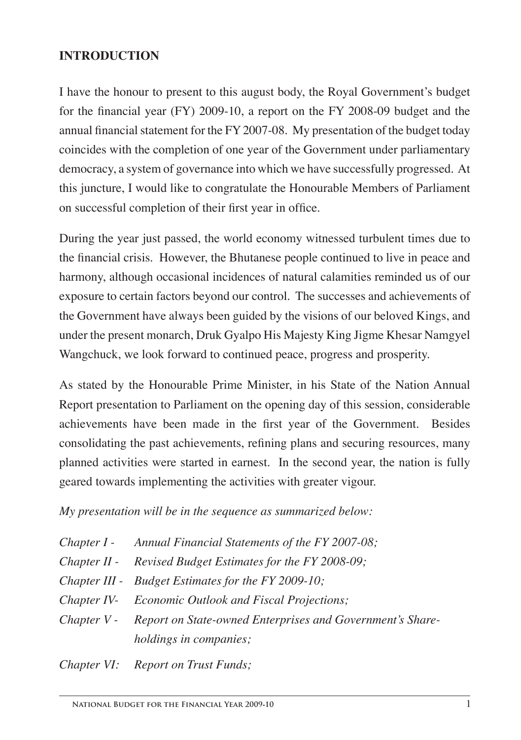## INTRODUCTION

I have the honour to present to this august body, the Royal Government's budget for the financial year (FY) 2009-10, a report on the FY 2008-09 budget and the annual financial statement for the FY 2007-08. My presentation of the budget today coincides with the completion of one year of the Government under parliamentary democracy, a system of governance into which we have successfully progressed. At this juncture, I would like to congratulate the Honourable Members of Parliament on successful completion of their first year in office.

During the year just passed, the world economy witnessed turbulent times due to the financial crisis. However, the Bhutanese people continued to live in peace and harmony, although occasional incidences of natural calamities reminded us of our exposure to certain factors beyond our control. The successes and achievements of the Government have always been guided by the visions of our beloved Kings, and under the present monarch, Druk Gyalpo His Majesty King Jigme Khesar Namgyel Wangchuck, we look forward to continued peace, progress and prosperity.

As stated by the Honourable Prime Minister, in his State of the Nation Annual Report presentation to Parliament on the opening day of this session, considerable achievements have been made in the first year of the Government. Besides consolidating the past achievements, refining plans and securing resources, many planned activities were started in earnest. In the second year, the nation is fully geared towards implementing the activities with greater vigour.

*My presentation will be in the sequence as summarized below:*

*Chapter I - Annual Financial Statements of the FY 2007-08;*

*Chapter II - Revised Budget Estimates for the FY 2008-09;*

*Chapter III - Budget Estimates for the FY 2009-10;*

*Chapter IV- Economic Outlook and Fiscal Projections;*

*Chapter V - Report on State-owned Enterprises and Government's Share-holdings in companies;*

*Chapter VI: Report on Trust Funds;*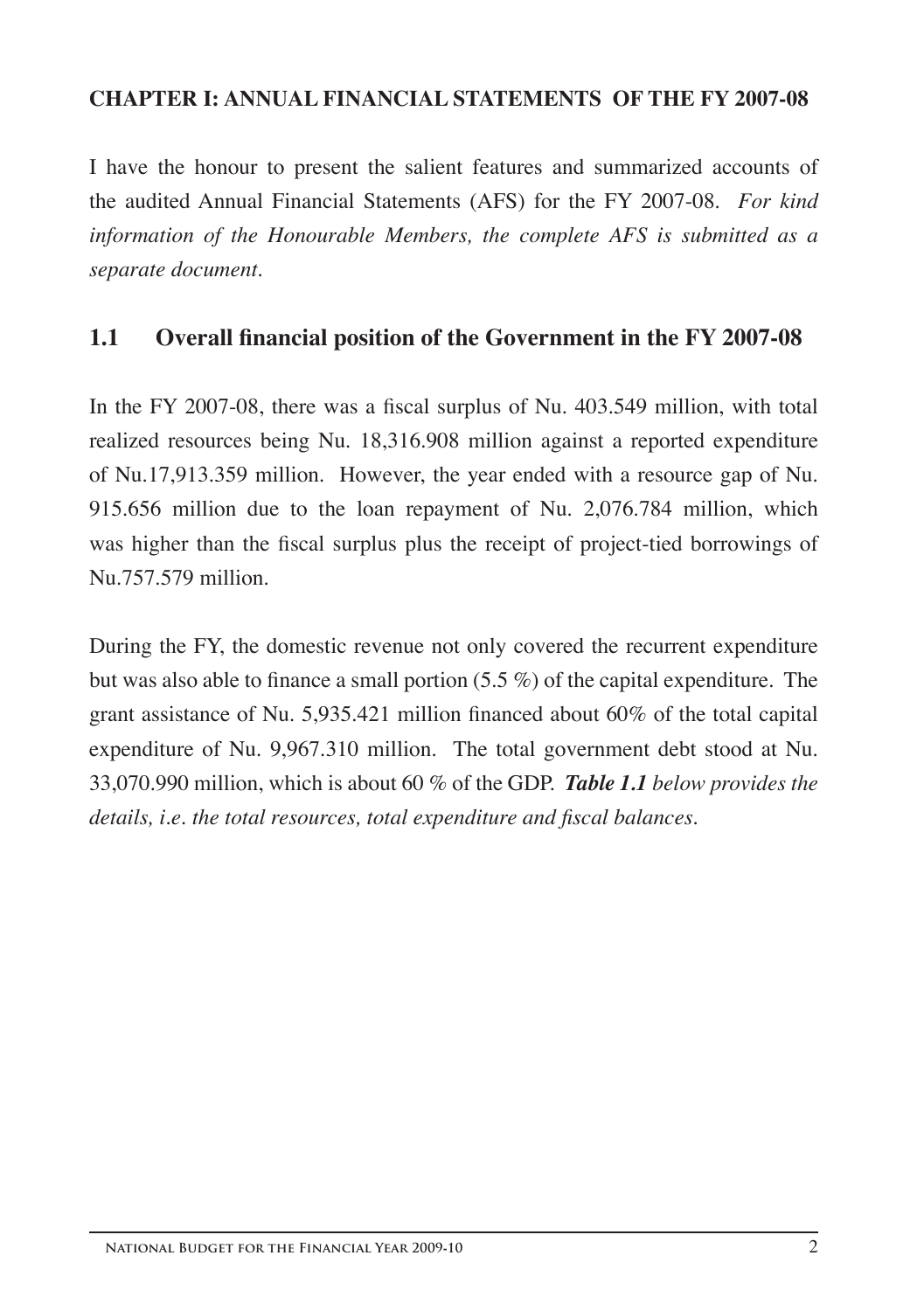# CHAPTER I: ANNUAL FINANCIAL STATEMENTS OF THE FY 2007-08

I have the honour to present the salient features and summarized accounts of the audited Annual Financial Statements (AFS) for the FY 2007-08. *For kind information of the Honourable Members, the complete AFS is submitted as a separate document.*

## 1.1 Overall financial position of the Government in the FY 2007-08

In the FY 2007-08, there was a fiscal surplus of Nu. 403.549 million, with total realized resources being Nu. 18,316.908 million against a reported expenditure of Nu.17,913.359 million. However, the year ended with a resource gap of Nu. 915.656 million due to the loan repayment of Nu. 2,076.784 million, which was higher than the fiscal surplus plus the receipt of project-tied borrowings of Nu.757.579 million.

During the FY, the domestic revenue not only covered the recurrent expenditure but was also able to finance a small portion (5.5 %) of the capital expenditure. The grant assistance of Nu. 5,935.421 million financed about 60% of the total capital expenditure of Nu. 9,967.310 million. The total government debt stood at Nu. 33,070.990 million, which is about 60 % of the GDP. ***Table 1.1*** *below provides the details, i.e. the total resources, total expenditure and fiscal balances.*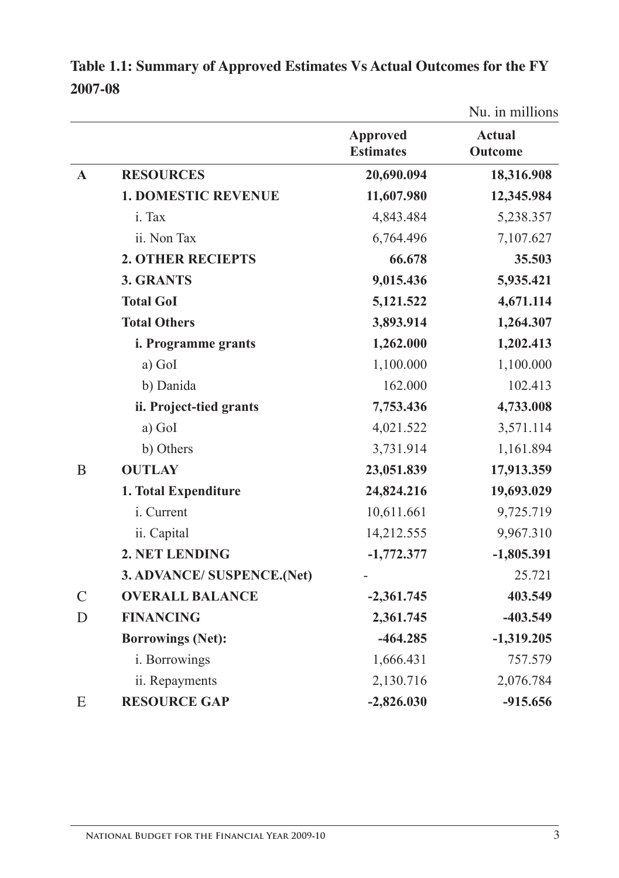**Table 1.1: Summary of Approved Estimates Vs Actual Outcomes for the FY 2007-08**

Nu. in millions

| | | Approved Estimates | Actual Outcome |
|---|---|---|---|
| **A** | **RESOURCES** | **20,690.094** | **18,316.908** |
| | **1. DOMESTIC REVENUE** | **11,607.980** | **12,345.984** |
| | i. Tax | 4,843.484 | 5,238.357 |
| | ii. Non Tax | 6,764.496 | 7,107.627 |
| | **2. OTHER RECIEPTS** | **66.678** | **35.503** |
| | **3. GRANTS** | **9,015.436** | **5,935.421** |
| | **Total GoI** | **5,121.522** | **4,671.114** |
| | **Total Others** | **3,893.914** | **1,264.307** |
| | **i. Programme grants** | **1,262.000** | **1,202.413** |
| | a) GoI | 1,100.000 | 1,100.000 |
| | b) Danida | 162.000 | 102.413 |
| | **ii. Project-tied grants** | **7,753.436** | **4,733.008** |
| | a) GoI | 4,021.522 | 3,571.114 |
| | b) Others | 3,731.914 | 1,161.894 |
| B | **OUTLAY** | **23,051.839** | **17,913.359** |
| | **1. Total Expenditure** | **24,824.216** | **19,693.029** |
| | i. Current | 10,611.661 | 9,725.719 |
| | ii. Capital | 14,212.555 | 9,967.310 |
| | **2. NET LENDING** | **-1,772.377** | **-1,805.391** |
| | **3. ADVANCE/ SUSPENCE.(Net)** | - | 25.721 |
| C | **OVERALL BALANCE** | **-2,361.745** | **403.549** |
| D | **FINANCING** | **2,361.745** | **-403.549** |
| | **Borrowings (Net):** | **-464.285** | **-1,319.205** |
| | i. Borrowings | 1,666.431 | 757.579 |
| | ii. Repayments | 2,130.716 | 2,076.784 |
| E | **RESOURCE GAP** | **-2,826.030** | **-915.656** |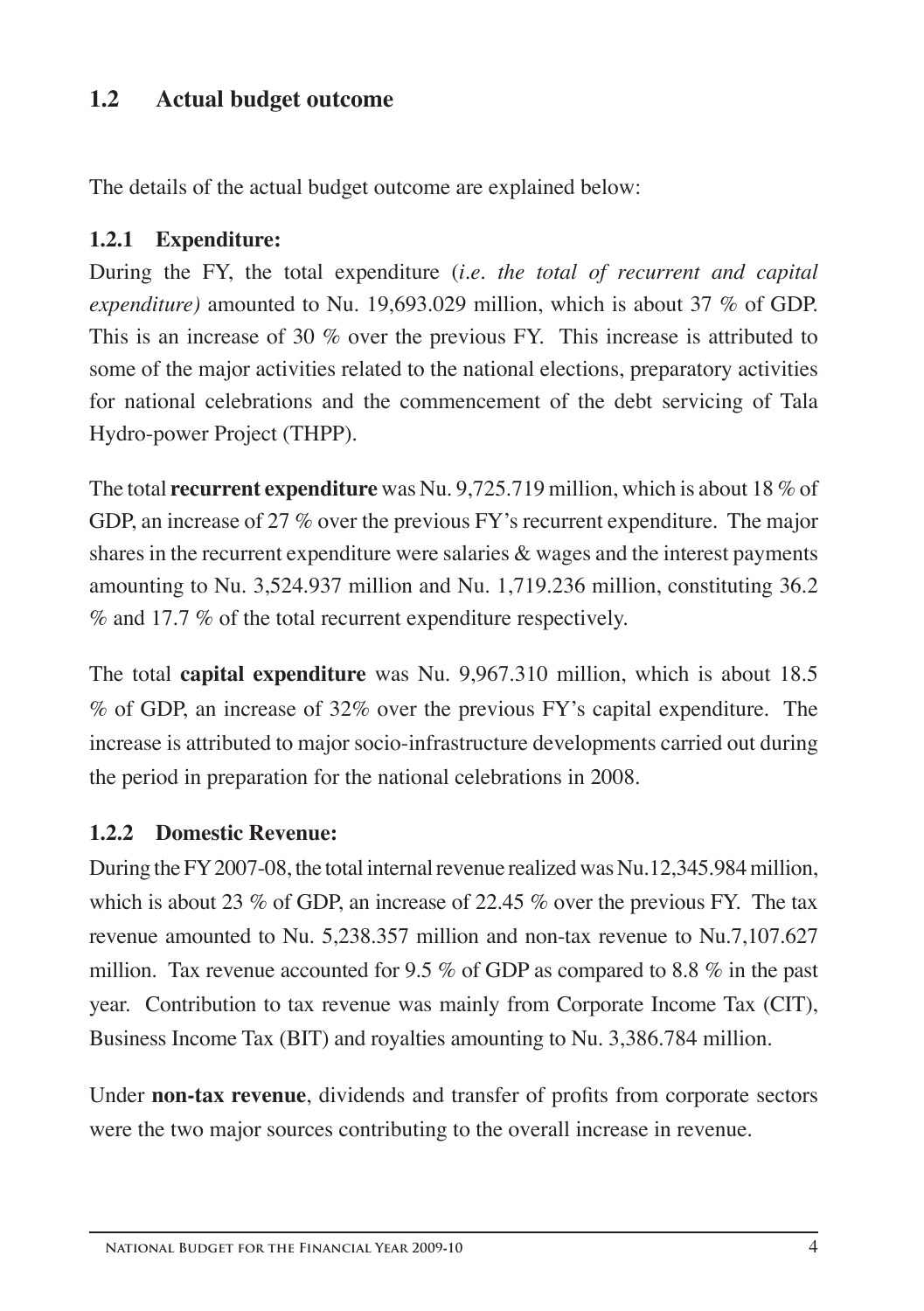## 1.2 Actual budget outcome

The details of the actual budget outcome are explained below:

### 1.2.1 Expenditure:

During the FY, the total expenditure (*i.e. the total of recurrent and capital expenditure)* amounted to Nu. 19,693.029 million, which is about 37 % of GDP. This is an increase of 30 % over the previous FY. This increase is attributed to some of the major activities related to the national elections, preparatory activities for national celebrations and the commencement of the debt servicing of Tala Hydro-power Project (THPP).

The total **recurrent expenditure** was Nu. 9,725.719 million, which is about 18 % of GDP, an increase of 27 % over the previous FY's recurrent expenditure. The major shares in the recurrent expenditure were salaries & wages and the interest payments amounting to Nu. 3,524.937 million and Nu. 1,719.236 million, constituting 36.2 % and 17.7 % of the total recurrent expenditure respectively.

The total **capital expenditure** was Nu. 9,967.310 million, which is about 18.5 % of GDP, an increase of 32% over the previous FY's capital expenditure. The increase is attributed to major socio-infrastructure developments carried out during the period in preparation for the national celebrations in 2008.

### 1.2.2 Domestic Revenue:

During the FY 2007-08, the total internal revenue realized was Nu.12,345.984 million, which is about 23 % of GDP, an increase of 22.45 % over the previous FY. The tax revenue amounted to Nu. 5,238.357 million and non-tax revenue to Nu.7,107.627 million. Tax revenue accounted for 9.5 % of GDP as compared to 8.8 % in the past year. Contribution to tax revenue was mainly from Corporate Income Tax (CIT), Business Income Tax (BIT) and royalties amounting to Nu. 3,386.784 million.

Under **non-tax revenue**, dividends and transfer of profits from corporate sectors were the two major sources contributing to the overall increase in revenue.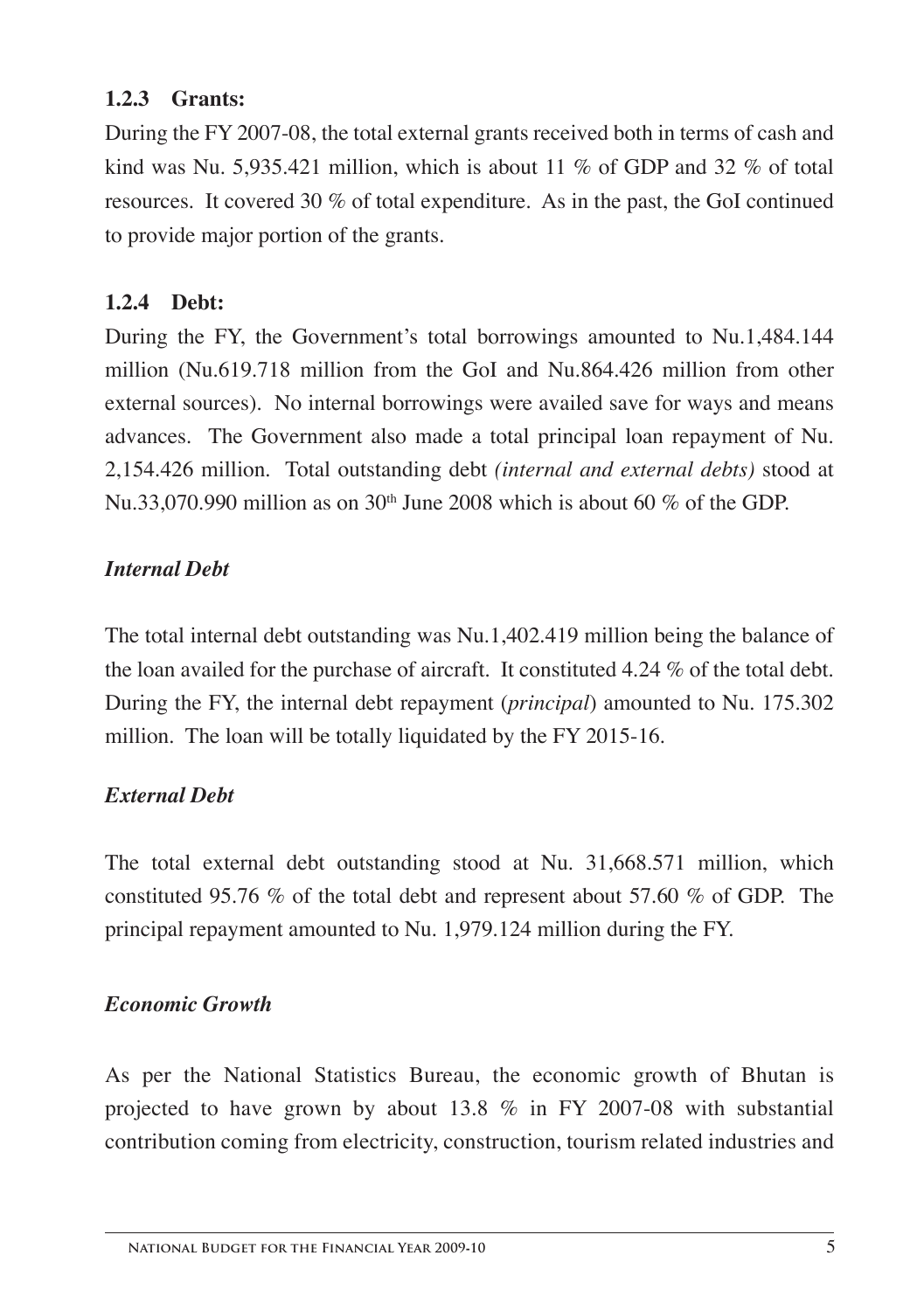### 1.2.3 Grants:

During the FY 2007-08, the total external grants received both in terms of cash and kind was Nu. 5,935.421 million, which is about 11 % of GDP and 32 % of total resources. It covered 30 % of total expenditure. As in the past, the GoI continued to provide major portion of the grants.

### 1.2.4 Debt:

During the FY, the Government's total borrowings amounted to Nu.1,484.144 million (Nu.619.718 million from the GoI and Nu.864.426 million from other external sources). No internal borrowings were availed save for ways and means advances. The Government also made a total principal loan repayment of Nu. 2,154.426 million. Total outstanding debt *(internal and external debts)* stood at Nu.33,070.990 million as on 30th June 2008 which is about 60 % of the GDP.

***Internal Debt***

The total internal debt outstanding was Nu.1,402.419 million being the balance of the loan availed for the purchase of aircraft. It constituted 4.24 % of the total debt. During the FY, the internal debt repayment (*principal*) amounted to Nu. 175.302 million. The loan will be totally liquidated by the FY 2015-16.

***External Debt***

The total external debt outstanding stood at Nu. 31,668.571 million, which constituted 95.76 % of the total debt and represent about 57.60 % of GDP. The principal repayment amounted to Nu. 1,979.124 million during the FY.

***Economic Growth***

As per the National Statistics Bureau, the economic growth of Bhutan is projected to have grown by about 13.8 % in FY 2007-08 with substantial contribution coming from electricity, construction, tourism related industries and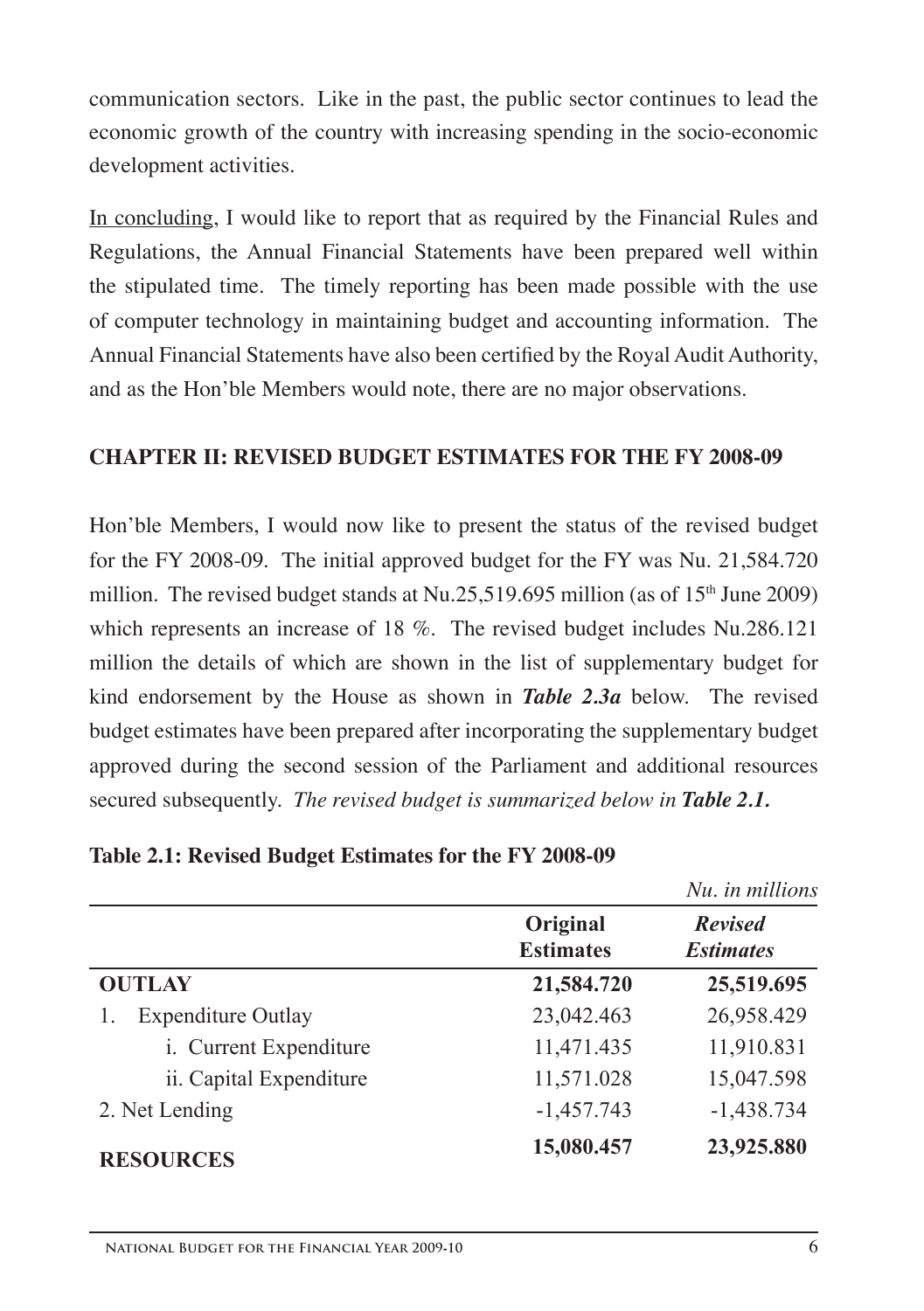communication sectors. Like in the past, the public sector continues to lead the economic growth of the country with increasing spending in the socio-economic development activities.

In concluding, I would like to report that as required by the Financial Rules and Regulations, the Annual Financial Statements have been prepared well within the stipulated time. The timely reporting has been made possible with the use of computer technology in maintaining budget and accounting information. The Annual Financial Statements have also been certified by the Royal Audit Authority, and as the Hon'ble Members would note, there are no major observations.

## CHAPTER II: REVISED BUDGET ESTIMATES FOR THE FY 2008-09

Hon'ble Members, I would now like to present the status of the revised budget for the FY 2008-09. The initial approved budget for the FY was Nu. 21,584.720 million. The revised budget stands at Nu.25,519.695 million (as of 15th June 2009) which represents an increase of 18 %. The revised budget includes Nu.286.121 million the details of which are shown in the list of supplementary budget for kind endorsement by the House as shown in ***Table 2.3a*** below. The revised budget estimates have been prepared after incorporating the supplementary budget approved during the second session of the Parliament and additional resources secured subsequently. *The revised budget is summarized below in* ***Table 2.1.***

**Table 2.1: Revised Budget Estimates for the FY 2008-09**

*Nu. in millions*

| | Original Estimates | *Revised Estimates* |
|---|---|---|
| **OUTLAY** | **21,584.720** | **25,519.695** |
| 1. Expenditure Outlay | 23,042.463 | 26,958.429 |
| i. Current Expenditure | 11,471.435 | 11,910.831 |
| ii. Capital Expenditure | 11,571.028 | 15,047.598 |
| 2. Net Lending | -1,457.743 | -1,438.734 |
| **RESOURCES** | **15,080.457** | **23,925.880** |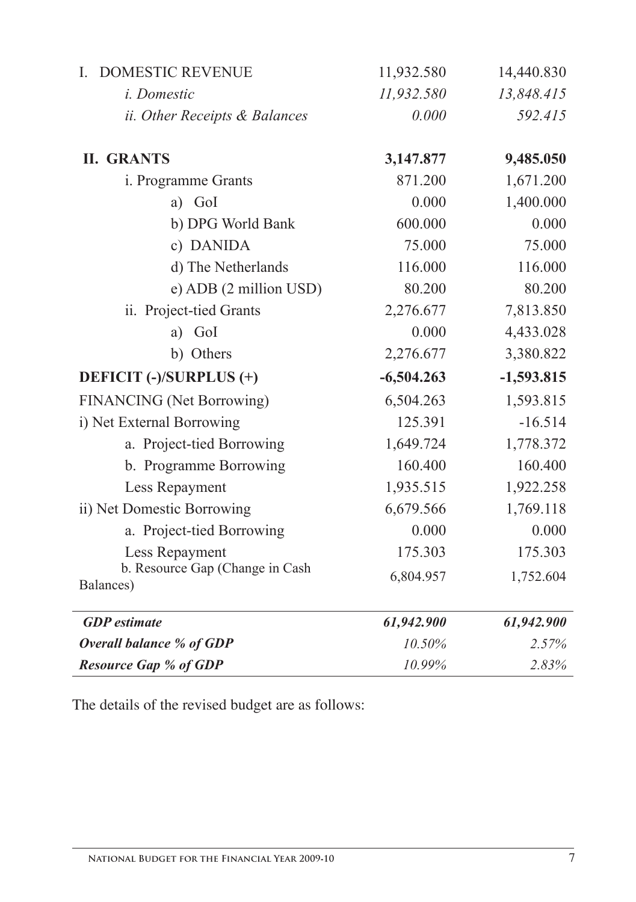| | | |
|---|---|---|
| I. DOMESTIC REVENUE | 11,932.580 | 14,440.830 |
| *i. Domestic* | *11,932.580* | *13,848.415* |
| *ii. Other Receipts & Balances* | *0.000* | *592.415* |
| **II. GRANTS** | **3,147.877** | **9,485.050** |
| i. Programme Grants | 871.200 | 1,671.200 |
| a) GoI | 0.000 | 1,400.000 |
| b) DPG World Bank | 600.000 | 0.000 |
| c) DANIDA | 75.000 | 75.000 |
| d) The Netherlands | 116.000 | 116.000 |
| e) ADB (2 million USD) | 80.200 | 80.200 |
| ii. Project-tied Grants | 2,276.677 | 7,813.850 |
| a) GoI | 0.000 | 4,433.028 |
| b) Others | 2,276.677 | 3,380.822 |
| **DEFICIT (-)/SURPLUS (+)** | **-6,504.263** | **-1,593.815** |
| FINANCING (Net Borrowing) | 6,504.263 | 1,593.815 |
| i) Net External Borrowing | 125.391 | -16.514 |
| a. Project-tied Borrowing | 1,649.724 | 1,778.372 |
| b. Programme Borrowing | 160.400 | 160.400 |
| Less Repayment | 1,935.515 | 1,922.258 |
| ii) Net Domestic Borrowing | 6,679.566 | 1,769.118 |
| a. Project-tied Borrowing | 0.000 | 0.000 |
| Less Repayment | 175.303 | 175.303 |
| b. Resource Gap (Change in Cash Balances) | 6,804.957 | 1,752.604 |
| ***GDP estimate*** | ***61,942.900*** | ***61,942.900*** |
| ***Overall balance % of GDP*** | *10.50%* | *2.57%* |
| ***Resource Gap % of GDP*** | *10.99%* | *2.83%* |

The details of the revised budget are as follows: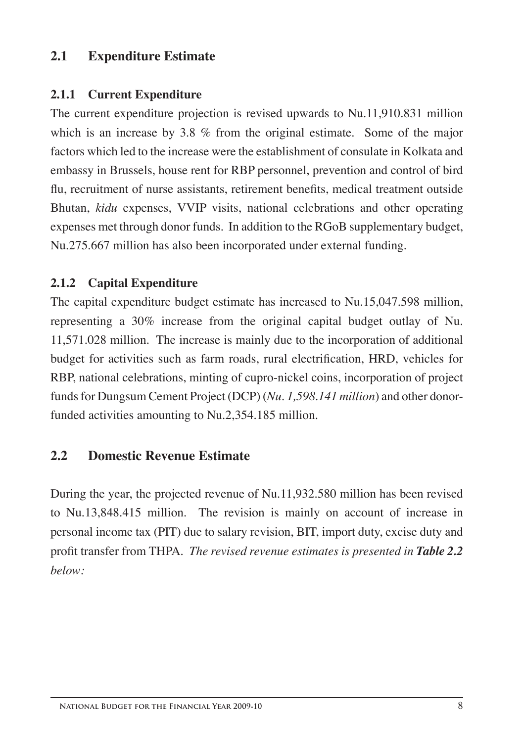## 2.1 Expenditure Estimate

### 2.1.1 Current Expenditure

The current expenditure projection is revised upwards to Nu.11,910.831 million which is an increase by 3.8 % from the original estimate. Some of the major factors which led to the increase were the establishment of consulate in Kolkata and embassy in Brussels, house rent for RBP personnel, prevention and control of bird flu, recruitment of nurse assistants, retirement benefits, medical treatment outside Bhutan, *kidu* expenses, VVIP visits, national celebrations and other operating expenses met through donor funds. In addition to the RGoB supplementary budget, Nu.275.667 million has also been incorporated under external funding.

### 2.1.2 Capital Expenditure

The capital expenditure budget estimate has increased to Nu.15,047.598 million, representing a 30% increase from the original capital budget outlay of Nu. 11,571.028 million. The increase is mainly due to the incorporation of additional budget for activities such as farm roads, rural electrification, HRD, vehicles for RBP, national celebrations, minting of cupro-nickel coins, incorporation of project funds for Dungsum Cement Project (DCP) (*Nu. 1,598.141 million*) and other donor-funded activities amounting to Nu.2,354.185 million.

## 2.2 Domestic Revenue Estimate

During the year, the projected revenue of Nu.11,932.580 million has been revised to Nu.13,848.415 million. The revision is mainly on account of increase in personal income tax (PIT) due to salary revision, BIT, import duty, excise duty and profit transfer from THPA. *The revised revenue estimates is presented in **Table 2.2** below:*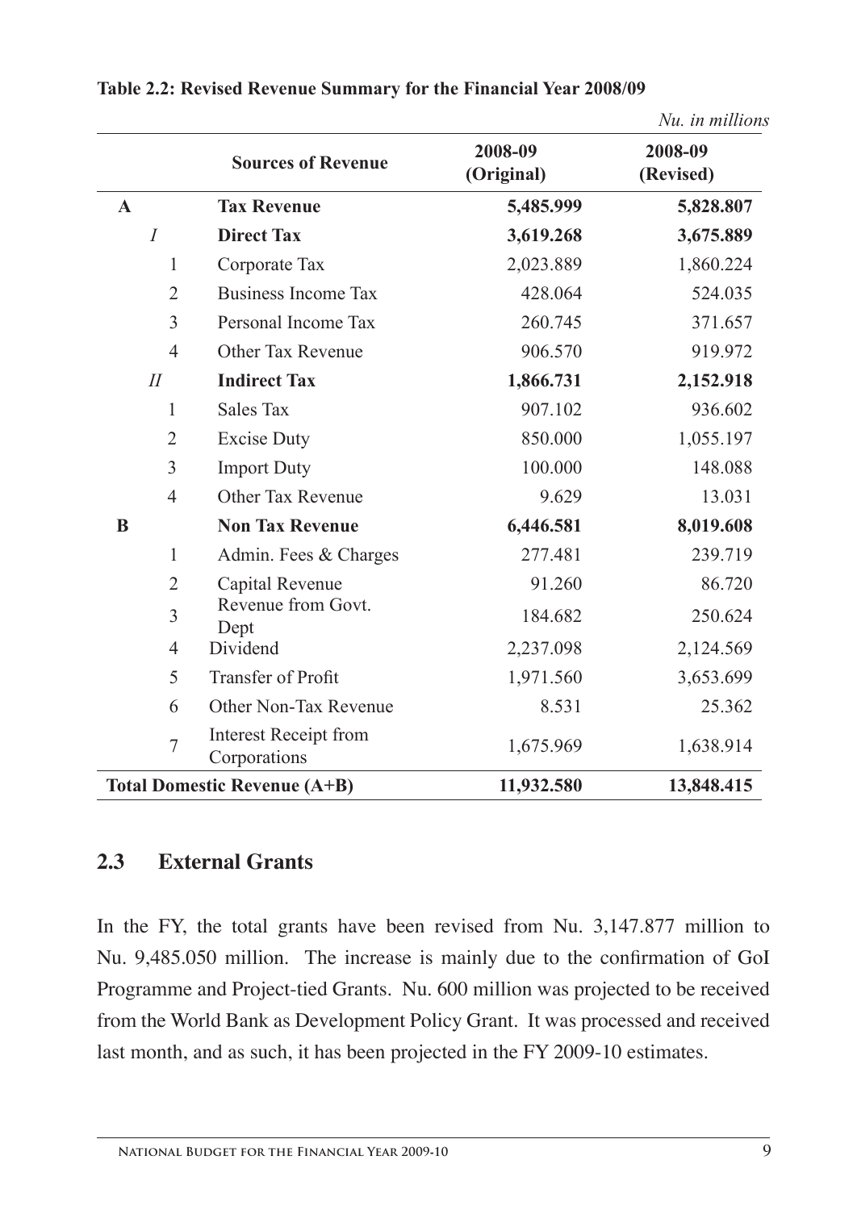**Table 2.2: Revised Revenue Summary for the Financial Year 2008/09**

*Nu. in millions*

| | | Sources of Revenue | 2008-09 (Original) | 2008-09 (Revised) |
|---|---|---|---|---|
| **A** | | **Tax Revenue** | **5,485.999** | **5,828.807** |
| | *I* | **Direct Tax** | **3,619.268** | **3,675.889** |
| | 1 | Corporate Tax | 2,023.889 | 1,860.224 |
| | 2 | Business Income Tax | 428.064 | 524.035 |
| | 3 | Personal Income Tax | 260.745 | 371.657 |
| | 4 | Other Tax Revenue | 906.570 | 919.972 |
| | *II* | **Indirect Tax** | **1,866.731** | **2,152.918** |
| | 1 | Sales Tax | 907.102 | 936.602 |
| | 2 | Excise Duty | 850.000 | 1,055.197 |
| | 3 | Import Duty | 100.000 | 148.088 |
| | 4 | Other Tax Revenue | 9.629 | 13.031 |
| **B** | | **Non Tax Revenue** | **6,446.581** | **8,019.608** |
| | 1 | Admin. Fees & Charges | 277.481 | 239.719 |
| | 2 | Capital Revenue | 91.260 | 86.720 |
| | 3 | Revenue from Govt. Dept | 184.682 | 250.624 |
| | 4 | Dividend | 2,237.098 | 2,124.569 |
| | 5 | Transfer of Profit | 1,971.560 | 3,653.699 |
| | 6 | Other Non-Tax Revenue | 8.531 | 25.362 |
| | 7 | Interest Receipt from Corporations | 1,675.969 | 1,638.914 |
| **Total Domestic Revenue (A+B)** | | | **11,932.580** | **13,848.415** |

## 2.3 External Grants

In the FY, the total grants have been revised from Nu. 3,147.877 million to Nu. 9,485.050 million. The increase is mainly due to the confirmation of GoI Programme and Project-tied Grants. Nu. 600 million was projected to be received from the World Bank as Development Policy Grant. It was processed and received last month, and as such, it has been projected in the FY 2009-10 estimates.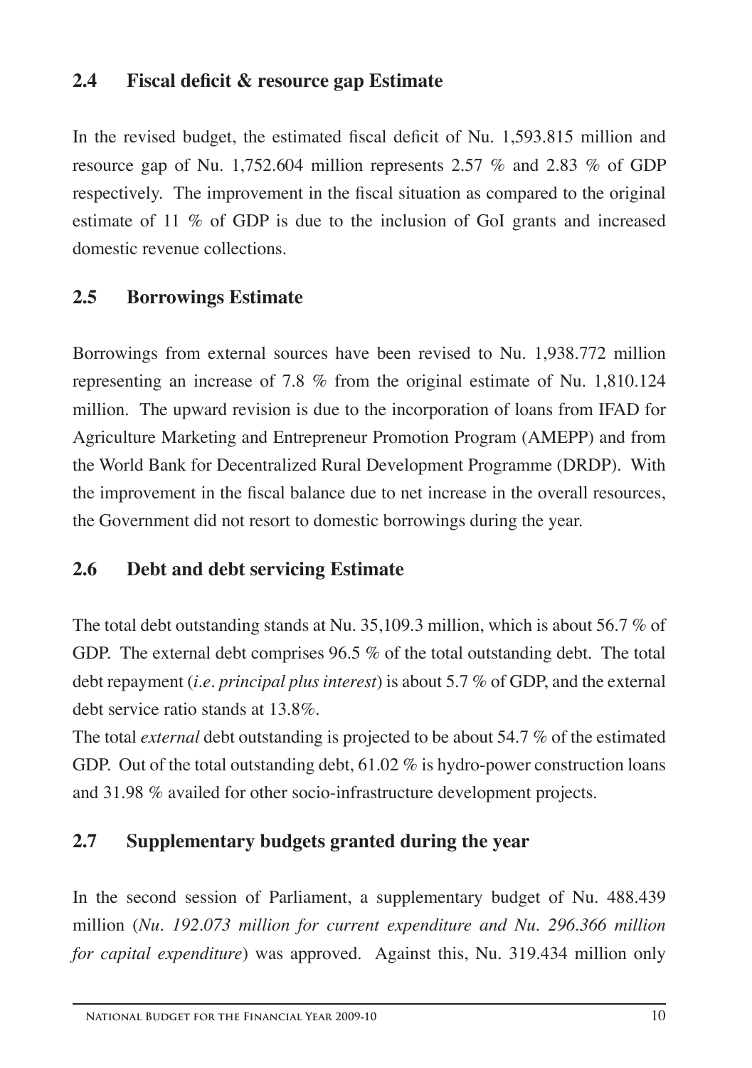## 2.4 Fiscal deficit & resource gap Estimate

In the revised budget, the estimated fiscal deficit of Nu. 1,593.815 million and resource gap of Nu. 1,752.604 million represents 2.57 % and 2.83 % of GDP respectively. The improvement in the fiscal situation as compared to the original estimate of 11 % of GDP is due to the inclusion of GoI grants and increased domestic revenue collections.

## 2.5 Borrowings Estimate

Borrowings from external sources have been revised to Nu. 1,938.772 million representing an increase of 7.8 % from the original estimate of Nu. 1,810.124 million. The upward revision is due to the incorporation of loans from IFAD for Agriculture Marketing and Entrepreneur Promotion Program (AMEPP) and from the World Bank for Decentralized Rural Development Programme (DRDP). With the improvement in the fiscal balance due to net increase in the overall resources, the Government did not resort to domestic borrowings during the year.

## 2.6 Debt and debt servicing Estimate

The total debt outstanding stands at Nu. 35,109.3 million, which is about 56.7 % of GDP. The external debt comprises 96.5 % of the total outstanding debt. The total debt repayment (*i.e. principal plus interest*) is about 5.7 % of GDP, and the external debt service ratio stands at 13.8%.

The total *external* debt outstanding is projected to be about 54.7 % of the estimated GDP. Out of the total outstanding debt, 61.02 % is hydro-power construction loans and 31.98 % availed for other socio-infrastructure development projects.

## 2.7 Supplementary budgets granted during the year

In the second session of Parliament, a supplementary budget of Nu. 488.439 million (*Nu. 192.073 million for current expenditure and Nu. 296.366 million for capital expenditure*) was approved. Against this, Nu. 319.434 million only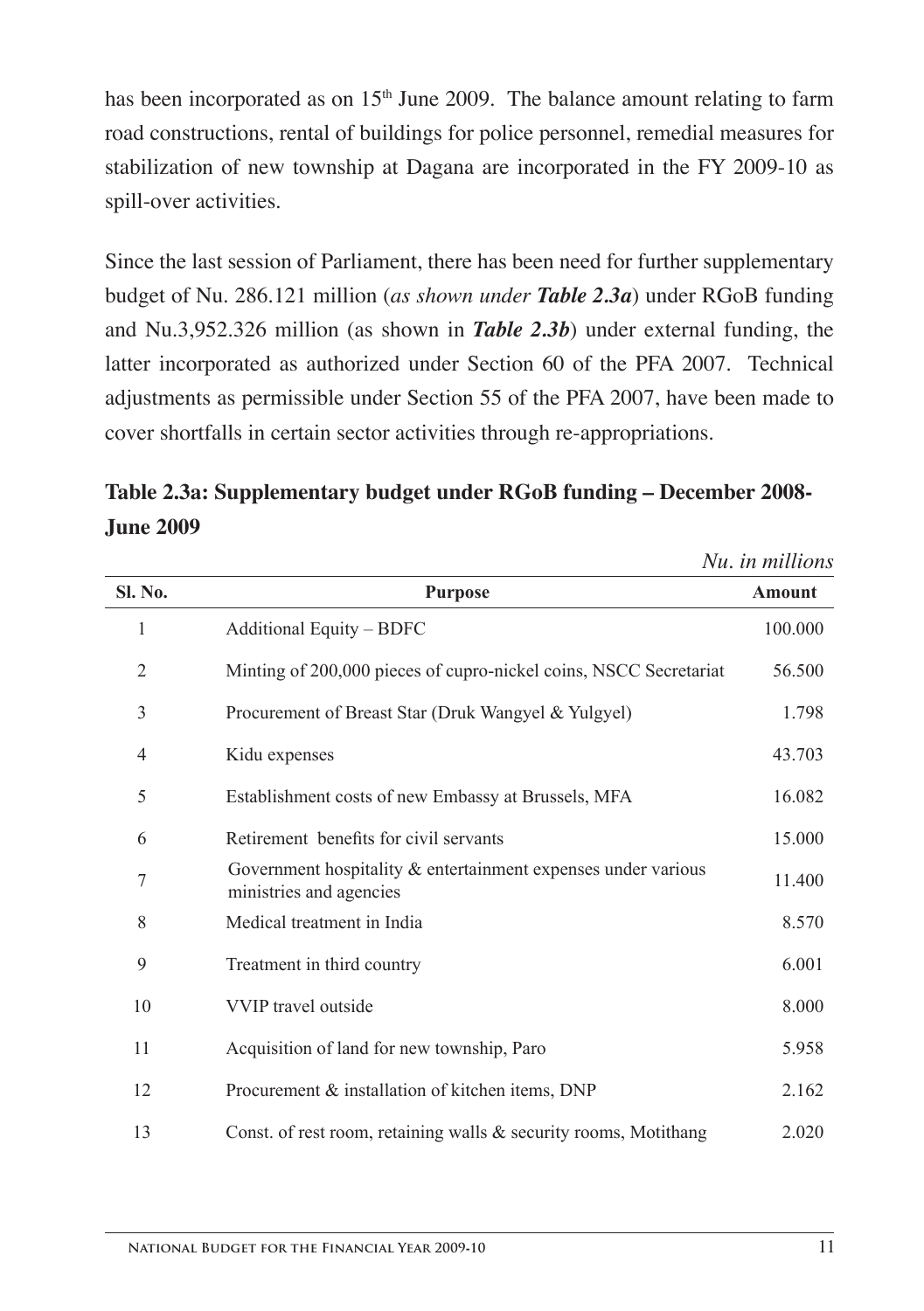has been incorporated as on 15th June 2009. The balance amount relating to farm road constructions, rental of buildings for police personnel, remedial measures for stabilization of new township at Dagana are incorporated in the FY 2009-10 as spill-over activities.

Since the last session of Parliament, there has been need for further supplementary budget of Nu. 286.121 million (*as shown under **Table 2.3a***) under RGoB funding and Nu.3,952.326 million (as shown in ***Table 2.3b***) under external funding, the latter incorporated as authorized under Section 60 of the PFA 2007. Technical adjustments as permissible under Section 55 of the PFA 2007, have been made to cover shortfalls in certain sector activities through re-appropriations.

**Table 2.3a: Supplementary budget under RGoB funding – December 2008-June 2009**

*Nu. in millions*

| Sl. No. | Purpose | Amount |
|---|---|---|
| 1 | Additional Equity – BDFC | 100.000 |
| 2 | Minting of 200,000 pieces of cupro-nickel coins, NSCC Secretariat | 56.500 |
| 3 | Procurement of Breast Star (Druk Wangyel & Yulgyel) | 1.798 |
| 4 | Kidu expenses | 43.703 |
| 5 | Establishment costs of new Embassy at Brussels, MFA | 16.082 |
| 6 | Retirement benefits for civil servants | 15.000 |
| 7 | Government hospitality & entertainment expenses under various ministries and agencies | 11.400 |
| 8 | Medical treatment in India | 8.570 |
| 9 | Treatment in third country | 6.001 |
| 10 | VVIP travel outside | 8.000 |
| 11 | Acquisition of land for new township, Paro | 5.958 |
| 12 | Procurement & installation of kitchen items, DNP | 2.162 |
| 13 | Const. of rest room, retaining walls & security rooms, Motithang | 2.020 |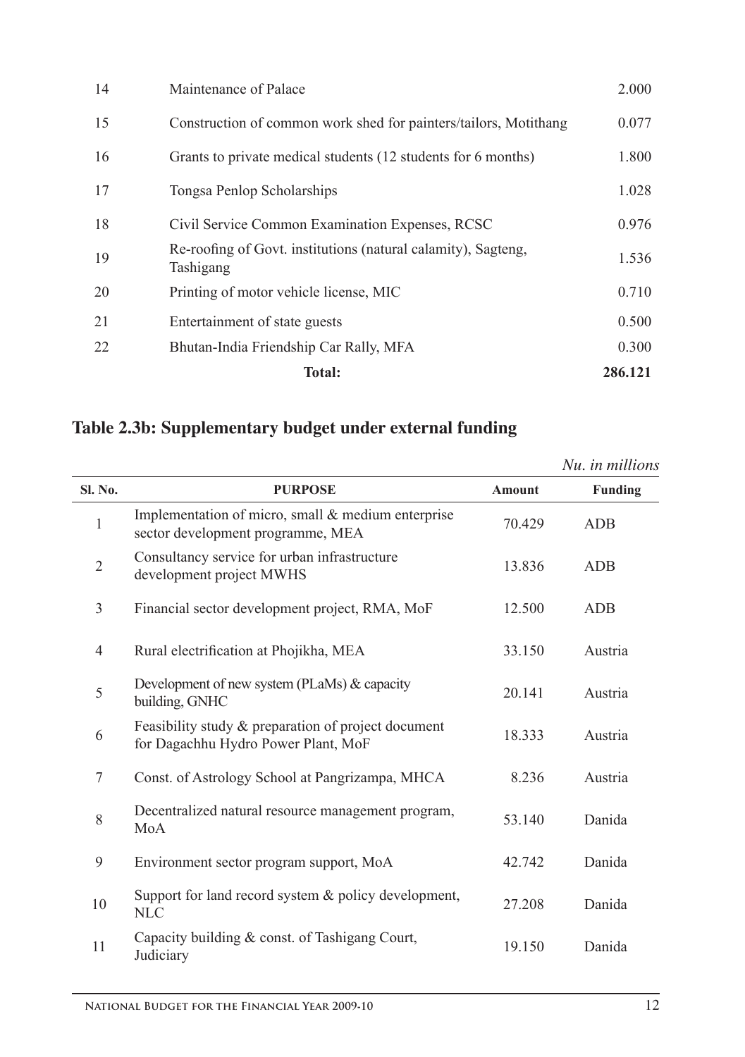| | | |
|---|---|---|
| 14 | Maintenance of Palace | 2.000 |
| 15 | Construction of common work shed for painters/tailors, Motithang | 0.077 |
| 16 | Grants to private medical students (12 students for 6 months) | 1.800 |
| 17 | Tongsa Penlop Scholarships | 1.028 |
| 18 | Civil Service Common Examination Expenses, RCSC | 0.976 |
| 19 | Re-roofing of Govt. institutions (natural calamity), Sagteng, Tashigang | 1.536 |
| 20 | Printing of motor vehicle license, MIC | 0.710 |
| 21 | Entertainment of state guests | 0.500 |
| 22 | Bhutan-India Friendship Car Rally, MFA | 0.300 |
| | **Total:** | **286.121** |

## Table 2.3b: Supplementary budget under external funding

*Nu. in millions*

| Sl. No. | PURPOSE | Amount | Funding |
|---|---|---|---|
| 1 | Implementation of micro, small & medium enterprise sector development programme, MEA | 70.429 | ADB |
| 2 | Consultancy service for urban infrastructure development project MWHS | 13.836 | ADB |
| 3 | Financial sector development project, RMA, MoF | 12.500 | ADB |
| 4 | Rural electrification at Phojikha, MEA | 33.150 | Austria |
| 5 | Development of new system (PLaMs) & capacity building, GNHC | 20.141 | Austria |
| 6 | Feasibility study & preparation of project document for Dagachhu Hydro Power Plant, MoF | 18.333 | Austria |
| 7 | Const. of Astrology School at Pangrizampa, MHCA | 8.236 | Austria |
| 8 | Decentralized natural resource management program, MoA | 53.140 | Danida |
| 9 | Environment sector program support, MoA | 42.742 | Danida |
| 10 | Support for land record system & policy development, NLC | 27.208 | Danida |
| 11 | Capacity building & const. of Tashigang Court, Judiciary | 19.150 | Danida |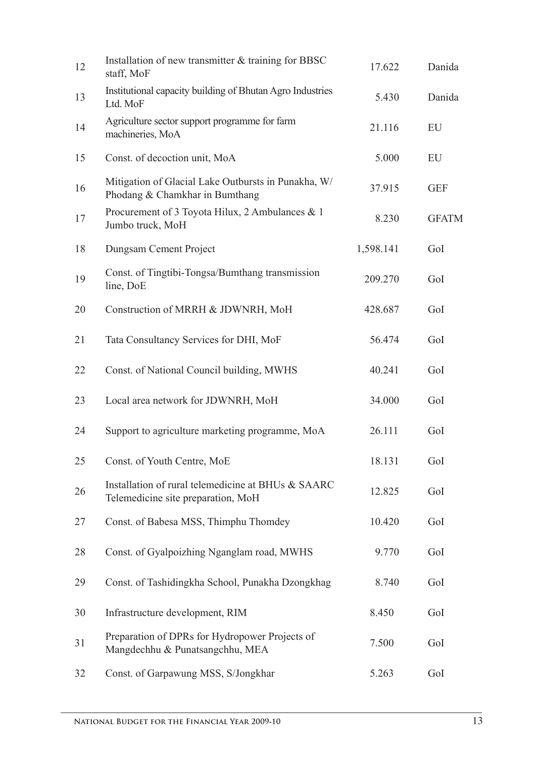| | | | |
|---|---|---|---|
| 12 | Installation of new transmitter & training for BBSC staff, MoF | 17.622 | Danida |
| 13 | Institutional capacity building of Bhutan Agro Industries Ltd. MoF | 5.430 | Danida |
| 14 | Agriculture sector support programme for farm machineries, MoA | 21.116 | EU |
| 15 | Const. of decoction unit, MoA | 5.000 | EU |
| 16 | Mitigation of Glacial Lake Outbursts in Punakha, W/Phodang & Chamkhar in Bumthang | 37.915 | GEF |
| 17 | Procurement of 3 Toyota Hilux, 2 Ambulances & 1 Jumbo truck, MoH | 8.230 | GFATM |
| 18 | Dungsam Cement Project | 1,598.141 | GoI |
| 19 | Const. of Tingtibi-Tongsa/Bumthang transmission line, DoE | 209.270 | GoI |
| 20 | Construction of MRRH & JDWNRH, MoH | 428.687 | GoI |
| 21 | Tata Consultancy Services for DHI, MoF | 56.474 | GoI |
| 22 | Const. of National Council building, MWHS | 40.241 | GoI |
| 23 | Local area network for JDWNRH, MoH | 34.000 | GoI |
| 24 | Support to agriculture marketing programme, MoA | 26.111 | GoI |
| 25 | Const. of Youth Centre, MoE | 18.131 | GoI |
| 26 | Installation of rural telemedicine at BHUs & SAARC Telemedicine site preparation, MoH | 12.825 | GoI |
| 27 | Const. of Babesa MSS, Thimphu Thomdey | 10.420 | GoI |
| 28 | Const. of Gyalpoizhing Nganglam road, MWHS | 9.770 | GoI |
| 29 | Const. of Tashidingkha School, Punakha Dzongkhag | 8.740 | GoI |
| 30 | Infrastructure development, RIM | 8.450 | GoI |
| 31 | Preparation of DPRs for Hydropower Projects of Mangdechhu & Punatsangchhu, MEA | 7.500 | GoI |
| 32 | Const. of Garpawung MSS, S/Jongkhar | 5.263 | GoI |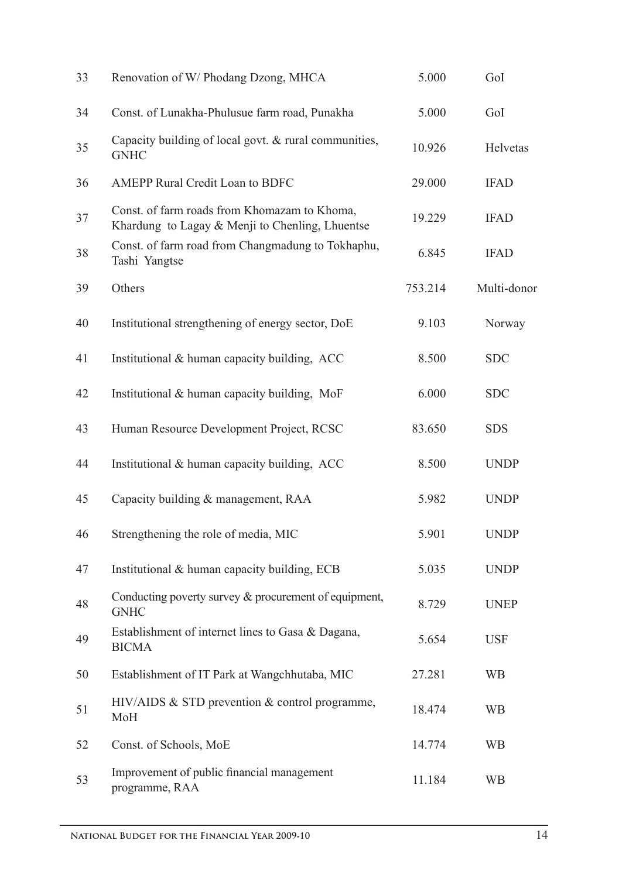| | | | |
|---|---|---|---|
| 33 | Renovation of W/ Phodang Dzong, MHCA | 5.000 | GoI |
| 34 | Const. of Lunakha-Phulusue farm road, Punakha | 5.000 | GoI |
| 35 | Capacity building of local govt. & rural communities, GNHC | 10.926 | Helvetas |
| 36 | AMEPP Rural Credit Loan to BDFC | 29.000 | IFAD |
| 37 | Const. of farm roads from Khomazam to Khoma, Khardung to Lagay & Menji to Chenling, Lhuentse | 19.229 | IFAD |
| 38 | Const. of farm road from Changmadung to Tokhaphu, Tashi Yangtse | 6.845 | IFAD |
| 39 | Others | 753.214 | Multi-donor |
| 40 | Institutional strengthening of energy sector, DoE | 9.103 | Norway |
| 41 | Institutional & human capacity building, ACC | 8.500 | SDC |
| 42 | Institutional & human capacity building, MoF | 6.000 | SDC |
| 43 | Human Resource Development Project, RCSC | 83.650 | SDS |
| 44 | Institutional & human capacity building, ACC | 8.500 | UNDP |
| 45 | Capacity building & management, RAA | 5.982 | UNDP |
| 46 | Strengthening the role of media, MIC | 5.901 | UNDP |
| 47 | Institutional & human capacity building, ECB | 5.035 | UNDP |
| 48 | Conducting poverty survey & procurement of equipment, GNHC | 8.729 | UNEP |
| 49 | Establishment of internet lines to Gasa & Dagana, BICMA | 5.654 | USF |
| 50 | Establishment of IT Park at Wangchhutaba, MIC | 27.281 | WB |
| 51 | HIV/AIDS & STD prevention & control programme, MoH | 18.474 | WB |
| 52 | Const. of Schools, MoE | 14.774 | WB |
| 53 | Improvement of public financial management programme, RAA | 11.184 | WB |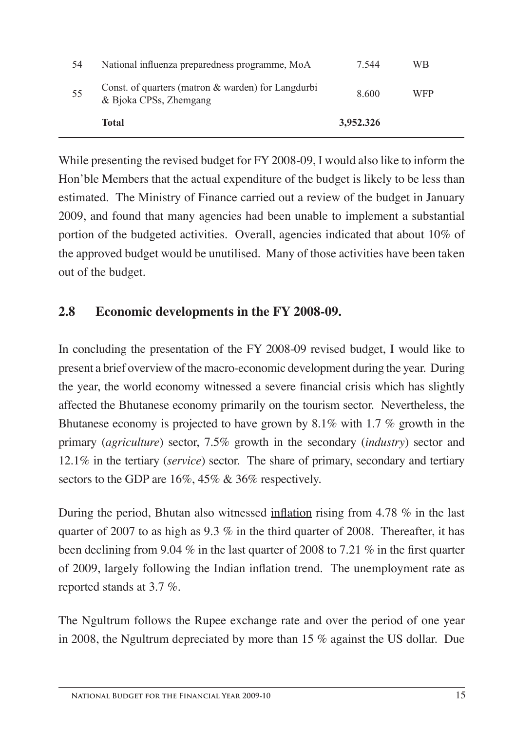| | | | |
|---|---|---|---|
| 54 | National influenza preparedness programme, MoA | 7.544 | WB |
| 55 | Const. of quarters (matron & warden) for Langdurbi & Bjoka CPSs, Zhemgang | 8.600 | WFP |
| | **Total** | **3,952.326** | |

While presenting the revised budget for FY 2008-09, I would also like to inform the Hon'ble Members that the actual expenditure of the budget is likely to be less than estimated. The Ministry of Finance carried out a review of the budget in January 2009, and found that many agencies had been unable to implement a substantial portion of the budgeted activities. Overall, agencies indicated that about 10% of the approved budget would be unutilised. Many of those activities have been taken out of the budget.

## 2.8 Economic developments in the FY 2008-09.

In concluding the presentation of the FY 2008-09 revised budget, I would like to present a brief overview of the macro-economic development during the year. During the year, the world economy witnessed a severe financial crisis which has slightly affected the Bhutanese economy primarily on the tourism sector. Nevertheless, the Bhutanese economy is projected to have grown by 8.1% with 1.7 % growth in the primary (*agriculture*) sector, 7.5% growth in the secondary (*industry*) sector and 12.1% in the tertiary (*service*) sector. The share of primary, secondary and tertiary sectors to the GDP are 16%, 45% & 36% respectively.

During the period, Bhutan also witnessed inflation rising from 4.78 % in the last quarter of 2007 to as high as 9.3 % in the third quarter of 2008. Thereafter, it has been declining from 9.04 % in the last quarter of 2008 to 7.21 % in the first quarter of 2009, largely following the Indian inflation trend. The unemployment rate as reported stands at 3.7 %.

The Ngultrum follows the Rupee exchange rate and over the period of one year in 2008, the Ngultrum depreciated by more than 15 % against the US dollar. Due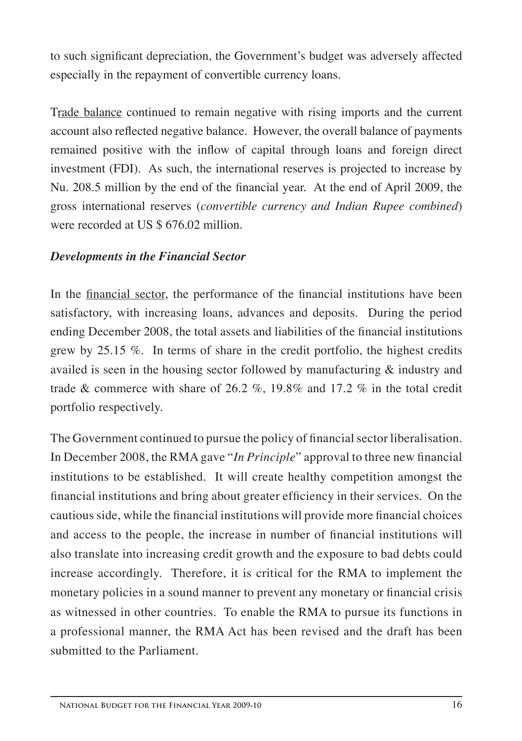to such significant depreciation, the Government's budget was adversely affected especially in the repayment of convertible currency loans.

Trade balance continued to remain negative with rising imports and the current account also reflected negative balance. However, the overall balance of payments remained positive with the inflow of capital through loans and foreign direct investment (FDI). As such, the international reserves is projected to increase by Nu. 208.5 million by the end of the financial year. At the end of April 2009, the gross international reserves (*convertible currency and Indian Rupee combined*) were recorded at US $ 676.02 million.

***Developments in the Financial Sector***

In the financial sector, the performance of the financial institutions have been satisfactory, with increasing loans, advances and deposits. During the period ending December 2008, the total assets and liabilities of the financial institutions grew by 25.15 %. In terms of share in the credit portfolio, the highest credits availed is seen in the housing sector followed by manufacturing & industry and trade & commerce with share of 26.2 %, 19.8% and 17.2 % in the total credit portfolio respectively.

The Government continued to pursue the policy of financial sector liberalisation. In December 2008, the RMA gave "*In Principle*" approval to three new financial institutions to be established. It will create healthy competition amongst the financial institutions and bring about greater efficiency in their services. On the cautious side, while the financial institutions will provide more financial choices and access to the people, the increase in number of financial institutions will also translate into increasing credit growth and the exposure to bad debts could increase accordingly. Therefore, it is critical for the RMA to implement the monetary policies in a sound manner to prevent any monetary or financial crisis as witnessed in other countries. To enable the RMA to pursue its functions in a professional manner, the RMA Act has been revised and the draft has been submitted to the Parliament.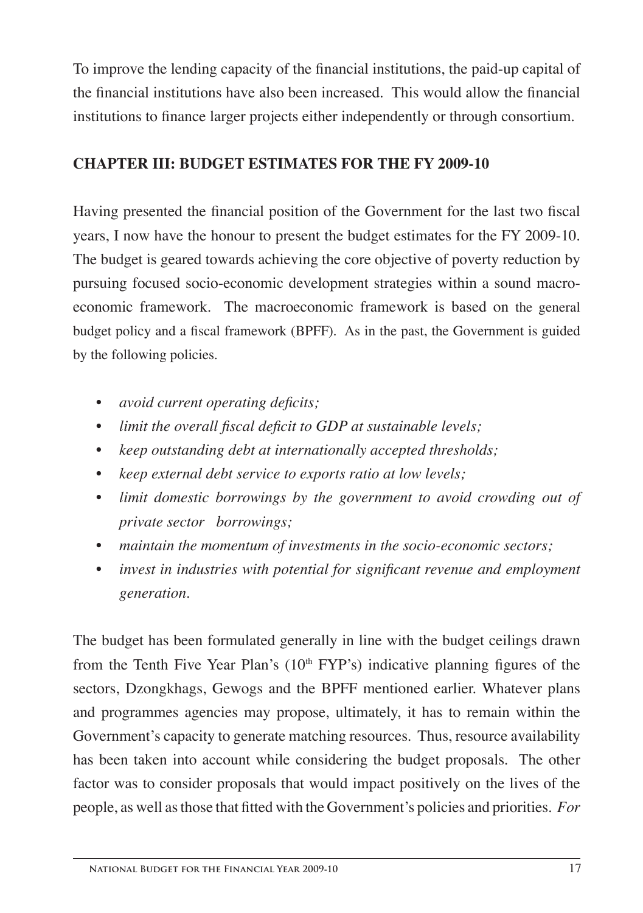To improve the lending capacity of the financial institutions, the paid-up capital of the financial institutions have also been increased. This would allow the financial institutions to finance larger projects either independently or through consortium.

## CHAPTER III: BUDGET ESTIMATES FOR THE FY 2009-10

Having presented the financial position of the Government for the last two fiscal years, I now have the honour to present the budget estimates for the FY 2009-10. The budget is geared towards achieving the core objective of poverty reduction by pursuing focused socio-economic development strategies within a sound macro-economic framework. The macroeconomic framework is based on the general budget policy and a fiscal framework (BPFF). As in the past, the Government is guided by the following policies.

- *avoid current operating deficits;*
- *limit the overall fiscal deficit to GDP at sustainable levels;*
- *keep outstanding debt at internationally accepted thresholds;*
- *keep external debt service to exports ratio at low levels;*
- *limit domestic borrowings by the government to avoid crowding out of private sector borrowings;*
- *maintain the momentum of investments in the socio-economic sectors;*
- *invest in industries with potential for significant revenue and employment generation.*

The budget has been formulated generally in line with the budget ceilings drawn from the Tenth Five Year Plan's (10th FYP's) indicative planning figures of the sectors, Dzongkhags, Gewogs and the BPFF mentioned earlier. Whatever plans and programmes agencies may propose, ultimately, it has to remain within the Government's capacity to generate matching resources. Thus, resource availability has been taken into account while considering the budget proposals. The other factor was to consider proposals that would impact positively on the lives of the people, as well as those that fitted with the Government's policies and priorities. *For*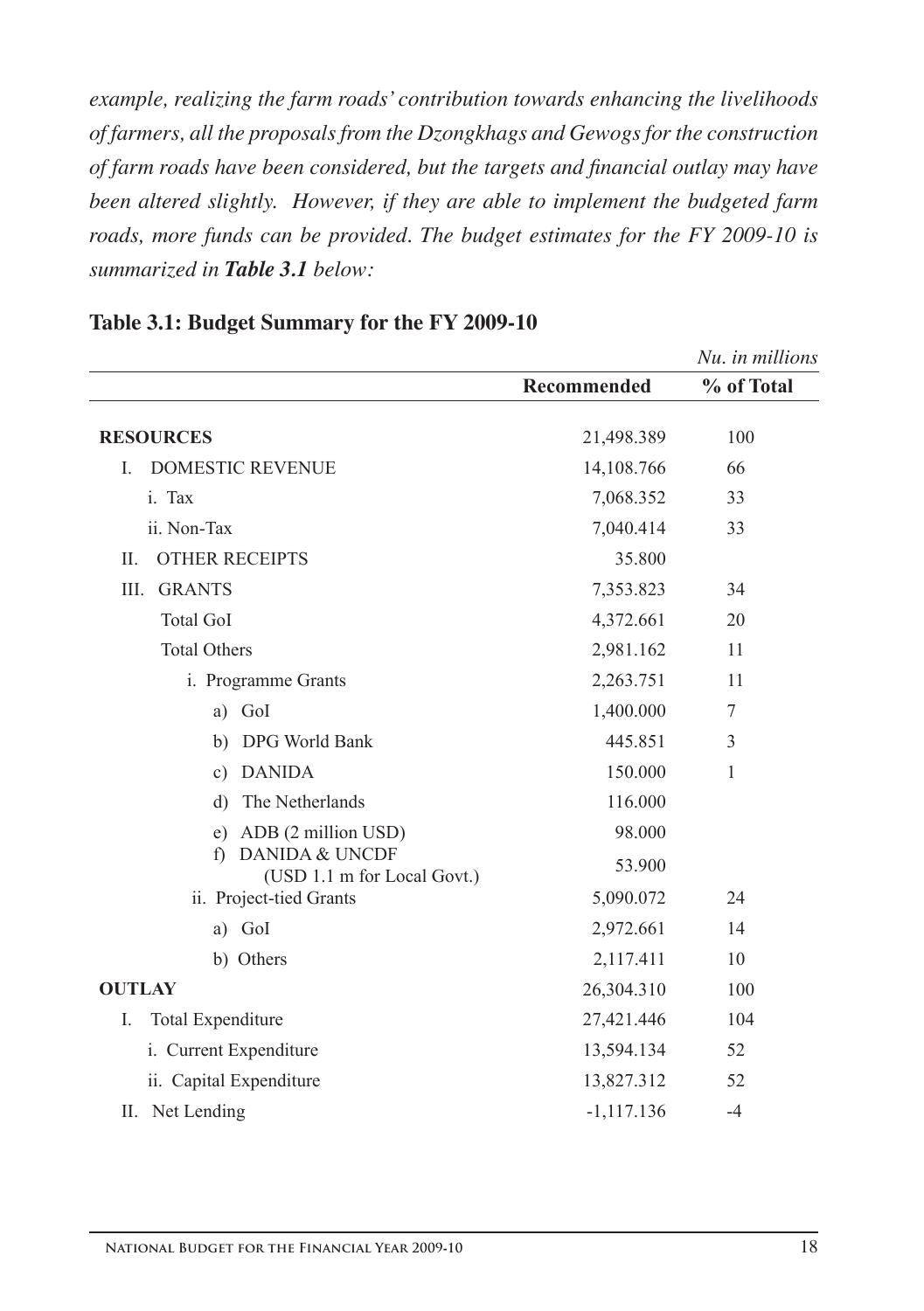*example, realizing the farm roads' contribution towards enhancing the livelihoods of farmers, all the proposals from the Dzongkhags and Gewogs for the construction of farm roads have been considered, but the targets and financial outlay may have been altered slightly. However, if they are able to implement the budgeted farm roads, more funds can be provided. The budget estimates for the FY 2009-10 is summarized in* ***Table 3.1*** *below:*

**Table 3.1: Budget Summary for the FY 2009-10**

*Nu. in millions*

| | Recommended | % of Total |
|---|---|---|
| **RESOURCES** | 21,498.389 | 100 |
| I. DOMESTIC REVENUE | 14,108.766 | 66 |
| i. Tax | 7,068.352 | 33 |
| ii. Non-Tax | 7,040.414 | 33 |
| II. OTHER RECEIPTS | 35.800 | |
| III. GRANTS | 7,353.823 | 34 |
| Total GoI | 4,372.661 | 20 |
| Total Others | 2,981.162 | 11 |
| i. Programme Grants | 2,263.751 | 11 |
| a) GoI | 1,400.000 | 7 |
| b) DPG World Bank | 445.851 | 3 |
| c) DANIDA | 150.000 | 1 |
| d) The Netherlands | 116.000 | |
| e) ADB (2 million USD) | 98.000 | |
| f) DANIDA & UNCDF (USD 1.1 m for Local Govt.) | 53.900 | |
| ii. Project-tied Grants | 5,090.072 | 24 |
| a) GoI | 2,972.661 | 14 |
| b) Others | 2,117.411 | 10 |
| **OUTLAY** | 26,304.310 | 100 |
| I. Total Expenditure | 27,421.446 | 104 |
| i. Current Expenditure | 13,594.134 | 52 |
| ii. Capital Expenditure | 13,827.312 | 52 |
| II. Net Lending | -1,117.136 | -4 |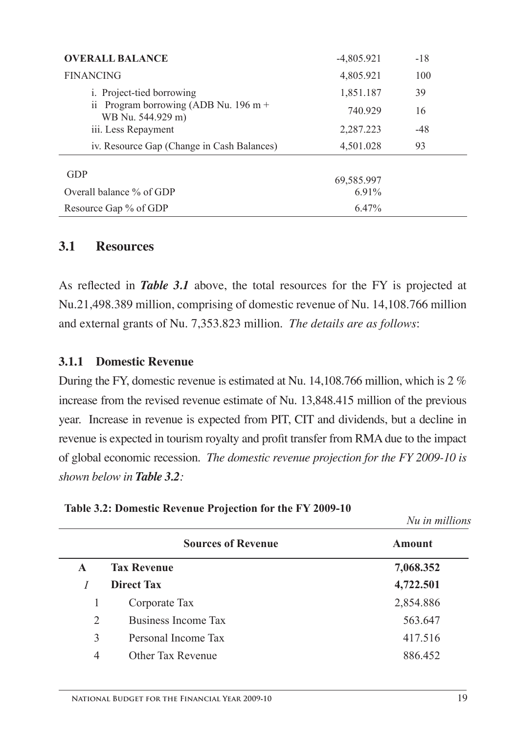| | | |
|---|---|---|
| **OVERALL BALANCE** | -4,805.921 | -18 |
| FINANCING | 4,805.921 | 100 |
| i. Project-tied borrowing | 1,851.187 | 39 |
| ii Program borrowing (ADB Nu. 196 m + WB Nu. 544.929 m) | 740.929 | 16 |
| iii. Less Repayment | 2,287.223 | -48 |
| iv. Resource Gap (Change in Cash Balances) | 4,501.028 | 93 |
| GDP | 69,585.997 | |
| Overall balance % of GDP | 6.91% | |
| Resource Gap % of GDP | 6.47% | |

## 3.1 Resources

As reflected in ***Table 3.1*** above, the total resources for the FY is projected at Nu.21,498.389 million, comprising of domestic revenue of Nu. 14,108.766 million and external grants of Nu. 7,353.823 million. *The details are as follows*:

### 3.1.1 Domestic Revenue

During the FY, domestic revenue is estimated at Nu. 14,108.766 million, which is 2 % increase from the revised revenue estimate of Nu. 13,848.415 million of the previous year. Increase in revenue is expected from PIT, CIT and dividends, but a decline in revenue is expected in tourism royalty and profit transfer from RMA due to the impact of global economic recession. *The domestic revenue projection for the FY 2009-10 is shown below in* ***Table 3.2****:*

**Table 3.2: Domestic Revenue Projection for the FY 2009-10**

*Nu in millions*

| | Sources of Revenue | Amount |
|---|---|---|
| **A** | **Tax Revenue** | **7,068.352** |
| *I* | **Direct Tax** | **4,722.501** |
| 1 | Corporate Tax | 2,854.886 |
| 2 | Business Income Tax | 563.647 |
| 3 | Personal Income Tax | 417.516 |
| 4 | Other Tax Revenue | 886.452 |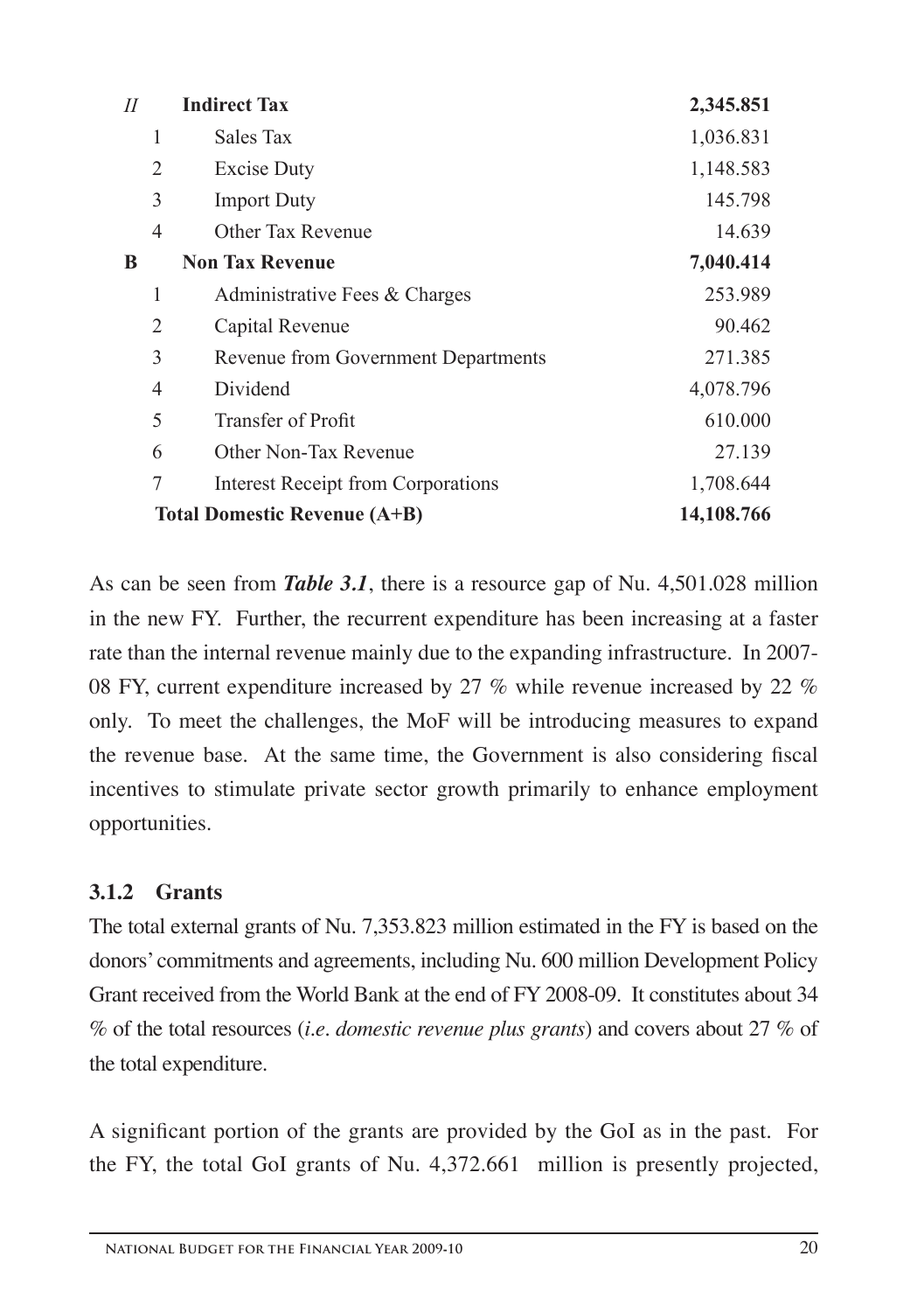| | | |
|---|---|---|
| *II* | **Indirect Tax** | **2,345.851** |
| 1 | Sales Tax | 1,036.831 |
| 2 | Excise Duty | 1,148.583 |
| 3 | Import Duty | 145.798 |
| 4 | Other Tax Revenue | 14.639 |
| **B** | **Non Tax Revenue** | **7,040.414** |
| 1 | Administrative Fees & Charges | 253.989 |
| 2 | Capital Revenue | 90.462 |
| 3 | Revenue from Government Departments | 271.385 |
| 4 | Dividend | 4,078.796 |
| 5 | Transfer of Profit | 610.000 |
| 6 | Other Non-Tax Revenue | 27.139 |
| 7 | Interest Receipt from Corporations | 1,708.644 |
| | **Total Domestic Revenue (A+B)** | **14,108.766** |

As can be seen from ***Table 3.1***, there is a resource gap of Nu. 4,501.028 million in the new FY. Further, the recurrent expenditure has been increasing at a faster rate than the internal revenue mainly due to the expanding infrastructure. In 2007-08 FY, current expenditure increased by 27 % while revenue increased by 22 % only. To meet the challenges, the MoF will be introducing measures to expand the revenue base. At the same time, the Government is also considering fiscal incentives to stimulate private sector growth primarily to enhance employment opportunities.

### 3.1.2 Grants

The total external grants of Nu. 7,353.823 million estimated in the FY is based on the donors' commitments and agreements, including Nu. 600 million Development Policy Grant received from the World Bank at the end of FY 2008-09. It constitutes about 34 % of the total resources (*i.e. domestic revenue plus grants*) and covers about 27 % of the total expenditure.

A significant portion of the grants are provided by the GoI as in the past. For the FY, the total GoI grants of Nu. 4,372.661 million is presently projected,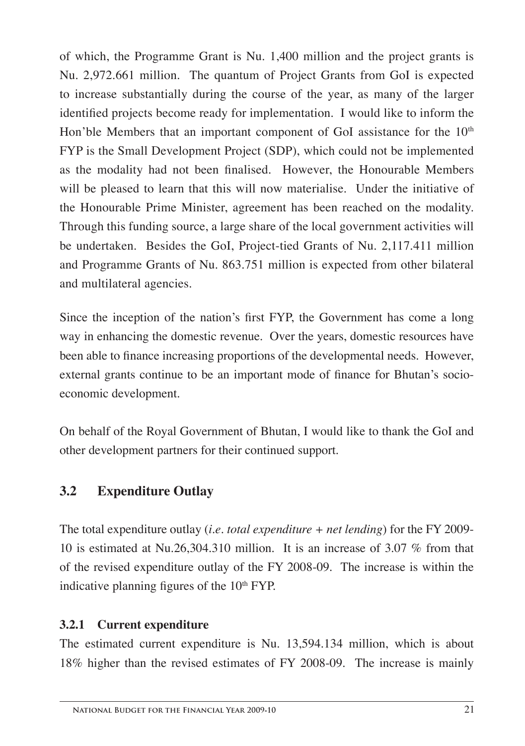of which, the Programme Grant is Nu. 1,400 million and the project grants is Nu. 2,972.661 million. The quantum of Project Grants from GoI is expected to increase substantially during the course of the year, as many of the larger identified projects become ready for implementation. I would like to inform the Hon'ble Members that an important component of GoI assistance for the 10th FYP is the Small Development Project (SDP), which could not be implemented as the modality had not been finalised. However, the Honourable Members will be pleased to learn that this will now materialise. Under the initiative of the Honourable Prime Minister, agreement has been reached on the modality. Through this funding source, a large share of the local government activities will be undertaken. Besides the GoI, Project-tied Grants of Nu. 2,117.411 million and Programme Grants of Nu. 863.751 million is expected from other bilateral and multilateral agencies.

Since the inception of the nation's first FYP, the Government has come a long way in enhancing the domestic revenue. Over the years, domestic resources have been able to finance increasing proportions of the developmental needs. However, external grants continue to be an important mode of finance for Bhutan's socio-economic development.

On behalf of the Royal Government of Bhutan, I would like to thank the GoI and other development partners for their continued support.

## 3.2 Expenditure Outlay

The total expenditure outlay (*i.e. total expenditure + net lending*) for the FY 2009-10 is estimated at Nu.26,304.310 million. It is an increase of 3.07 % from that of the revised expenditure outlay of the FY 2008-09. The increase is within the indicative planning figures of the 10th FYP.

### 3.2.1 Current expenditure

The estimated current expenditure is Nu. 13,594.134 million, which is about 18% higher than the revised estimates of FY 2008-09. The increase is mainly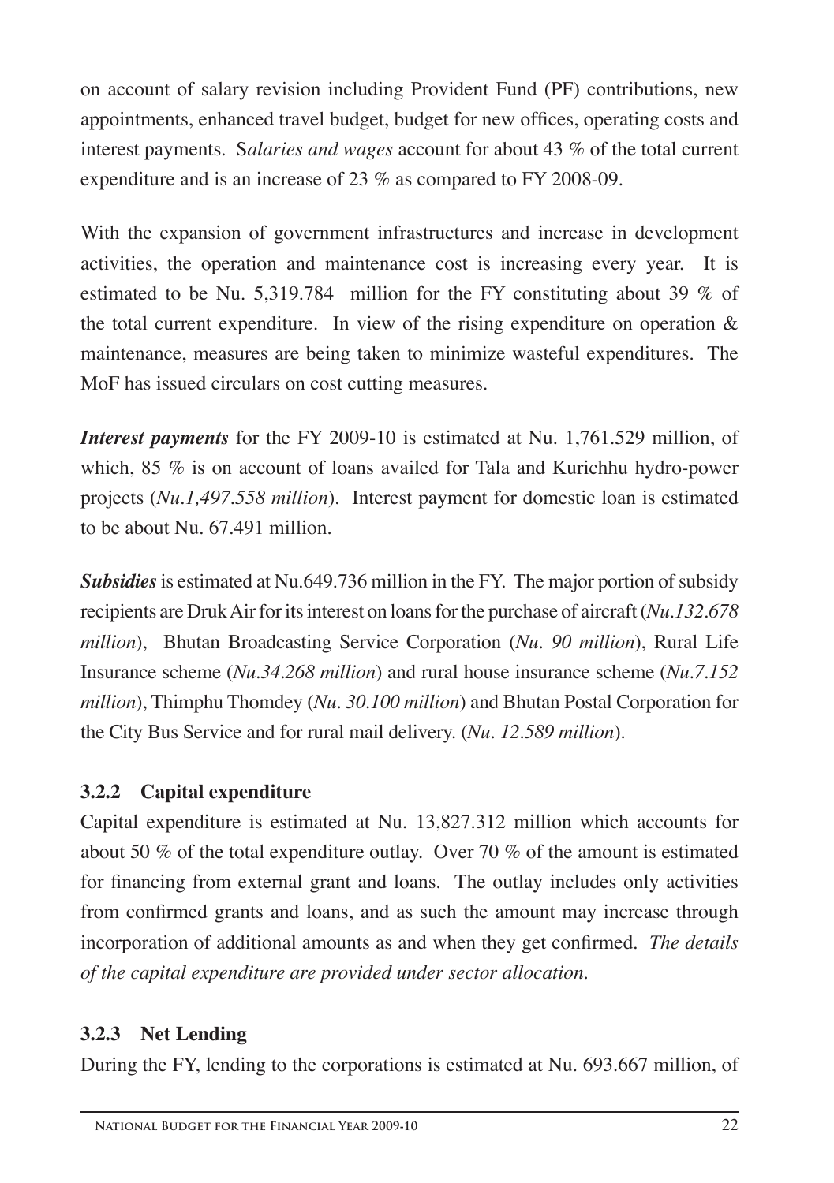on account of salary revision including Provident Fund (PF) contributions, new appointments, enhanced travel budget, budget for new offices, operating costs and interest payments. S*alaries and wages* account for about 43 % of the total current expenditure and is an increase of 23 % as compared to FY 2008-09.

With the expansion of government infrastructures and increase in development activities, the operation and maintenance cost is increasing every year. It is estimated to be Nu. 5,319.784 million for the FY constituting about 39 % of the total current expenditure. In view of the rising expenditure on operation & maintenance, measures are being taken to minimize wasteful expenditures. The MoF has issued circulars on cost cutting measures.

***Interest payments*** for the FY 2009-10 is estimated at Nu. 1,761.529 million, of which, 85 % is on account of loans availed for Tala and Kurichhu hydro-power projects (*Nu.1,497.558 million*). Interest payment for domestic loan is estimated to be about Nu. 67.491 million.

***Subsidies*** is estimated at Nu.649.736 million in the FY. The major portion of subsidy recipients are Druk Air for its interest on loans for the purchase of aircraft (*Nu.132.678 million*), Bhutan Broadcasting Service Corporation (*Nu. 90 million*), Rural Life Insurance scheme (*Nu.34.268 million*) and rural house insurance scheme (*Nu.7.152 million*), Thimphu Thomdey (*Nu. 30.100 million*) and Bhutan Postal Corporation for the City Bus Service and for rural mail delivery. (*Nu. 12.589 million*).

### 3.2.2 Capital expenditure

Capital expenditure is estimated at Nu. 13,827.312 million which accounts for about 50 % of the total expenditure outlay. Over 70 % of the amount is estimated for financing from external grant and loans. The outlay includes only activities from confirmed grants and loans, and as such the amount may increase through incorporation of additional amounts as and when they get confirmed. *The details of the capital expenditure are provided under sector allocation.*

### 3.2.3 Net Lending

During the FY, lending to the corporations is estimated at Nu. 693.667 million, of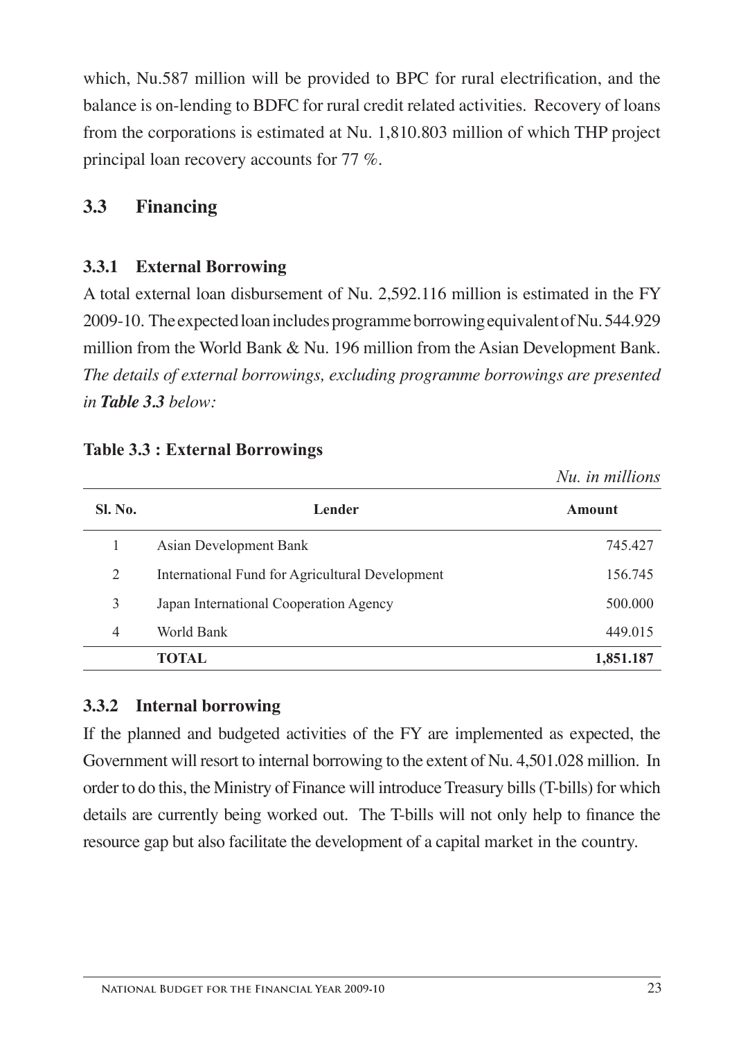which, Nu.587 million will be provided to BPC for rural electrification, and the balance is on-lending to BDFC for rural credit related activities. Recovery of loans from the corporations is estimated at Nu. 1,810.803 million of which THP project principal loan recovery accounts for 77 %.

## 3.3 Financing

### 3.3.1 External Borrowing

A total external loan disbursement of Nu. 2,592.116 million is estimated in the FY 2009-10. The expected loan includes programme borrowing equivalent of Nu. 544.929 million from the World Bank & Nu. 196 million from the Asian Development Bank. *The details of external borrowings, excluding programme borrowings are presented in **Table 3.3** below:*

**Table 3.3 : External Borrowings**

*Nu. in millions*

| Sl. No. | Lender | Amount |
|---|---|---|
| 1 | Asian Development Bank | 745.427 |
| 2 | International Fund for Agricultural Development | 156.745 |
| 3 | Japan International Cooperation Agency | 500.000 |
| 4 | World Bank | 449.015 |
| | **TOTAL** | **1,851.187** |

### 3.3.2 Internal borrowing

If the planned and budgeted activities of the FY are implemented as expected, the Government will resort to internal borrowing to the extent of Nu. 4,501.028 million. In order to do this, the Ministry of Finance will introduce Treasury bills (T-bills) for which details are currently being worked out. The T-bills will not only help to finance the resource gap but also facilitate the development of a capital market in the country.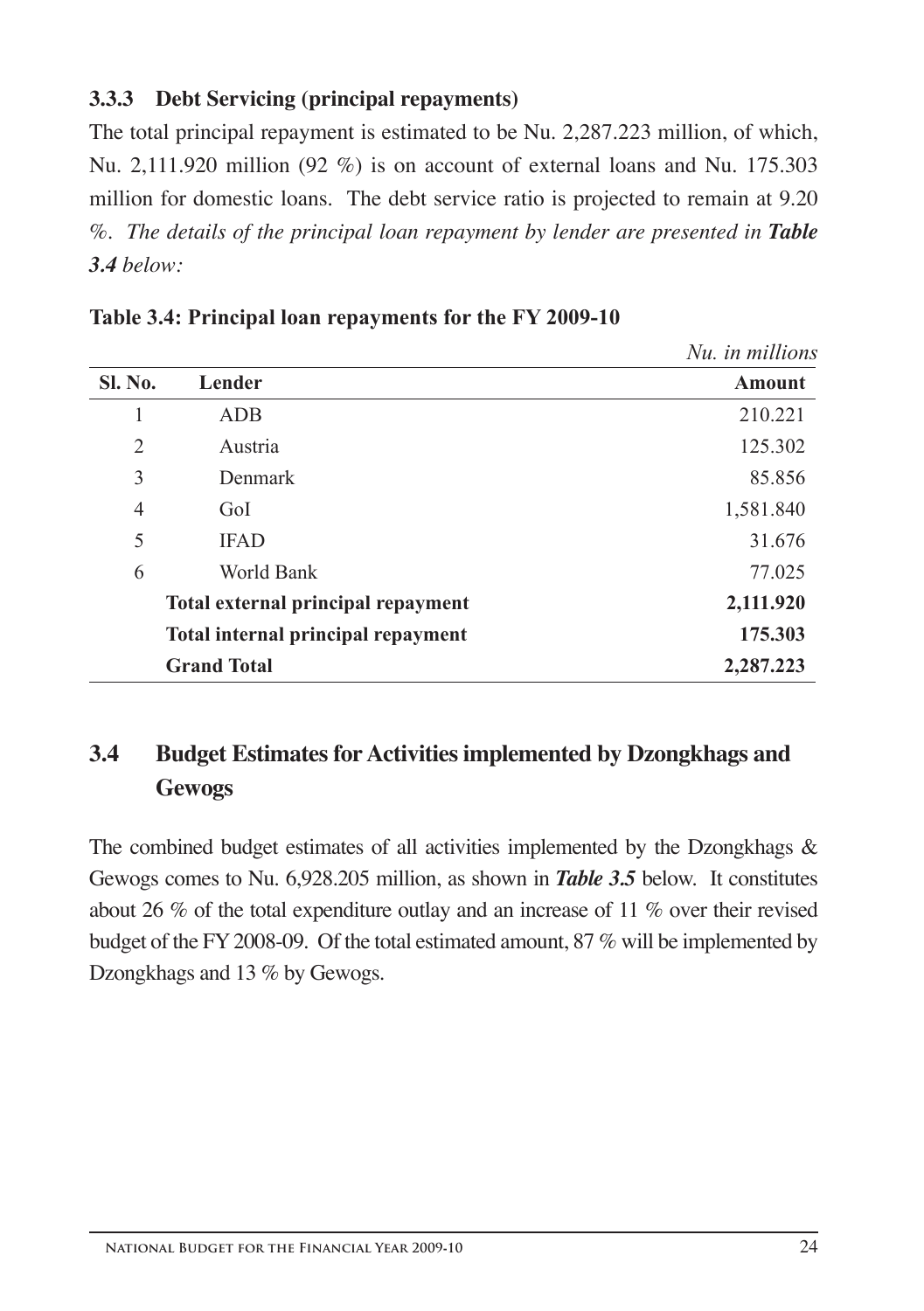### 3.3.3 Debt Servicing (principal repayments)

The total principal repayment is estimated to be Nu. 2,287.223 million, of which, Nu. 2,111.920 million (92 %) is on account of external loans and Nu. 175.303 million for domestic loans. The debt service ratio is projected to remain at 9.20 %. *The details of the principal loan repayment by lender are presented in **Table 3.4** below:*

**Table 3.4: Principal loan repayments for the FY 2009-10**

*Nu. in millions*

| Sl. No. | Lender | Amount |
|---|---|---|
| 1 | ADB | 210.221 |
| 2 | Austria | 125.302 |
| 3 | Denmark | 85.856 |
| 4 | GoI | 1,581.840 |
| 5 | IFAD | 31.676 |
| 6 | World Bank | 77.025 |
| | **Total external principal repayment** | **2,111.920** |
| | **Total internal principal repayment** | **175.303** |
| | **Grand Total** | **2,287.223** |

## 3.4 Budget Estimates for Activities implemented by Dzongkhags and Gewogs

The combined budget estimates of all activities implemented by the Dzongkhags & Gewogs comes to Nu. 6,928.205 million, as shown in ***Table 3.5*** below. It constitutes about 26 % of the total expenditure outlay and an increase of 11 % over their revised budget of the FY 2008-09. Of the total estimated amount, 87 % will be implemented by Dzongkhags and 13 % by Gewogs.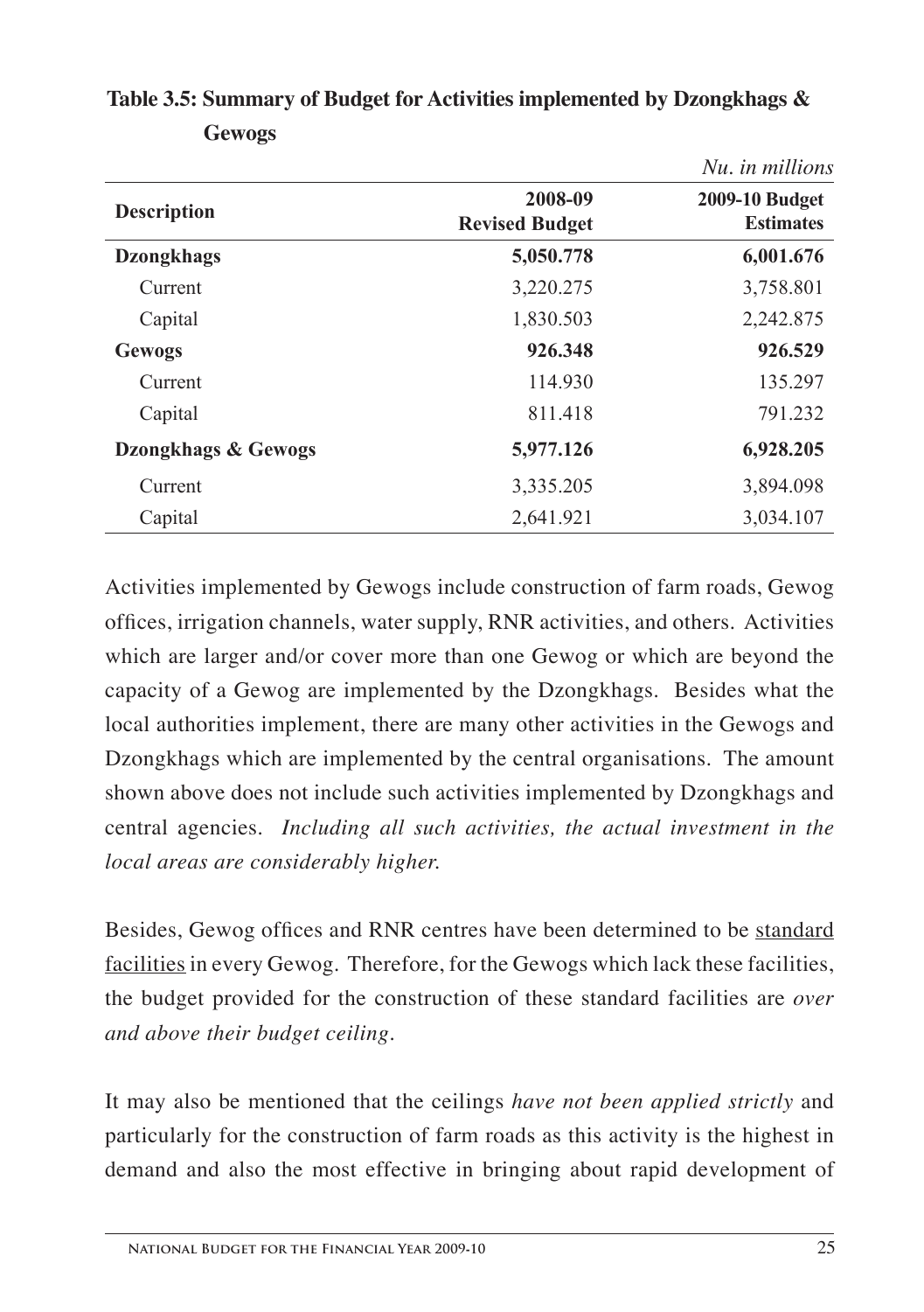**Table 3.5: Summary of Budget for Activities implemented by Dzongkhags & Gewogs**

*Nu. in millions*

| Description | 2008-09 Revised Budget | 2009-10 Budget Estimates |
|---|---|---|
| **Dzongkhags** | **5,050.778** | **6,001.676** |
| Current | 3,220.275 | 3,758.801 |
| Capital | 1,830.503 | 2,242.875 |
| **Gewogs** | **926.348** | **926.529** |
| Current | 114.930 | 135.297 |
| Capital | 811.418 | 791.232 |
| **Dzongkhags & Gewogs** | **5,977.126** | **6,928.205** |
| Current | 3,335.205 | 3,894.098 |
| Capital | 2,641.921 | 3,034.107 |

Activities implemented by Gewogs include construction of farm roads, Gewog offices, irrigation channels, water supply, RNR activities, and others. Activities which are larger and/or cover more than one Gewog or which are beyond the capacity of a Gewog are implemented by the Dzongkhags. Besides what the local authorities implement, there are many other activities in the Gewogs and Dzongkhags which are implemented by the central organisations. The amount shown above does not include such activities implemented by Dzongkhags and central agencies. *Including all such activities, the actual investment in the local areas are considerably higher.*

Besides, Gewog offices and RNR centres have been determined to be <u>standard facilities</u> in every Gewog. Therefore, for the Gewogs which lack these facilities, the budget provided for the construction of these standard facilities are *over and above their budget ceiling*.

It may also be mentioned that the ceilings *have not been applied strictly* and particularly for the construction of farm roads as this activity is the highest in demand and also the most effective in bringing about rapid development of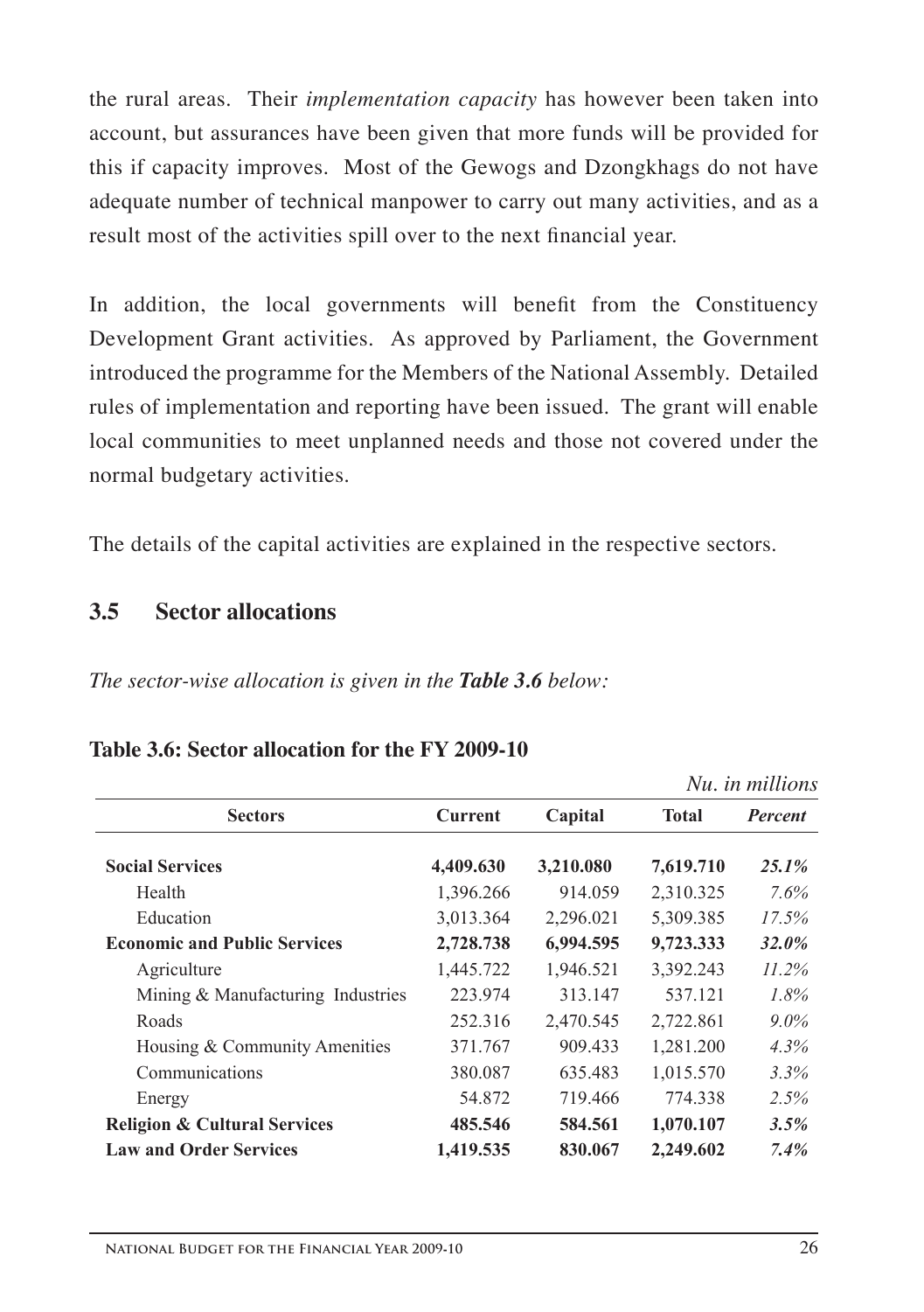the rural areas. Their *implementation capacity* has however been taken into account, but assurances have been given that more funds will be provided for this if capacity improves. Most of the Gewogs and Dzongkhags do not have adequate number of technical manpower to carry out many activities, and as a result most of the activities spill over to the next financial year.

In addition, the local governments will benefit from the Constituency Development Grant activities. As approved by Parliament, the Government introduced the programme for the Members of the National Assembly. Detailed rules of implementation and reporting have been issued. The grant will enable local communities to meet unplanned needs and those not covered under the normal budgetary activities.

The details of the capital activities are explained in the respective sectors.

## 3.5 Sector allocations

*The sector-wise allocation is given in the* ***Table 3.6*** *below:*

**Table 3.6: Sector allocation for the FY 2009-10**

*Nu. in millions*

| Sectors | Current | Capital | Total | *Percent* |
|---|---|---|---|---|
| **Social Services** | **4,409.630** | **3,210.080** | **7,619.710** | ***25.1%*** |
| Health | 1,396.266 | 914.059 | 2,310.325 | *7.6%* |
| Education | 3,013.364 | 2,296.021 | 5,309.385 | *17.5%* |
| **Economic and Public Services** | **2,728.738** | **6,994.595** | **9,723.333** | ***32.0%*** |
| Agriculture | 1,445.722 | 1,946.521 | 3,392.243 | *11.2%* |
| Mining & Manufacturing Industries | 223.974 | 313.147 | 537.121 | *1.8%* |
| Roads | 252.316 | 2,470.545 | 2,722.861 | *9.0%* |
| Housing & Community Amenities | 371.767 | 909.433 | 1,281.200 | *4.3%* |
| Communications | 380.087 | 635.483 | 1,015.570 | *3.3%* |
| Energy | 54.872 | 719.466 | 774.338 | *2.5%* |
| **Religion & Cultural Services** | **485.546** | **584.561** | **1,070.107** | ***3.5%*** |
| **Law and Order Services** | **1,419.535** | **830.067** | **2,249.602** | ***7.4%*** |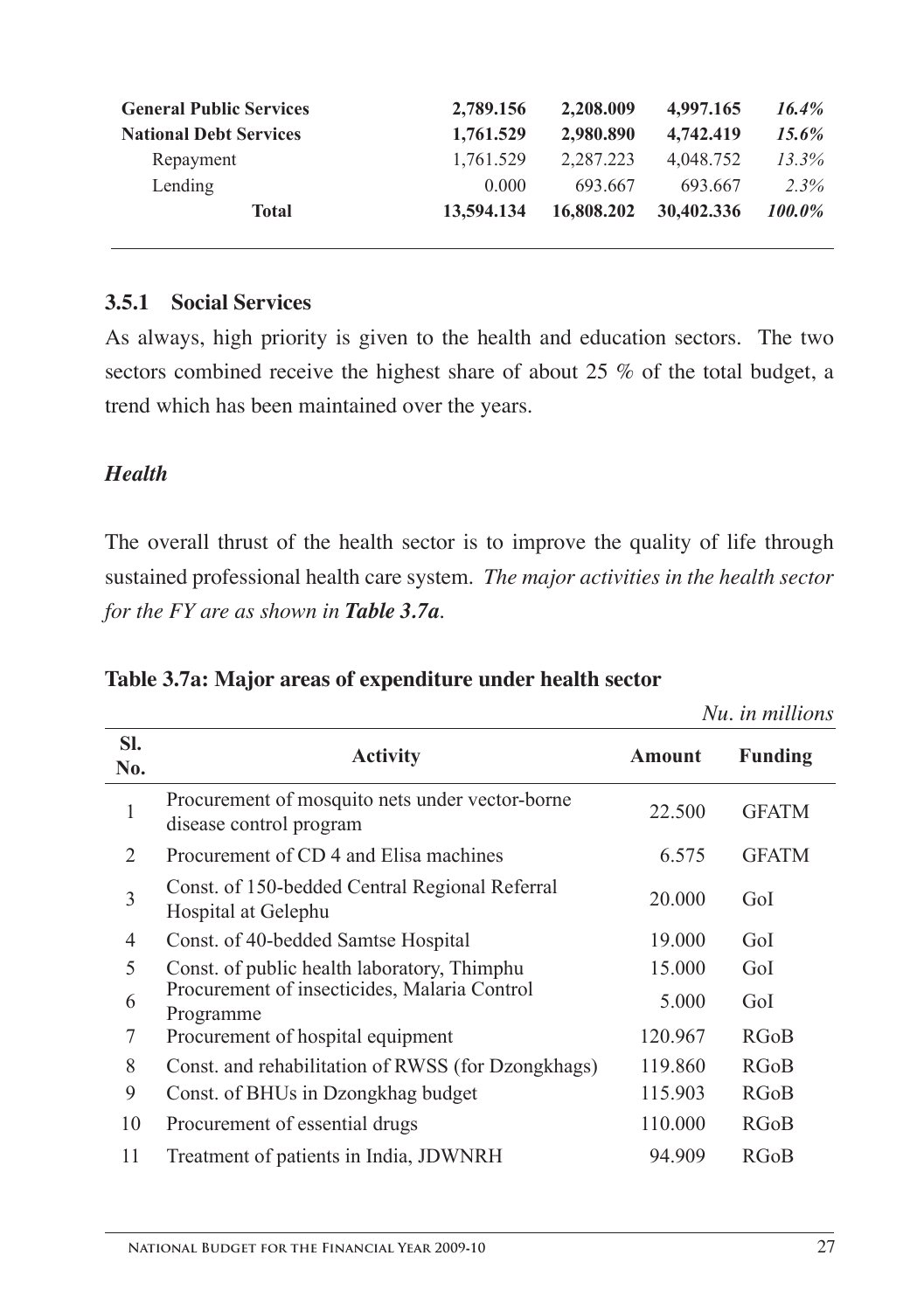| | | | | |
|---|---|---|---|---|
| **General Public Services** | **2,789.156** | **2,208.009** | **4,997.165** | ***16.4%*** |
| **National Debt Services** | **1,761.529** | **2,980.890** | **4,742.419** | ***15.6%*** |
| Repayment | 1,761.529 | 2,287.223 | 4,048.752 | *13.3%* |
| Lending | 0.000 | 693.667 | 693.667 | *2.3%* |
| **Total** | **13,594.134** | **16,808.202** | **30,402.336** | ***100.0%*** |

### 3.5.1 Social Services

As always, high priority is given to the health and education sectors. The two sectors combined receive the highest share of about 25 % of the total budget, a trend which has been maintained over the years.

***Health***

The overall thrust of the health sector is to improve the quality of life through sustained professional health care system. *The major activities in the health sector for the FY are as shown in **Table 3.7a**.*

**Table 3.7a: Major areas of expenditure under health sector**

*Nu. in millions*

| Sl. No. | Activity | Amount | Funding |
|---|---|---|---|
| 1 | Procurement of mosquito nets under vector-borne disease control program | 22.500 | GFATM |
| 2 | Procurement of CD 4 and Elisa machines | 6.575 | GFATM |
| 3 | Const. of 150-bedded Central Regional Referral Hospital at Gelephu | 20.000 | GoI |
| 4 | Const. of 40-bedded Samtse Hospital | 19.000 | GoI |
| 5 | Const. of public health laboratory, Thimphu | 15.000 | GoI |
| 6 | Procurement of insecticides, Malaria Control Programme | 5.000 | GoI |
| 7 | Procurement of hospital equipment | 120.967 | RGoB |
| 8 | Const. and rehabilitation of RWSS (for Dzongkhags) | 119.860 | RGoB |
| 9 | Const. of BHUs in Dzongkhag budget | 115.903 | RGoB |
| 10 | Procurement of essential drugs | 110.000 | RGoB |
| 11 | Treatment of patients in India, JDWNRH | 94.909 | RGoB |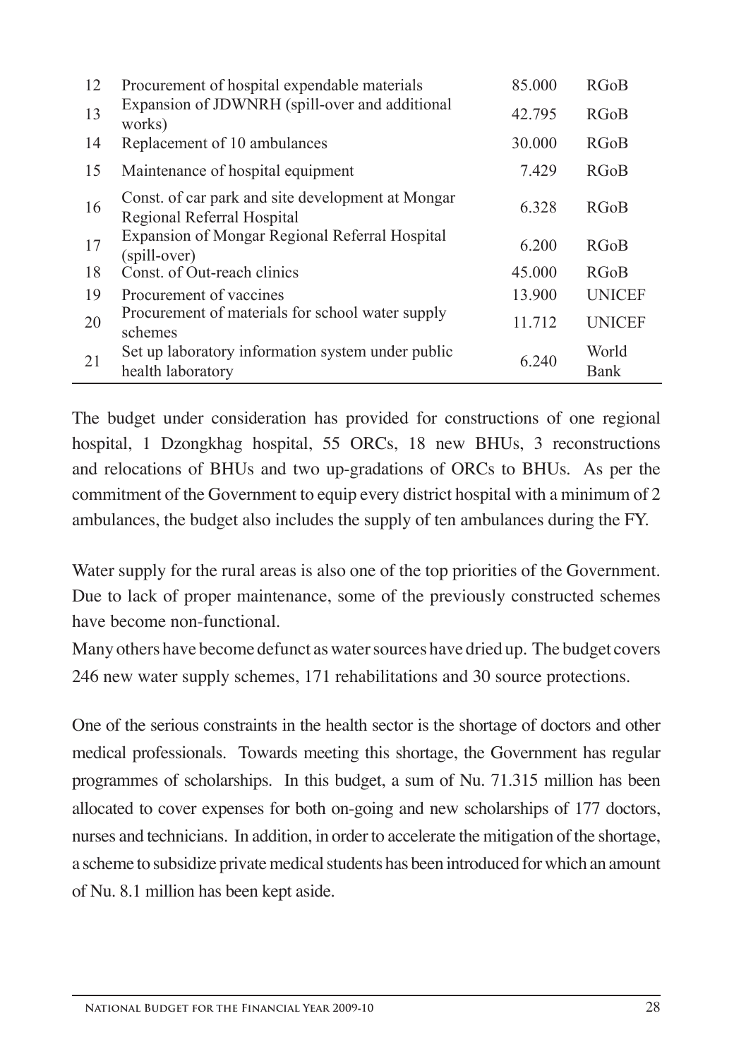| | | | |
|---|---|---|---|
| 12 | Procurement of hospital expendable materials | 85.000 | RGoB |
| 13 | Expansion of JDWNRH (spill-over and additional works) | 42.795 | RGoB |
| 14 | Replacement of 10 ambulances | 30.000 | RGoB |
| 15 | Maintenance of hospital equipment | 7.429 | RGoB |
| 16 | Const. of car park and site development at Mongar Regional Referral Hospital | 6.328 | RGoB |
| 17 | Expansion of Mongar Regional Referral Hospital (spill-over) | 6.200 | RGoB |
| 18 | Const. of Out-reach clinics | 45.000 | RGoB |
| 19 | Procurement of vaccines | 13.900 | UNICEF |
| 20 | Procurement of materials for school water supply schemes | 11.712 | UNICEF |
| 21 | Set up laboratory information system under public health laboratory | 6.240 | World Bank |

The budget under consideration has provided for constructions of one regional hospital, 1 Dzongkhag hospital, 55 ORCs, 18 new BHUs, 3 reconstructions and relocations of BHUs and two up-gradations of ORCs to BHUs. As per the commitment of the Government to equip every district hospital with a minimum of 2 ambulances, the budget also includes the supply of ten ambulances during the FY.

Water supply for the rural areas is also one of the top priorities of the Government. Due to lack of proper maintenance, some of the previously constructed schemes have become non-functional.

Many others have become defunct as water sources have dried up. The budget covers 246 new water supply schemes, 171 rehabilitations and 30 source protections.

One of the serious constraints in the health sector is the shortage of doctors and other medical professionals. Towards meeting this shortage, the Government has regular programmes of scholarships. In this budget, a sum of Nu. 71.315 million has been allocated to cover expenses for both on-going and new scholarships of 177 doctors, nurses and technicians. In addition, in order to accelerate the mitigation of the shortage, a scheme to subsidize private medical students has been introduced for which an amount of Nu. 8.1 million has been kept aside.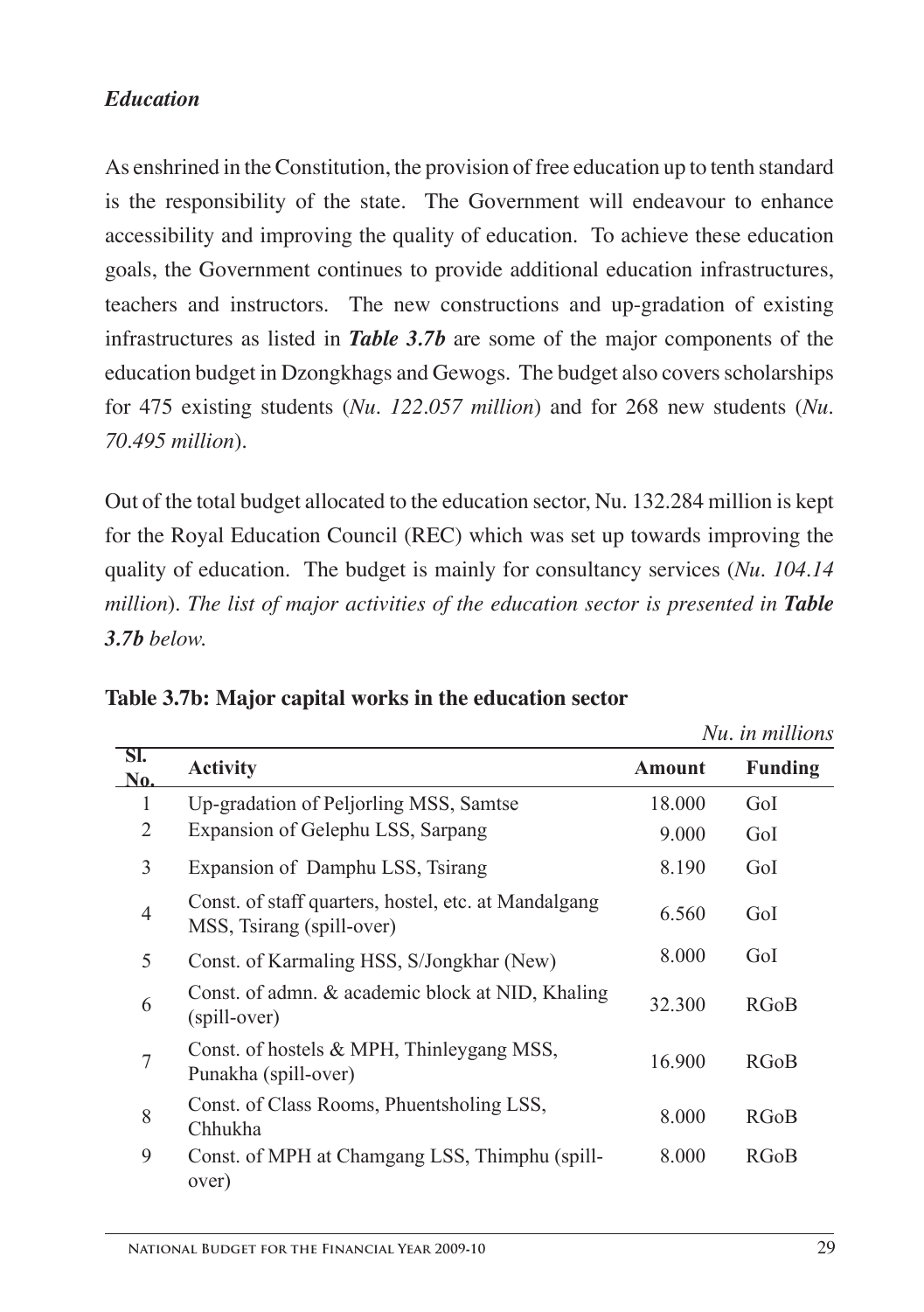### *Education*

As enshrined in the Constitution, the provision of free education up to tenth standard is the responsibility of the state. The Government will endeavour to enhance accessibility and improving the quality of education. To achieve these education goals, the Government continues to provide additional education infrastructures, teachers and instructors. The new constructions and up-gradation of existing infrastructures as listed in ***Table 3.7b*** are some of the major components of the education budget in Dzongkhags and Gewogs. The budget also covers scholarships for 475 existing students (*Nu. 122.057 million*) and for 268 new students (*Nu. 70.495 million*).

Out of the total budget allocated to the education sector, Nu. 132.284 million is kept for the Royal Education Council (REC) which was set up towards improving the quality of education. The budget is mainly for consultancy services (*Nu. 104.14 million*). *The list of major activities of the education sector is presented in **Table 3.7b** below.*

**Table 3.7b: Major capital works in the education sector**

*Nu. in millions*

| Sl. No. | Activity | Amount | Funding |
|---|---|---|---|
| 1 | Up-gradation of Peljorling MSS, Samtse | 18.000 | GoI |
| 2 | Expansion of Gelephu LSS, Sarpang | 9.000 | GoI |
| 3 | Expansion of Damphu LSS, Tsirang | 8.190 | GoI |
| 4 | Const. of staff quarters, hostel, etc. at Mandalgang MSS, Tsirang (spill-over) | 6.560 | GoI |
| 5 | Const. of Karmaling HSS, S/Jongkhar (New) | 8.000 | GoI |
| 6 | Const. of admn. & academic block at NID, Khaling (spill-over) | 32.300 | RGoB |
| 7 | Const. of hostels & MPH, Thinleygang MSS, Punakha (spill-over) | 16.900 | RGoB |
| 8 | Const. of Class Rooms, Phuentsholing LSS, Chhukha | 8.000 | RGoB |
| 9 | Const. of MPH at Chamgang LSS, Thimphu (spill-over) | 8.000 | RGoB |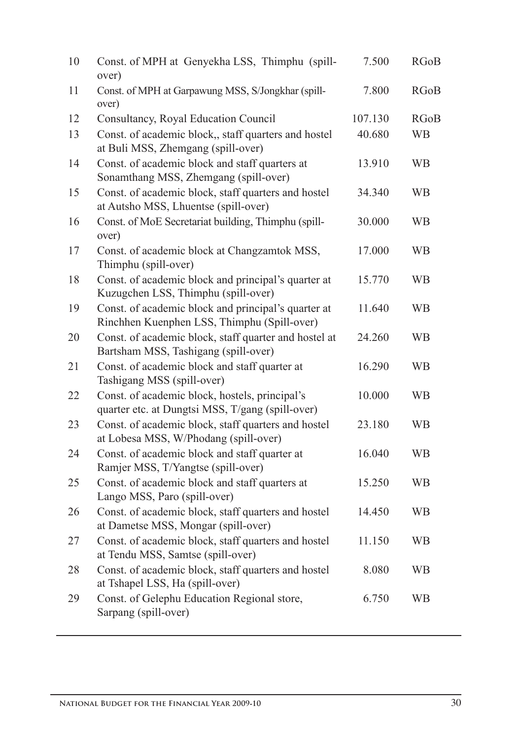| | | | |
|---|---|---|---|
| 10 | Const. of MPH at Genyekha LSS, Thimphu (spill-over) | 7.500 | RGoB |
| 11 | Const. of MPH at Garpawung MSS, S/Jongkhar (spill-over) | 7.800 | RGoB |
| 12 | Consultancy, Royal Education Council | 107.130 | RGoB |
| 13 | Const. of academic block,, staff quarters and hostel at Buli MSS, Zhemgang (spill-over) | 40.680 | WB |
| 14 | Const. of academic block and staff quarters at Sonamthang MSS, Zhemgang (spill-over) | 13.910 | WB |
| 15 | Const. of academic block, staff quarters and hostel at Autsho MSS, Lhuentse (spill-over) | 34.340 | WB |
| 16 | Const. of MoE Secretariat building, Thimphu (spill-over) | 30.000 | WB |
| 17 | Const. of academic block at Changzamtok MSS, Thimphu (spill-over) | 17.000 | WB |
| 18 | Const. of academic block and principal's quarter at Kuzugchen LSS, Thimphu (spill-over) | 15.770 | WB |
| 19 | Const. of academic block and principal's quarter at Rinchhen Kuenphen LSS, Thimphu (Spill-over) | 11.640 | WB |
| 20 | Const. of academic block, staff quarter and hostel at Bartsham MSS, Tashigang (spill-over) | 24.260 | WB |
| 21 | Const. of academic block and staff quarter at Tashigang MSS (spill-over) | 16.290 | WB |
| 22 | Const. of academic block, hostels, principal's quarter etc. at Dungtsi MSS, T/gang (spill-over) | 10.000 | WB |
| 23 | Const. of academic block, staff quarters and hostel at Lobesa MSS, W/Phodang (spill-over) | 23.180 | WB |
| 24 | Const. of academic block and staff quarter at Ramjer MSS, T/Yangtse (spill-over) | 16.040 | WB |
| 25 | Const. of academic block and staff quarters at Lango MSS, Paro (spill-over) | 15.250 | WB |
| 26 | Const. of academic block, staff quarters and hostel at Dametse MSS, Mongar (spill-over) | 14.450 | WB |
| 27 | Const. of academic block, staff quarters and hostel at Tendu MSS, Samtse (spill-over) | 11.150 | WB |
| 28 | Const. of academic block, staff quarters and hostel at Tshapel LSS, Ha (spill-over) | 8.080 | WB |
| 29 | Const. of Gelephu Education Regional store, Sarpang (spill-over) | 6.750 | WB |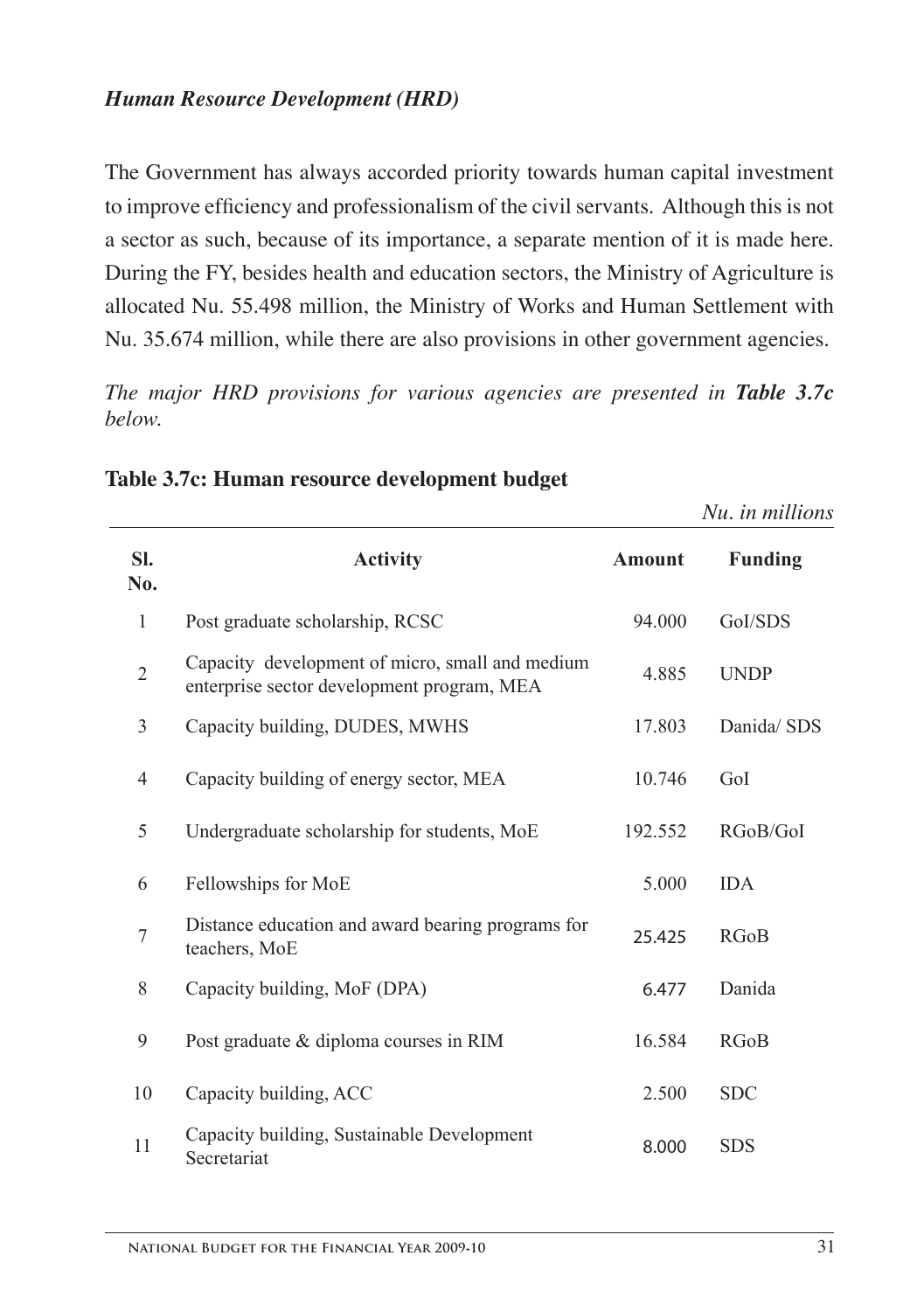### *Human Resource Development (HRD)*

The Government has always accorded priority towards human capital investment to improve efficiency and professionalism of the civil servants. Although this is not a sector as such, because of its importance, a separate mention of it is made here. During the FY, besides health and education sectors, the Ministry of Agriculture is allocated Nu. 55.498 million, the Ministry of Works and Human Settlement with Nu. 35.674 million, while there are also provisions in other government agencies.

*The major HRD provisions for various agencies are presented in **Table 3.7c** below.*

**Table 3.7c: Human resource development budget**

*Nu. in millions*

| Sl. No. | Activity | Amount | Funding |
|---|---|---|---|
| 1 | Post graduate scholarship, RCSC | 94.000 | GoI/SDS |
| 2 | Capacity development of micro, small and medium enterprise sector development program, MEA | 4.885 | UNDP |
| 3 | Capacity building, DUDES, MWHS | 17.803 | Danida/ SDS |
| 4 | Capacity building of energy sector, MEA | 10.746 | GoI |
| 5 | Undergraduate scholarship for students, MoE | 192.552 | RGoB/GoI |
| 6 | Fellowships for MoE | 5.000 | IDA |
| 7 | Distance education and award bearing programs for teachers, MoE | 25.425 | RGoB |
| 8 | Capacity building, MoF (DPA) | 6.477 | Danida |
| 9 | Post graduate & diploma courses in RIM | 16.584 | RGoB |
| 10 | Capacity building, ACC | 2.500 | SDC |
| 11 | Capacity building, Sustainable Development Secretariat | 8.000 | SDS |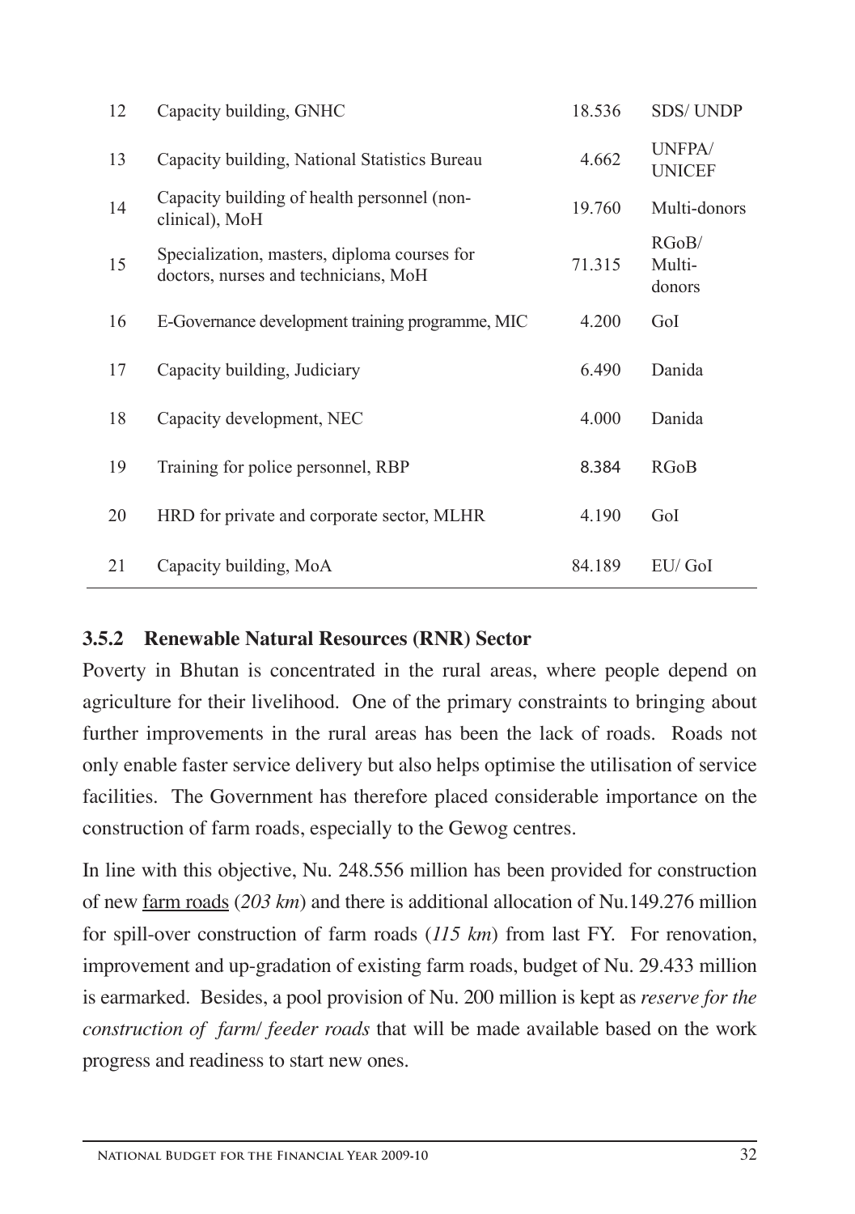| 12 | Capacity building, GNHC | 18.536 | SDS/ UNDP |
|---|---|---|---|
| 13 | Capacity building, National Statistics Bureau | 4.662 | UNFPA/ UNICEF |
| 14 | Capacity building of health personnel (non-clinical), MoH | 19.760 | Multi-donors |
| 15 | Specialization, masters, diploma courses for doctors, nurses and technicians, MoH | 71.315 | RGoB/ Multi-donors |
| 16 | E-Governance development training programme, MIC | 4.200 | GoI |
| 17 | Capacity building, Judiciary | 6.490 | Danida |
| 18 | Capacity development, NEC | 4.000 | Danida |
| 19 | Training for police personnel, RBP | 8.384 | RGoB |
| 20 | HRD for private and corporate sector, MLHR | 4.190 | GoI |
| 21 | Capacity building, MoA | 84.189 | EU/ GoI |

### 3.5.2 Renewable Natural Resources (RNR) Sector

Poverty in Bhutan is concentrated in the rural areas, where people depend on agriculture for their livelihood. One of the primary constraints to bringing about further improvements in the rural areas has been the lack of roads. Roads not only enable faster service delivery but also helps optimise the utilisation of service facilities. The Government has therefore placed considerable importance on the construction of farm roads, especially to the Gewog centres.

In line with this objective, Nu. 248.556 million has been provided for construction of new farm roads (*203 km*) and there is additional allocation of Nu.149.276 million for spill-over construction of farm roads (*115 km*) from last FY. For renovation, improvement and up-gradation of existing farm roads, budget of Nu. 29.433 million is earmarked. Besides, a pool provision of Nu. 200 million is kept as *reserve for the construction of farm/ feeder roads* that will be made available based on the work progress and readiness to start new ones.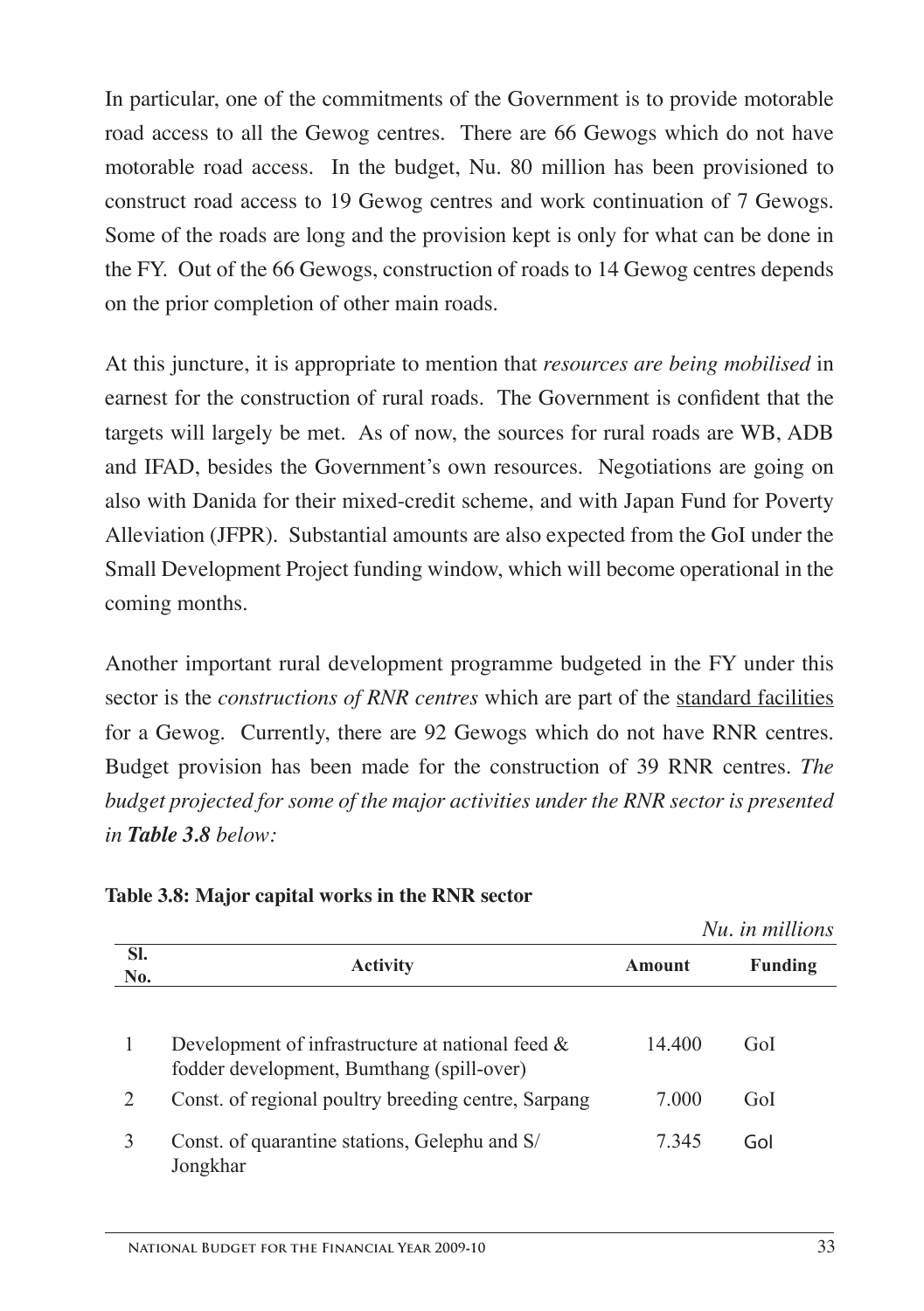In particular, one of the commitments of the Government is to provide motorable road access to all the Gewog centres. There are 66 Gewogs which do not have motorable road access. In the budget, Nu. 80 million has been provisioned to construct road access to 19 Gewog centres and work continuation of 7 Gewogs. Some of the roads are long and the provision kept is only for what can be done in the FY. Out of the 66 Gewogs, construction of roads to 14 Gewog centres depends on the prior completion of other main roads.

At this juncture, it is appropriate to mention that *resources are being mobilised* in earnest for the construction of rural roads. The Government is confident that the targets will largely be met. As of now, the sources for rural roads are WB, ADB and IFAD, besides the Government's own resources. Negotiations are going on also with Danida for their mixed-credit scheme, and with Japan Fund for Poverty Alleviation (JFPR). Substantial amounts are also expected from the GoI under the Small Development Project funding window, which will become operational in the coming months.

Another important rural development programme budgeted in the FY under this sector is the *constructions of RNR centres* which are part of the standard facilities for a Gewog. Currently, there are 92 Gewogs which do not have RNR centres. Budget provision has been made for the construction of 39 RNR centres. *The budget projected for some of the major activities under the RNR sector is presented in **Table 3.8** below:*

**Table 3.8: Major capital works in the RNR sector**

*Nu. in millions*

| Sl. No. | Activity | Amount | Funding |
|---|---|---|---|
| 1 | Development of infrastructure at national feed & fodder development, Bumthang (spill-over) | 14.400 | GoI |
| 2 | Const. of regional poultry breeding centre, Sarpang | 7.000 | GoI |
| 3 | Const. of quarantine stations, Gelephu and S/ Jongkhar | 7.345 | GoI |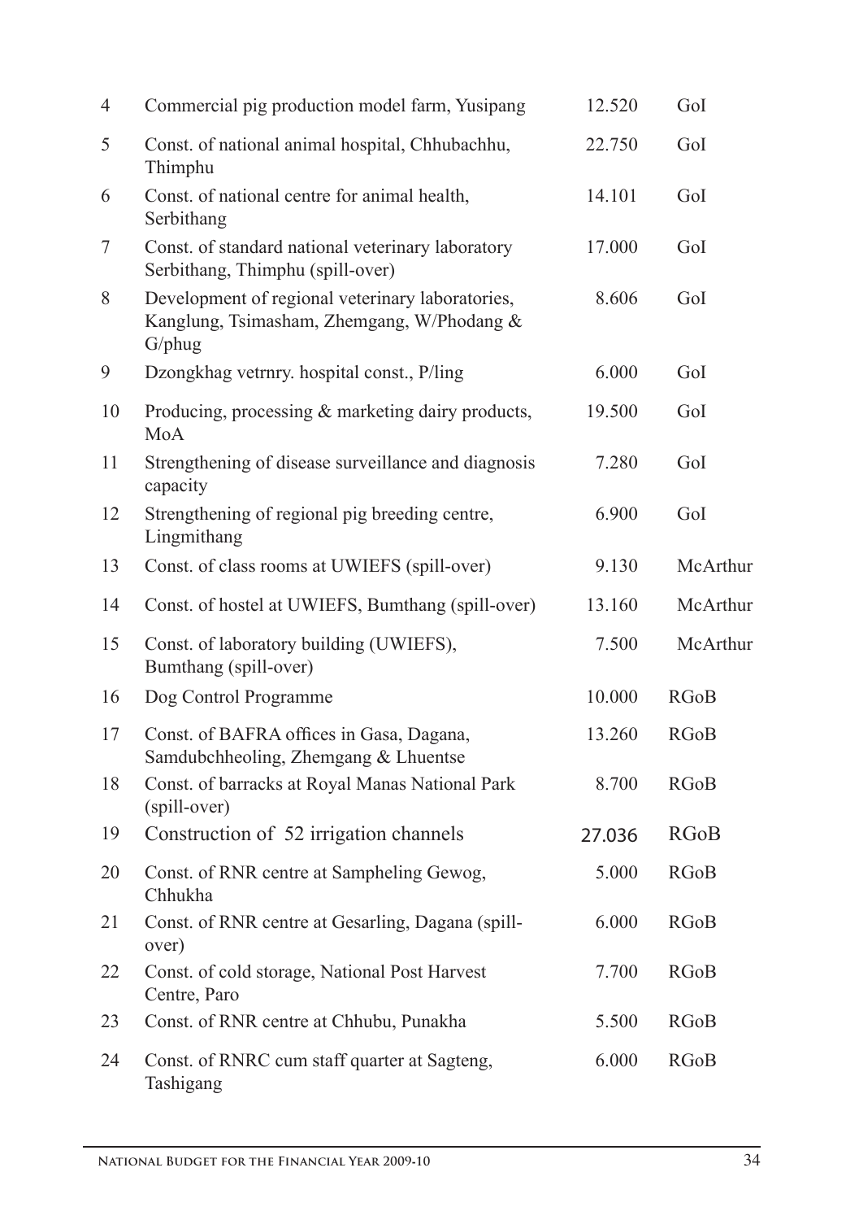| | | | |
|---|---|---|---|
| 4 | Commercial pig production model farm, Yusipang | 12.520 | GoI |
| 5 | Const. of national animal hospital, Chhubachhu, Thimphu | 22.750 | GoI |
| 6 | Const. of national centre for animal health, Serbithang | 14.101 | GoI |
| 7 | Const. of standard national veterinary laboratory Serbithang, Thimphu (spill-over) | 17.000 | GoI |
| 8 | Development of regional veterinary laboratories, Kanglung, Tsimasham, Zhemgang, W/Phodang & G/phug | 8.606 | GoI |
| 9 | Dzongkhag vetrnry. hospital const., P/ling | 6.000 | GoI |
| 10 | Producing, processing & marketing dairy products, MoA | 19.500 | GoI |
| 11 | Strengthening of disease surveillance and diagnosis capacity | 7.280 | GoI |
| 12 | Strengthening of regional pig breeding centre, Lingmithang | 6.900 | GoI |
| 13 | Const. of class rooms at UWIEFS (spill-over) | 9.130 | McArthur |
| 14 | Const. of hostel at UWIEFS, Bumthang (spill-over) | 13.160 | McArthur |
| 15 | Const. of laboratory building (UWIEFS), Bumthang (spill-over) | 7.500 | McArthur |
| 16 | Dog Control Programme | 10.000 | RGoB |
| 17 | Const. of BAFRA offices in Gasa, Dagana, Samdubchheoling, Zhemgang & Lhuentse | 13.260 | RGoB |
| 18 | Const. of barracks at Royal Manas National Park (spill-over) | 8.700 | RGoB |
| 19 | Construction of 52 irrigation channels | 27.036 | RGoB |
| 20 | Const. of RNR centre at Sampheling Gewog, Chhukha | 5.000 | RGoB |
| 21 | Const. of RNR centre at Gesarling, Dagana (spill-over) | 6.000 | RGoB |
| 22 | Const. of cold storage, National Post Harvest Centre, Paro | 7.700 | RGoB |
| 23 | Const. of RNR centre at Chhubu, Punakha | 5.500 | RGoB |
| 24 | Const. of RNRC cum staff quarter at Sagteng, Tashigang | 6.000 | RGoB |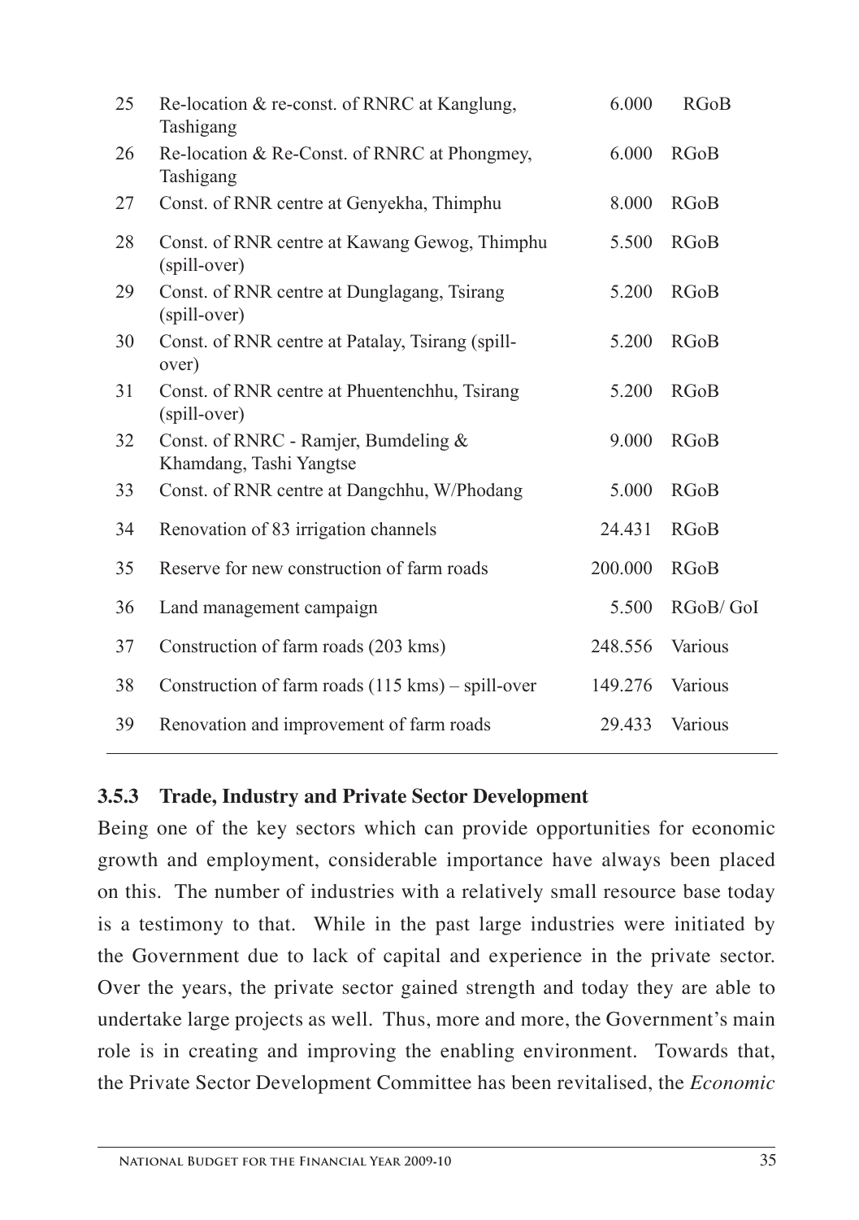| | | | |
|---|---|---|---|
| 25 | Re-location & re-const. of RNRC at Kanglung, Tashigang | 6.000 | RGoB |
| 26 | Re-location & Re-Const. of RNRC at Phongmey, Tashigang | 6.000 | RGoB |
| 27 | Const. of RNR centre at Genyekha, Thimphu | 8.000 | RGoB |
| 28 | Const. of RNR centre at Kawang Gewog, Thimphu (spill-over) | 5.500 | RGoB |
| 29 | Const. of RNR centre at Dunglagang, Tsirang (spill-over) | 5.200 | RGoB |
| 30 | Const. of RNR centre at Patalay, Tsirang (spill-over) | 5.200 | RGoB |
| 31 | Const. of RNR centre at Phuentenchhu, Tsirang (spill-over) | 5.200 | RGoB |
| 32 | Const. of RNRC - Ramjer, Bumdeling & Khamdang, Tashi Yangtse | 9.000 | RGoB |
| 33 | Const. of RNR centre at Dangchhu, W/Phodang | 5.000 | RGoB |
| 34 | Renovation of 83 irrigation channels | 24.431 | RGoB |
| 35 | Reserve for new construction of farm roads | 200.000 | RGoB |
| 36 | Land management campaign | 5.500 | RGoB/ GoI |
| 37 | Construction of farm roads (203 kms) | 248.556 | Various |
| 38 | Construction of farm roads (115 kms) – spill-over | 149.276 | Various |
| 39 | Renovation and improvement of farm roads | 29.433 | Various |

### 3.5.3 Trade, Industry and Private Sector Development

Being one of the key sectors which can provide opportunities for economic growth and employment, considerable importance have always been placed on this. The number of industries with a relatively small resource base today is a testimony to that. While in the past large industries were initiated by the Government due to lack of capital and experience in the private sector. Over the years, the private sector gained strength and today they are able to undertake large projects as well. Thus, more and more, the Government's main role is in creating and improving the enabling environment. Towards that, the Private Sector Development Committee has been revitalised, the *Economic*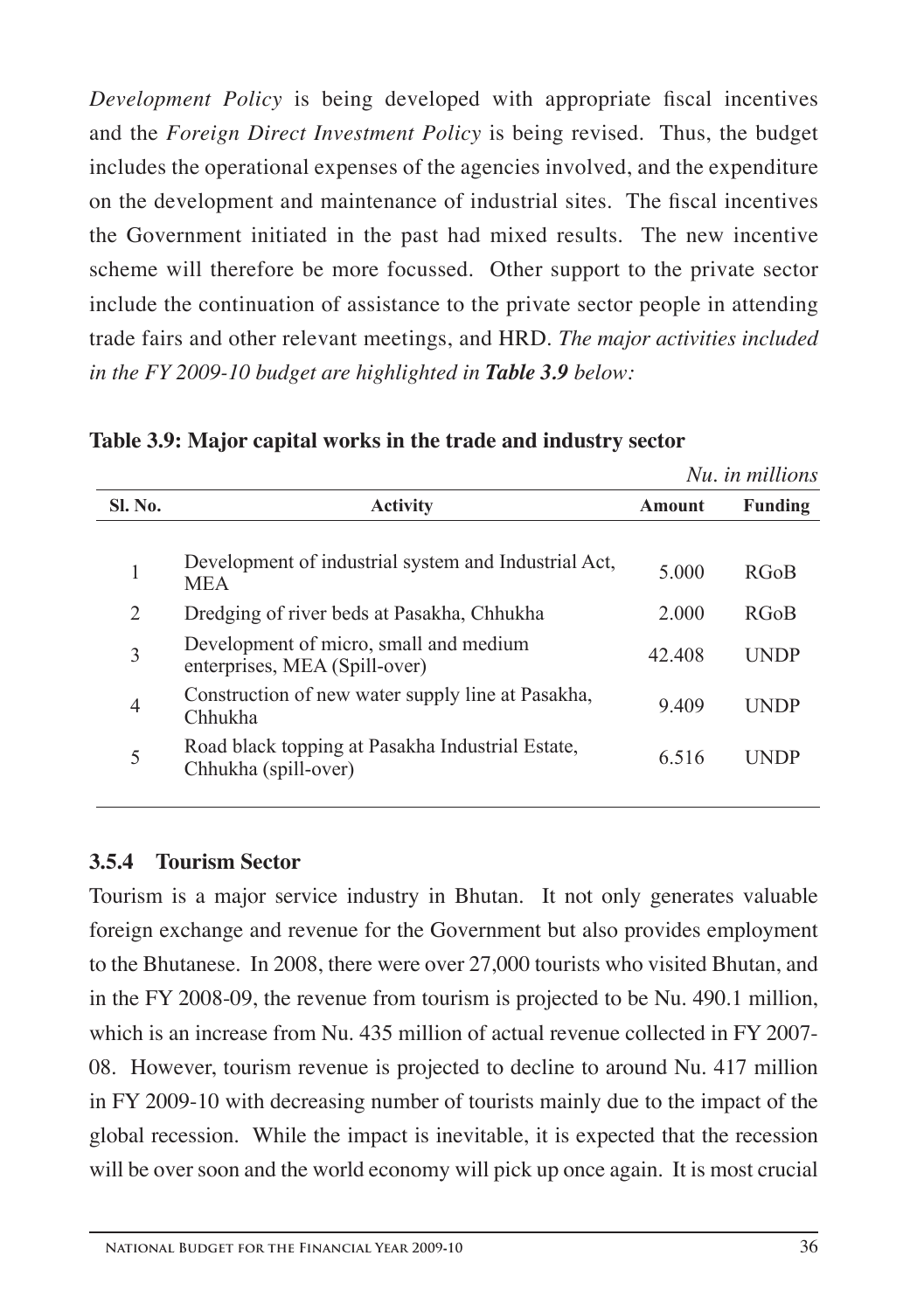*Development Policy* is being developed with appropriate fiscal incentives and the *Foreign Direct Investment Policy* is being revised. Thus, the budget includes the operational expenses of the agencies involved, and the expenditure on the development and maintenance of industrial sites. The fiscal incentives the Government initiated in the past had mixed results. The new incentive scheme will therefore be more focussed. Other support to the private sector include the continuation of assistance to the private sector people in attending trade fairs and other relevant meetings, and HRD. *The major activities included in the FY 2009-10 budget are highlighted in **Table 3.9** below:*

**Table 3.9: Major capital works in the trade and industry sector**

*Nu. in millions*

| Sl. No. | Activity | Amount | Funding |
|---|---|---|---|
| 1 | Development of industrial system and Industrial Act, MEA | 5.000 | RGoB |
| 2 | Dredging of river beds at Pasakha, Chhukha | 2.000 | RGoB |
| 3 | Development of micro, small and medium enterprises, MEA (Spill-over) | 42.408 | UNDP |
| 4 | Construction of new water supply line at Pasakha, Chhukha | 9.409 | UNDP |
| 5 | Road black topping at Pasakha Industrial Estate, Chhukha (spill-over) | 6.516 | UNDP |

### 3.5.4 Tourism Sector

Tourism is a major service industry in Bhutan. It not only generates valuable foreign exchange and revenue for the Government but also provides employment to the Bhutanese. In 2008, there were over 27,000 tourists who visited Bhutan, and in the FY 2008-09, the revenue from tourism is projected to be Nu. 490.1 million, which is an increase from Nu. 435 million of actual revenue collected in FY 2007-08. However, tourism revenue is projected to decline to around Nu. 417 million in FY 2009-10 with decreasing number of tourists mainly due to the impact of the global recession. While the impact is inevitable, it is expected that the recession will be over soon and the world economy will pick up once again. It is most crucial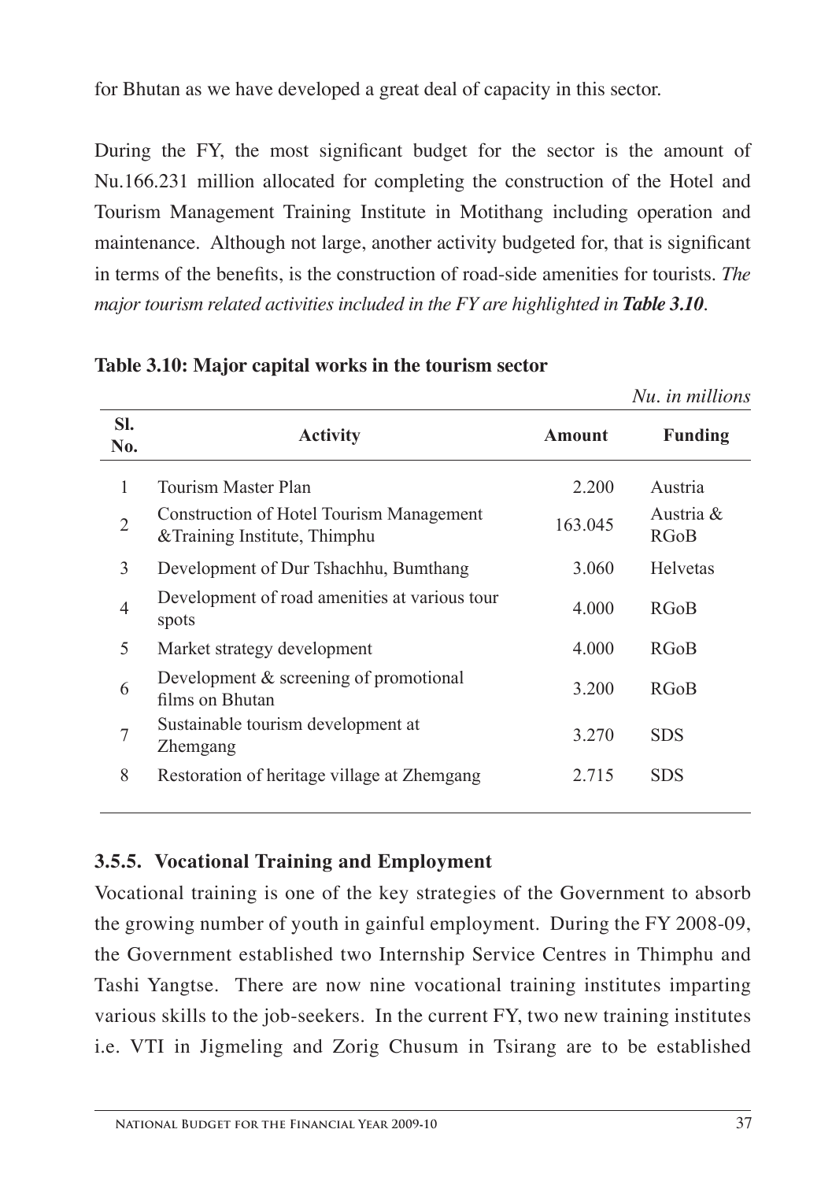for Bhutan as we have developed a great deal of capacity in this sector.

During the FY, the most significant budget for the sector is the amount of Nu.166.231 million allocated for completing the construction of the Hotel and Tourism Management Training Institute in Motithang including operation and maintenance. Although not large, another activity budgeted for, that is significant in terms of the benefits, is the construction of road-side amenities for tourists. *The major tourism related activities included in the FY are highlighted in **Table 3.10**.*

**Table 3.10: Major capital works in the tourism sector**

*Nu. in millions*

| Sl. No. | Activity | Amount | Funding |
|---|---|---|---|
| 1 | Tourism Master Plan | 2.200 | Austria |
| 2 | Construction of Hotel Tourism Management &Training Institute, Thimphu | 163.045 | Austria & RGoB |
| 3 | Development of Dur Tshachhu, Bumthang | 3.060 | Helvetas |
| 4 | Development of road amenities at various tour spots | 4.000 | RGoB |
| 5 | Market strategy development | 4.000 | RGoB |
| 6 | Development & screening of promotional films on Bhutan | 3.200 | RGoB |
| 7 | Sustainable tourism development at Zhemgang | 3.270 | SDS |
| 8 | Restoration of heritage village at Zhemgang | 2.715 | SDS |

### 3.5.5. Vocational Training and Employment

Vocational training is one of the key strategies of the Government to absorb the growing number of youth in gainful employment. During the FY 2008-09, the Government established two Internship Service Centres in Thimphu and Tashi Yangtse. There are now nine vocational training institutes imparting various skills to the job-seekers. In the current FY, two new training institutes i.e. VTI in Jigmeling and Zorig Chusum in Tsirang are to be established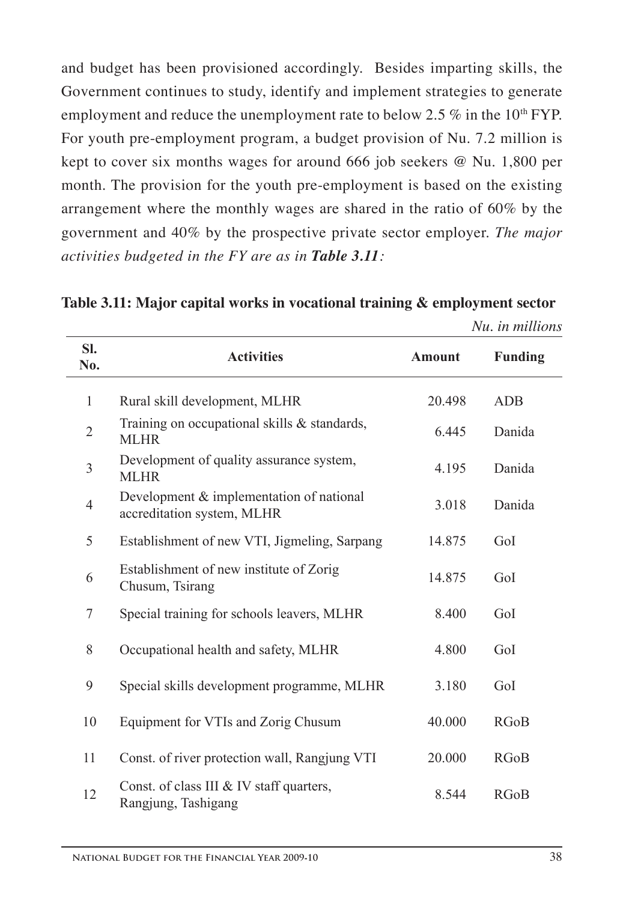and budget has been provisioned accordingly. Besides imparting skills, the Government continues to study, identify and implement strategies to generate employment and reduce the unemployment rate to below 2.5 % in the 10th FYP. For youth pre-employment program, a budget provision of Nu. 7.2 million is kept to cover six months wages for around 666 job seekers @ Nu. 1,800 per month. The provision for the youth pre-employment is based on the existing arrangement where the monthly wages are shared in the ratio of 60% by the government and 40% by the prospective private sector employer. *The major activities budgeted in the FY are as in **Table 3.11**:*

**Table 3.11: Major capital works in vocational training & employment sector**

*Nu. in millions*

| Sl. No. | Activities | Amount | Funding |
|---|---|---|---|
| 1 | Rural skill development, MLHR | 20.498 | ADB |
| 2 | Training on occupational skills & standards, MLHR | 6.445 | Danida |
| 3 | Development of quality assurance system, MLHR | 4.195 | Danida |
| 4 | Development & implementation of national accreditation system, MLHR | 3.018 | Danida |
| 5 | Establishment of new VTI, Jigmeling, Sarpang | 14.875 | GoI |
| 6 | Establishment of new institute of Zorig Chusum, Tsirang | 14.875 | GoI |
| 7 | Special training for schools leavers, MLHR | 8.400 | GoI |
| 8 | Occupational health and safety, MLHR | 4.800 | GoI |
| 9 | Special skills development programme, MLHR | 3.180 | GoI |
| 10 | Equipment for VTIs and Zorig Chusum | 40.000 | RGoB |
| 11 | Const. of river protection wall, Rangjung VTI | 20.000 | RGoB |
| 12 | Const. of class III & IV staff quarters, Rangjung, Tashigang | 8.544 | RGoB |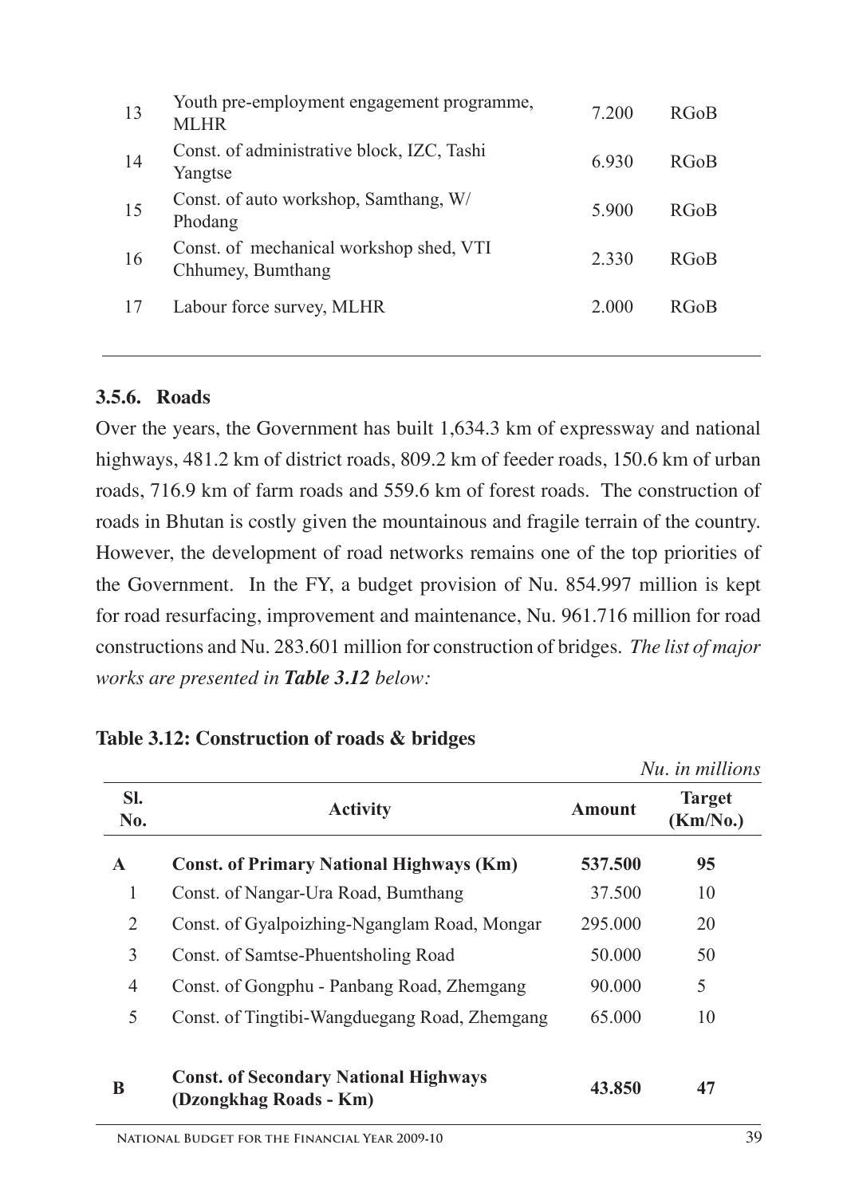| 13 | Youth pre-employment engagement programme, MLHR | 7.200 | RGoB |
|---|---|---|---|
| 14 | Const. of administrative block, IZC, Tashi Yangtse | 6.930 | RGoB |
| 15 | Const. of auto workshop, Samthang, W/ Phodang | 5.900 | RGoB |
| 16 | Const. of mechanical workshop shed, VTI Chhumey, Bumthang | 2.330 | RGoB |
| 17 | Labour force survey, MLHR | 2.000 | RGoB |

### 3.5.6. Roads

Over the years, the Government has built 1,634.3 km of expressway and national highways, 481.2 km of district roads, 809.2 km of feeder roads, 150.6 km of urban roads, 716.9 km of farm roads and 559.6 km of forest roads. The construction of roads in Bhutan is costly given the mountainous and fragile terrain of the country. However, the development of road networks remains one of the top priorities of the Government. In the FY, a budget provision of Nu. 854.997 million is kept for road resurfacing, improvement and maintenance, Nu. 961.716 million for road constructions and Nu. 283.601 million for construction of bridges. *The list of major works are presented in **Table 3.12** below:*

**Table 3.12: Construction of roads & bridges**

*Nu. in millions*

| Sl. No. | Activity | Amount | Target (Km/No.) |
|---|---|---|---|
| **A** | **Const. of Primary National Highways (Km)** | **537.500** | **95** |
| 1 | Const. of Nangar-Ura Road, Bumthang | 37.500 | 10 |
| 2 | Const. of Gyalpoizhing-Nganglam Road, Mongar | 295.000 | 20 |
| 3 | Const. of Samtse-Phuentsholing Road | 50.000 | 50 |
| 4 | Const. of Gongphu - Panbang Road, Zhemgang | 90.000 | 5 |
| 5 | Const. of Tingtibi-Wangduegang Road, Zhemgang | 65.000 | 10 |
| **B** | **Const. of Secondary National Highways (Dzongkhag Roads - Km)** | **43.850** | **47** |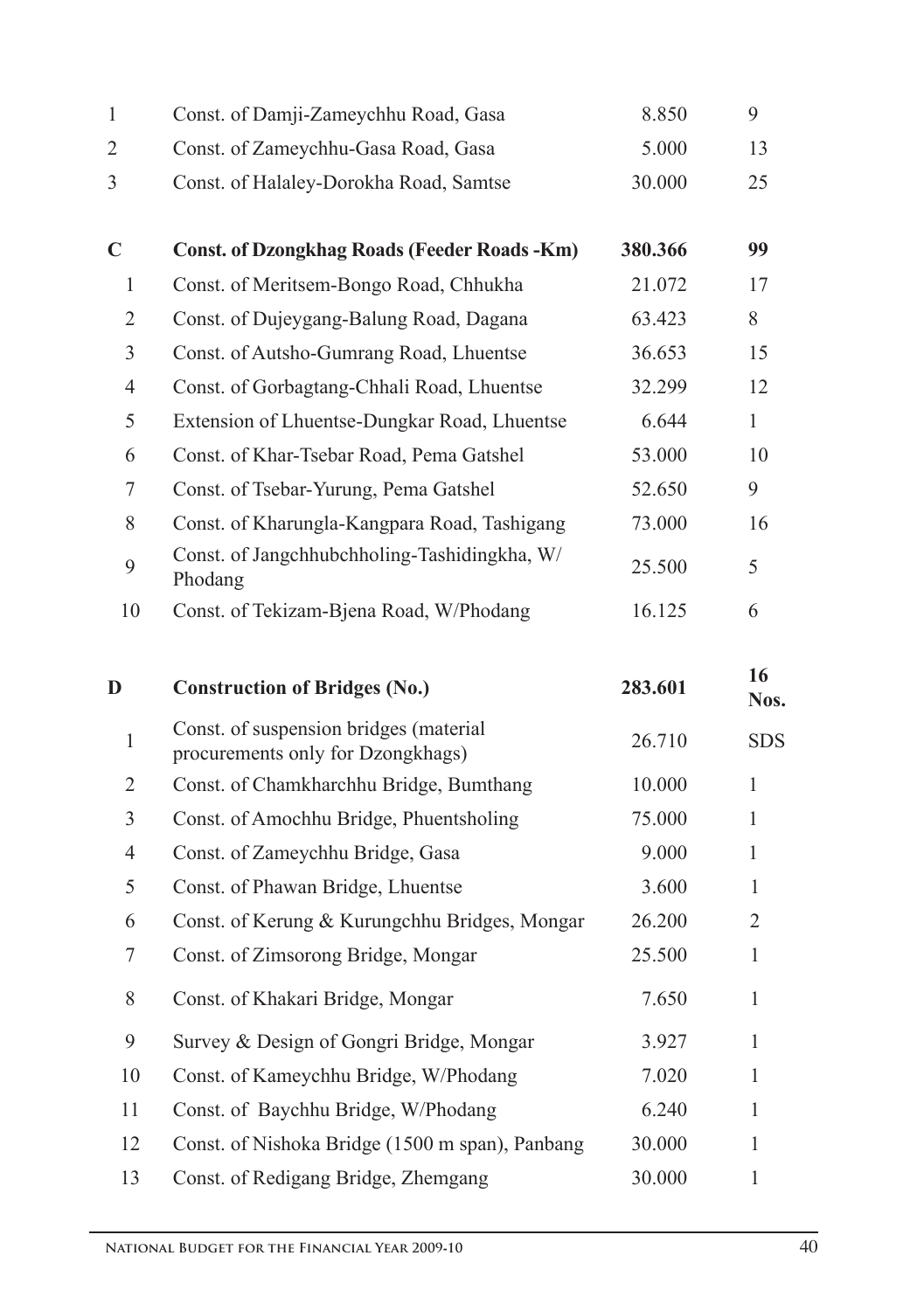| | | | |
|---|---|---|---|
| 1 | Const. of Damji-Zameychhu Road, Gasa | 8.850 | 9 |
| 2 | Const. of Zameychhu-Gasa Road, Gasa | 5.000 | 13 |
| 3 | Const. of Halaley-Dorokha Road, Samtse | 30.000 | 25 |
| **C** | **Const. of Dzongkhag Roads (Feeder Roads -Km)** | **380.366** | **99** |
| 1 | Const. of Meritsem-Bongo Road, Chhukha | 21.072 | 17 |
| 2 | Const. of Dujeygang-Balung Road, Dagana | 63.423 | 8 |
| 3 | Const. of Autsho-Gumrang Road, Lhuentse | 36.653 | 15 |
| 4 | Const. of Gorbagtang-Chhali Road, Lhuentse | 32.299 | 12 |
| 5 | Extension of Lhuentse-Dungkar Road, Lhuentse | 6.644 | 1 |
| 6 | Const. of Khar-Tsebar Road, Pema Gatshel | 53.000 | 10 |
| 7 | Const. of Tsebar-Yurung, Pema Gatshel | 52.650 | 9 |
| 8 | Const. of Kharungla-Kangpara Road, Tashigang | 73.000 | 16 |
| 9 | Const. of Jangchhubchholing-Tashidingkha, W/Phodang | 25.500 | 5 |
| 10 | Const. of Tekizam-Bjena Road, W/Phodang | 16.125 | 6 |
| **D** | **Construction of Bridges (No.)** | **283.601** | **16 Nos.** |
| 1 | Const. of suspension bridges (material procurements only for Dzongkhags) | 26.710 | SDS |
| 2 | Const. of Chamkharchhu Bridge, Bumthang | 10.000 | 1 |
| 3 | Const. of Amochhu Bridge, Phuentsholing | 75.000 | 1 |
| 4 | Const. of Zameychhu Bridge, Gasa | 9.000 | 1 |
| 5 | Const. of Phawan Bridge, Lhuentse | 3.600 | 1 |
| 6 | Const. of Kerung & Kurungchhu Bridges, Mongar | 26.200 | 2 |
| 7 | Const. of Zimsorong Bridge, Mongar | 25.500 | 1 |
| 8 | Const. of Khakari Bridge, Mongar | 7.650 | 1 |
| 9 | Survey & Design of Gongri Bridge, Mongar | 3.927 | 1 |
| 10 | Const. of Kameychhu Bridge, W/Phodang | 7.020 | 1 |
| 11 | Const. of Baychhu Bridge, W/Phodang | 6.240 | 1 |
| 12 | Const. of Nishoka Bridge (1500 m span), Panbang | 30.000 | 1 |
| 13 | Const. of Redigang Bridge, Zhemgang | 30.000 | 1 |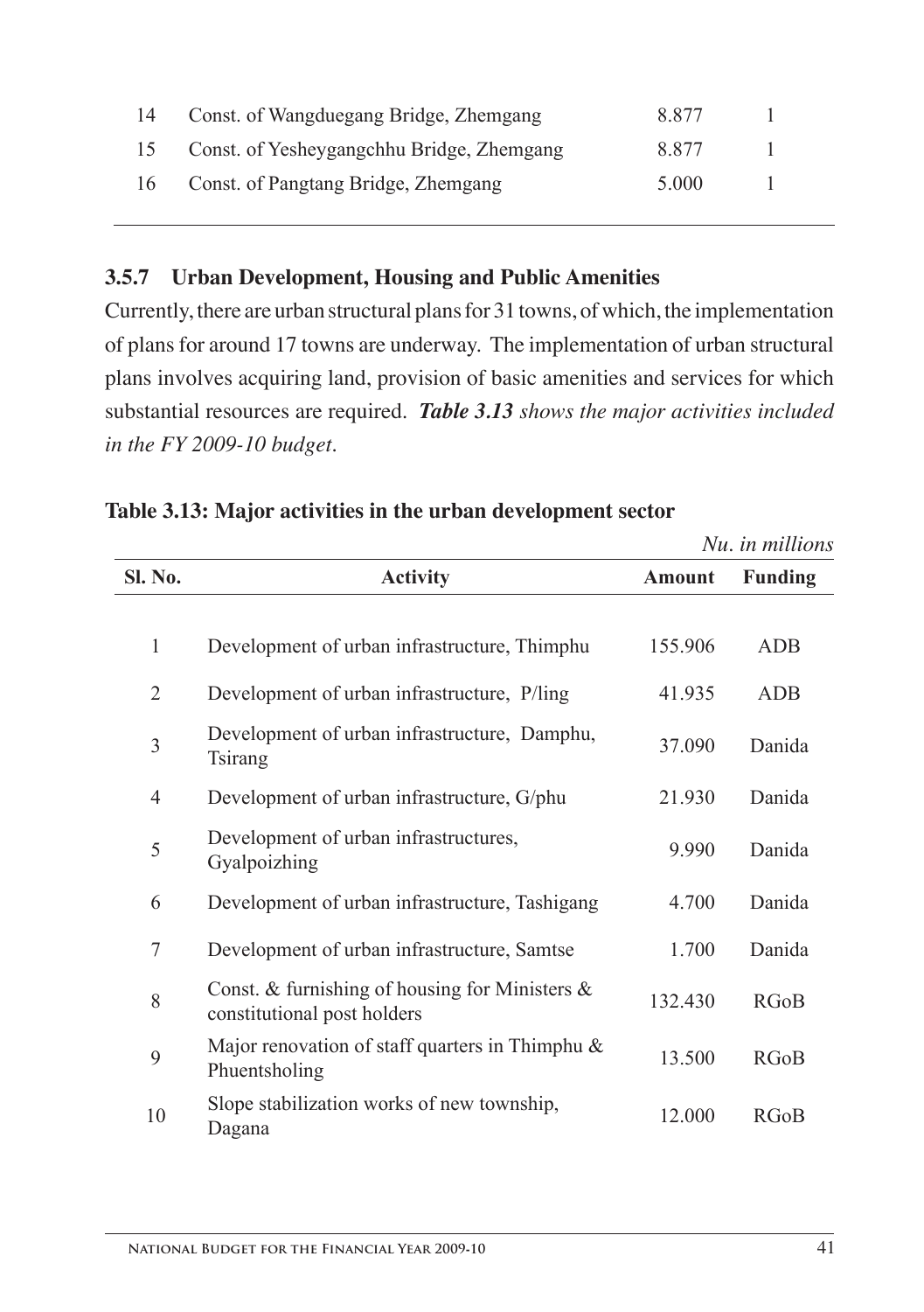| 14 | Const. of Wangduegang Bridge, Zhemgang | 8.877 | 1 |
|---|---|---|---|
| 15 | Const. of Yesheygangchhu Bridge, Zhemgang | 8.877 | 1 |
| 16 | Const. of Pangtang Bridge, Zhemgang | 5.000 | 1 |

### 3.5.7 Urban Development, Housing and Public Amenities

Currently, there are urban structural plans for 31 towns, of which, the implementation of plans for around 17 towns are underway. The implementation of urban structural plans involves acquiring land, provision of basic amenities and services for which substantial resources are required. ***Table 3.13*** *shows the major activities included in the FY 2009-10 budget.*

**Table 3.13: Major activities in the urban development sector**

*Nu. in millions*

| Sl. No. | Activity | Amount | Funding |
|---|---|---|---|
| 1 | Development of urban infrastructure, Thimphu | 155.906 | ADB |
| 2 | Development of urban infrastructure, P/ling | 41.935 | ADB |
| 3 | Development of urban infrastructure, Damphu, Tsirang | 37.090 | Danida |
| 4 | Development of urban infrastructure, G/phu | 21.930 | Danida |
| 5 | Development of urban infrastructures, Gyalpoizhing | 9.990 | Danida |
| 6 | Development of urban infrastructure, Tashigang | 4.700 | Danida |
| 7 | Development of urban infrastructure, Samtse | 1.700 | Danida |
| 8 | Const. & furnishing of housing for Ministers & constitutional post holders | 132.430 | RGoB |
| 9 | Major renovation of staff quarters in Thimphu & Phuentsholing | 13.500 | RGoB |
| 10 | Slope stabilization works of new township, Dagana | 12.000 | RGoB |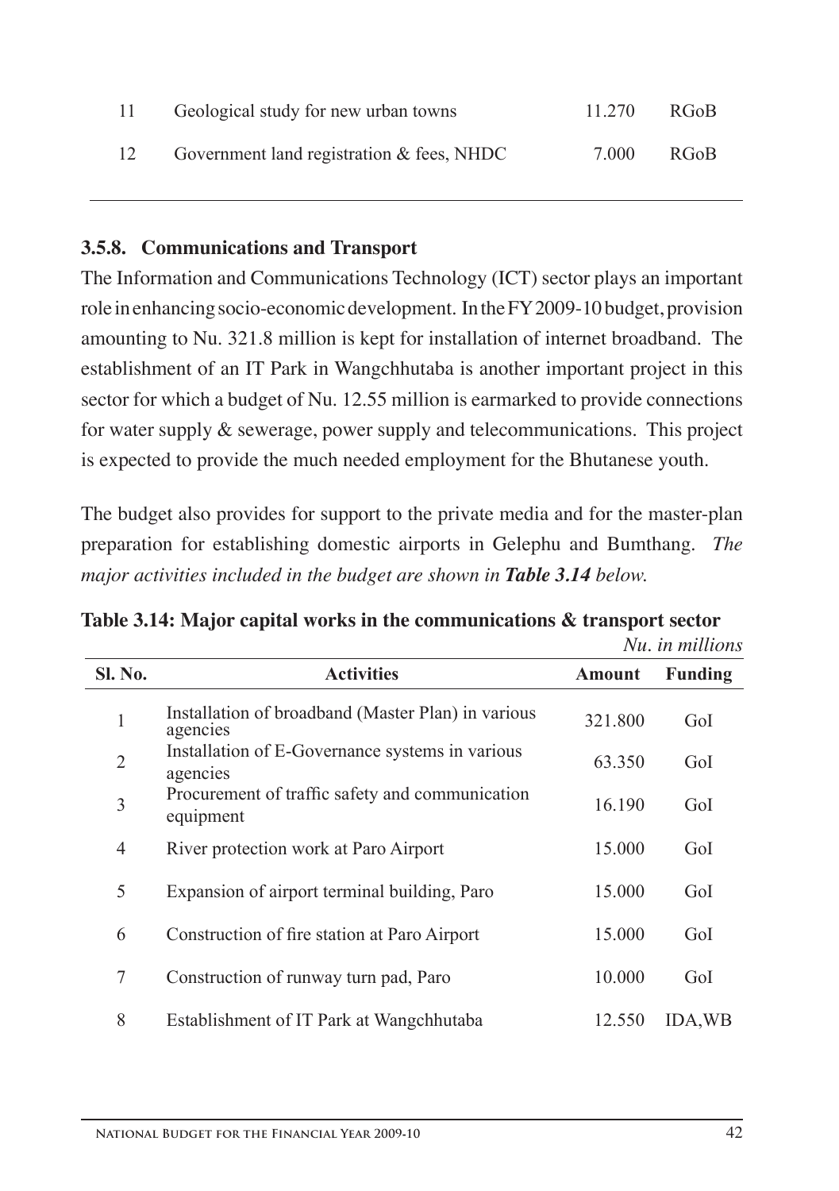| 11 | Geological study for new urban towns | 11.270 | RGoB |
|---|---|---|---|
| 12 | Government land registration & fees, NHDC | 7.000 | RGoB |

### 3.5.8. Communications and Transport

The Information and Communications Technology (ICT) sector plays an important role in enhancing socio-economic development. In the FY 2009-10 budget, provision amounting to Nu. 321.8 million is kept for installation of internet broadband. The establishment of an IT Park in Wangchhutaba is another important project in this sector for which a budget of Nu. 12.55 million is earmarked to provide connections for water supply & sewerage, power supply and telecommunications. This project is expected to provide the much needed employment for the Bhutanese youth.

The budget also provides for support to the private media and for the master-plan preparation for establishing domestic airports in Gelephu and Bumthang. *The major activities included in the budget are shown in **Table 3.14** below.*

**Table 3.14: Major capital works in the communications & transport sector**

*Nu. in millions*

| Sl. No. | Activities | Amount | Funding |
|---|---|---|---|
| 1 | Installation of broadband (Master Plan) in various agencies | 321.800 | GoI |
| 2 | Installation of E-Governance systems in various agencies | 63.350 | GoI |
| 3 | Procurement of traffic safety and communication equipment | 16.190 | GoI |
| 4 | River protection work at Paro Airport | 15.000 | GoI |
| 5 | Expansion of airport terminal building, Paro | 15.000 | GoI |
| 6 | Construction of fire station at Paro Airport | 15.000 | GoI |
| 7 | Construction of runway turn pad, Paro | 10.000 | GoI |
| 8 | Establishment of IT Park at Wangchhutaba | 12.550 | IDA,WB |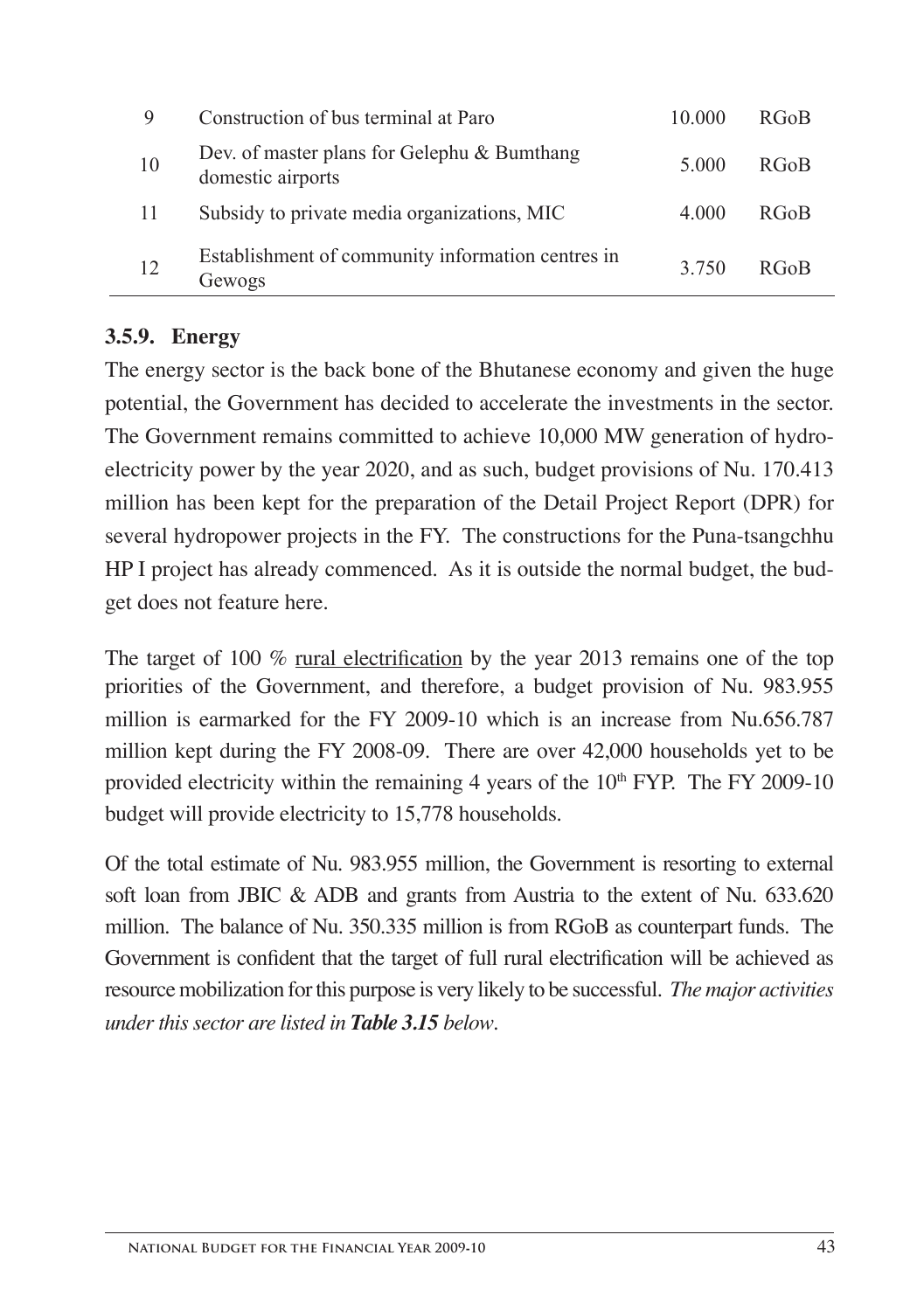| 9 | Construction of bus terminal at Paro | 10.000 | RGoB |
|---|---|---|---|
| 10 | Dev. of master plans for Gelephu & Bumthang domestic airports | 5.000 | RGoB |
| 11 | Subsidy to private media organizations, MIC | 4.000 | RGoB |
| 12 | Establishment of community information centres in Gewogs | 3.750 | RGoB |

### 3.5.9. Energy

The energy sector is the back bone of the Bhutanese economy and given the huge potential, the Government has decided to accelerate the investments in the sector. The Government remains committed to achieve 10,000 MW generation of hydro-electricity power by the year 2020, and as such, budget provisions of Nu. 170.413 million has been kept for the preparation of the Detail Project Report (DPR) for several hydropower projects in the FY. The constructions for the Puna-tsangchhu HP I project has already commenced. As it is outside the normal budget, the budget does not feature here.

The target of 100 % rural electrification by the year 2013 remains one of the top priorities of the Government, and therefore, a budget provision of Nu. 983.955 million is earmarked for the FY 2009-10 which is an increase from Nu.656.787 million kept during the FY 2008-09. There are over 42,000 households yet to be provided electricity within the remaining 4 years of the 10th FYP. The FY 2009-10 budget will provide electricity to 15,778 households.

Of the total estimate of Nu. 983.955 million, the Government is resorting to external soft loan from JBIC & ADB and grants from Austria to the extent of Nu. 633.620 million. The balance of Nu. 350.335 million is from RGoB as counterpart funds. The Government is confident that the target of full rural electrification will be achieved as resource mobilization for this purpose is very likely to be successful. *The major activities under this sector are listed in* ***Table 3.15*** *below*.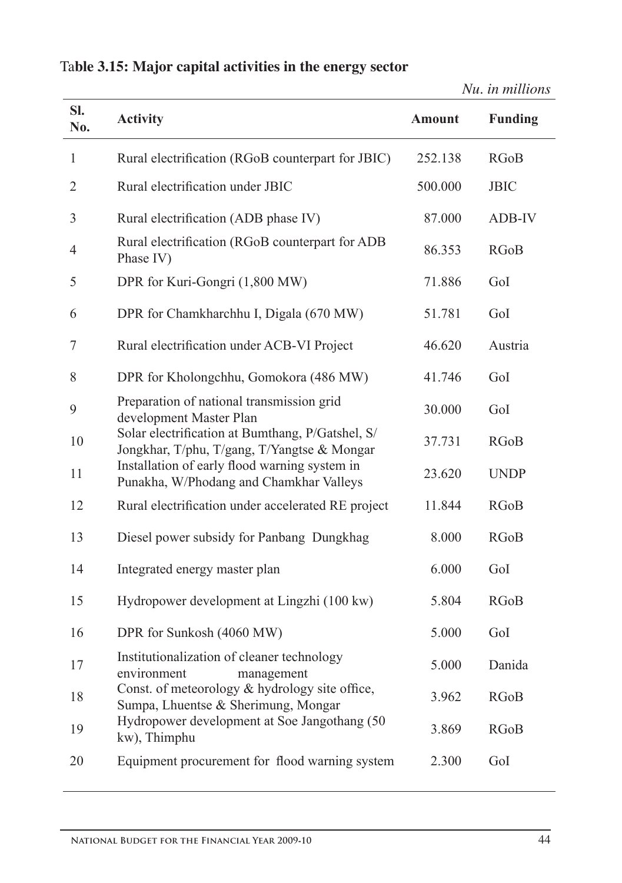**Table 3.15: Major capital activities in the energy sector**

*Nu. in millions*

| Sl. No. | Activity | Amount | Funding |
|---|---|---|---|
| 1 | Rural electrification (RGoB counterpart for JBIC) | 252.138 | RGoB |
| 2 | Rural electrification under JBIC | 500.000 | JBIC |
| 3 | Rural electrification (ADB phase IV) | 87.000 | ADB-IV |
| 4 | Rural electrification (RGoB counterpart for ADB Phase IV) | 86.353 | RGoB |
| 5 | DPR for Kuri-Gongri (1,800 MW) | 71.886 | GoI |
| 6 | DPR for Chamkharchhu I, Digala (670 MW) | 51.781 | GoI |
| 7 | Rural electrification under ACB-VI Project | 46.620 | Austria |
| 8 | DPR for Kholongchhu, Gomokora (486 MW) | 41.746 | GoI |
| 9 | Preparation of national transmission grid development Master Plan | 30.000 | GoI |
| 10 | Solar electrification at Bumthang, P/Gatshel, S/Jongkhar, T/phu, T/gang, T/Yangtse & Mongar | 37.731 | RGoB |
| 11 | Installation of early flood warning system in Punakha, W/Phodang and Chamkhar Valleys | 23.620 | UNDP |
| 12 | Rural electrification under accelerated RE project | 11.844 | RGoB |
| 13 | Diesel power subsidy for Panbang Dungkhag | 8.000 | RGoB |
| 14 | Integrated energy master plan | 6.000 | GoI |
| 15 | Hydropower development at Lingzhi (100 kw) | 5.804 | RGoB |
| 16 | DPR for Sunkosh (4060 MW) | 5.000 | GoI |
| 17 | Institutionalization of cleaner technology environment management | 5.000 | Danida |
| 18 | Const. of meteorology & hydrology site office, Sumpa, Lhuentse & Sherimung, Mongar | 3.962 | RGoB |
| 19 | Hydropower development at Soe Jangothang (50 kw), Thimphu | 3.869 | RGoB |
| 20 | Equipment procurement for flood warning system | 2.300 | GoI |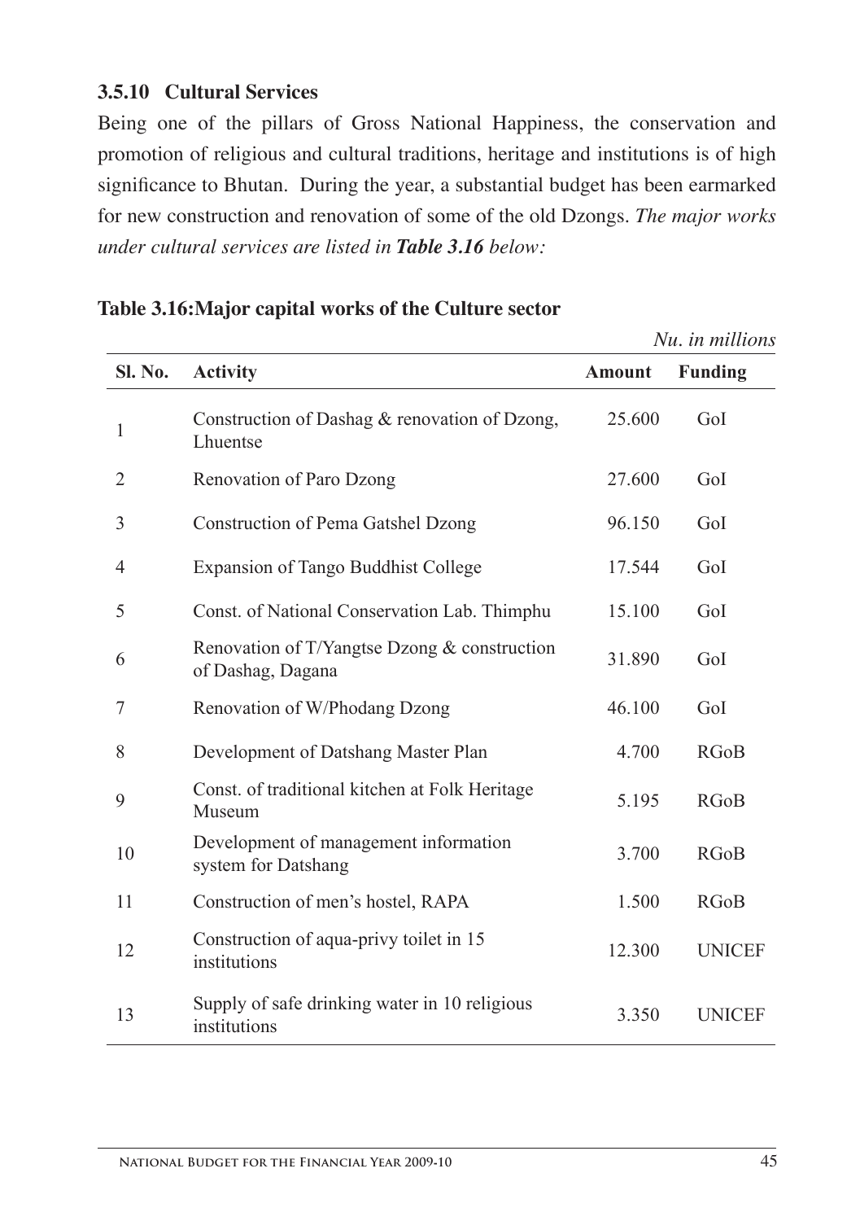### 3.5.10 Cultural Services

Being one of the pillars of Gross National Happiness, the conservation and promotion of religious and cultural traditions, heritage and institutions is of high significance to Bhutan. During the year, a substantial budget has been earmarked for new construction and renovation of some of the old Dzongs. *The major works under cultural services are listed in* ***Table 3.16*** *below:*

**Table 3.16:Major capital works of the Culture sector**

*Nu. in millions*

| Sl. No. | Activity | Amount | Funding |
|---|---|---|---|
| 1 | Construction of Dashag & renovation of Dzong, Lhuentse | 25.600 | GoI |
| 2 | Renovation of Paro Dzong | 27.600 | GoI |
| 3 | Construction of Pema Gatshel Dzong | 96.150 | GoI |
| 4 | Expansion of Tango Buddhist College | 17.544 | GoI |
| 5 | Const. of National Conservation Lab. Thimphu | 15.100 | GoI |
| 6 | Renovation of T/Yangtse Dzong & construction of Dashag, Dagana | 31.890 | GoI |
| 7 | Renovation of W/Phodang Dzong | 46.100 | GoI |
| 8 | Development of Datshang Master Plan | 4.700 | RGoB |
| 9 | Const. of traditional kitchen at Folk Heritage Museum | 5.195 | RGoB |
| 10 | Development of management information system for Datshang | 3.700 | RGoB |
| 11 | Construction of men's hostel, RAPA | 1.500 | RGoB |
| 12 | Construction of aqua-privy toilet in 15 institutions | 12.300 | UNICEF |
| 13 | Supply of safe drinking water in 10 religious institutions | 3.350 | UNICEF |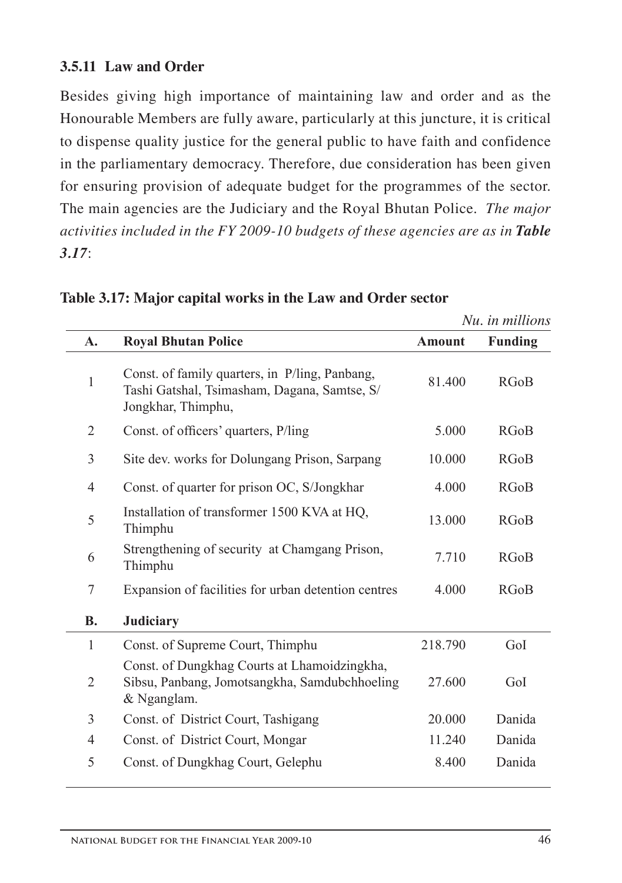### 3.5.11 Law and Order

Besides giving high importance of maintaining law and order and as the Honourable Members are fully aware, particularly at this juncture, it is critical to dispense quality justice for the general public to have faith and confidence in the parliamentary democracy. Therefore, due consideration has been given for ensuring provision of adequate budget for the programmes of the sector. The main agencies are the Judiciary and the Royal Bhutan Police. *The major activities included in the FY 2009-10 budgets of these agencies are as in **Table 3.17***:

**Table 3.17: Major capital works in the Law and Order sector**

*Nu. in millions*

| A. | Royal Bhutan Police | Amount | Funding |
|---|---|---|---|
| 1 | Const. of family quarters, in P/ling, Panbang, Tashi Gatshal, Tsimasham, Dagana, Samtse, S/Jongkhar, Thimphu, | 81.400 | RGoB |
| 2 | Const. of officers' quarters, P/ling | 5.000 | RGoB |
| 3 | Site dev. works for Dolungang Prison, Sarpang | 10.000 | RGoB |
| 4 | Const. of quarter for prison OC, S/Jongkhar | 4.000 | RGoB |
| 5 | Installation of transformer 1500 KVA at HQ, Thimphu | 13.000 | RGoB |
| 6 | Strengthening of security at Chamgang Prison, Thimphu | 7.710 | RGoB |
| 7 | Expansion of facilities for urban detention centres | 4.000 | RGoB |
| **B.** | **Judiciary** | | |
| 1 | Const. of Supreme Court, Thimphu | 218.790 | GoI |
| 2 | Const. of Dungkhag Courts at Lhamoidzingkha, Sibsu, Panbang, Jomotsangkha, Samdubchhoeling & Nganglam. | 27.600 | GoI |
| 3 | Const. of District Court, Tashigang | 20.000 | Danida |
| 4 | Const. of District Court, Mongar | 11.240 | Danida |
| 5 | Const. of Dungkhag Court, Gelephu | 8.400 | Danida |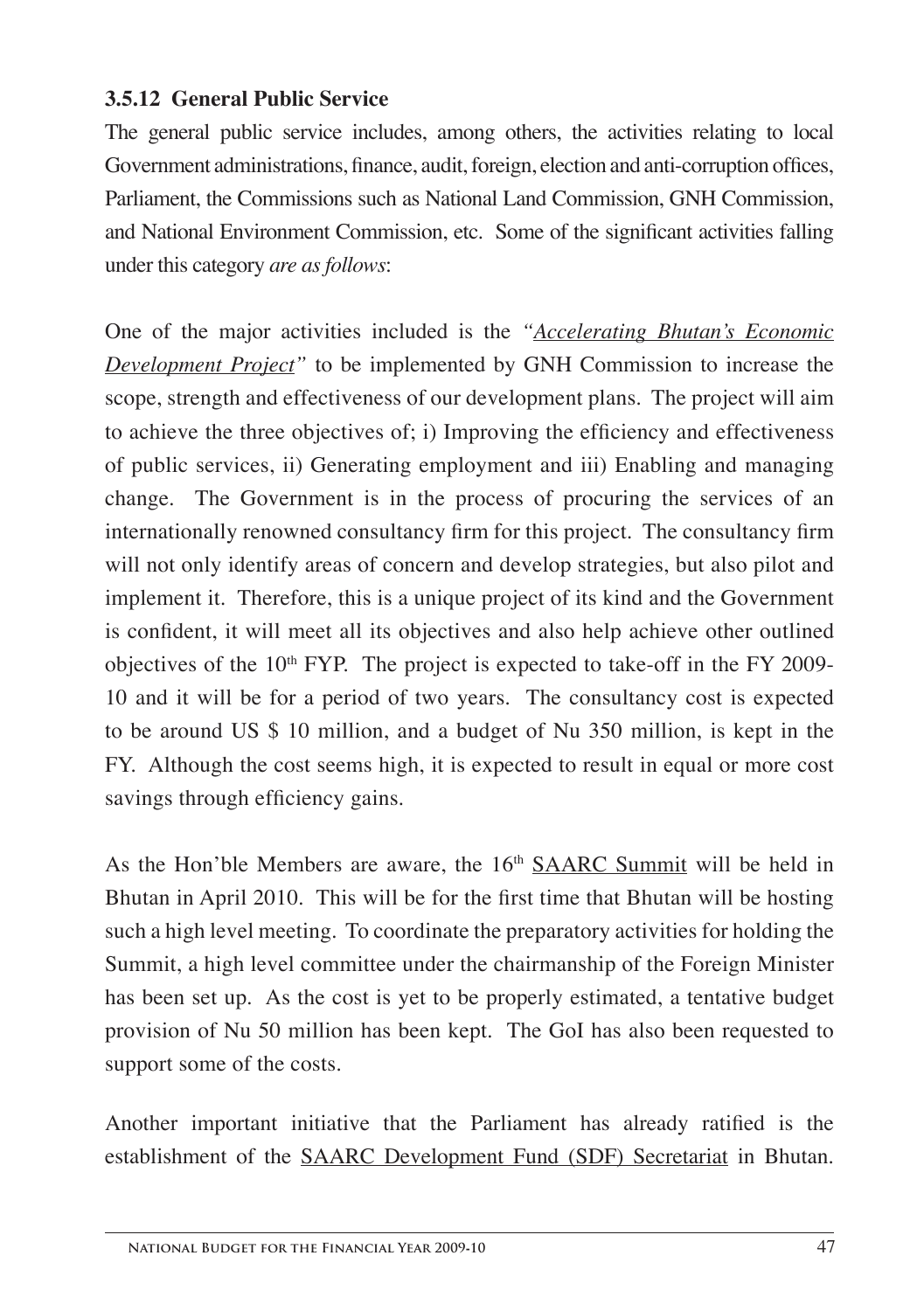### 3.5.12 General Public Service

The general public service includes, among others, the activities relating to local Government administrations, finance, audit, foreign, election and anti-corruption offices, Parliament, the Commissions such as National Land Commission, GNH Commission, and National Environment Commission, etc. Some of the significant activities falling under this category *are as follows*:

One of the major activities included is the *"Accelerating Bhutan's Economic Development Project"* to be implemented by GNH Commission to increase the scope, strength and effectiveness of our development plans. The project will aim to achieve the three objectives of; i) Improving the efficiency and effectiveness of public services, ii) Generating employment and iii) Enabling and managing change. The Government is in the process of procuring the services of an internationally renowned consultancy firm for this project. The consultancy firm will not only identify areas of concern and develop strategies, but also pilot and implement it. Therefore, this is a unique project of its kind and the Government is confident, it will meet all its objectives and also help achieve other outlined objectives of the 10th FYP. The project is expected to take-off in the FY 2009-10 and it will be for a period of two years. The consultancy cost is expected to be around US $ 10 million, and a budget of Nu 350 million, is kept in the FY. Although the cost seems high, it is expected to result in equal or more cost savings through efficiency gains.

As the Hon'ble Members are aware, the 16th SAARC Summit will be held in Bhutan in April 2010. This will be for the first time that Bhutan will be hosting such a high level meeting. To coordinate the preparatory activities for holding the Summit, a high level committee under the chairmanship of the Foreign Minister has been set up. As the cost is yet to be properly estimated, a tentative budget provision of Nu 50 million has been kept. The GoI has also been requested to support some of the costs.

Another important initiative that the Parliament has already ratified is the establishment of the SAARC Development Fund (SDF) Secretariat in Bhutan.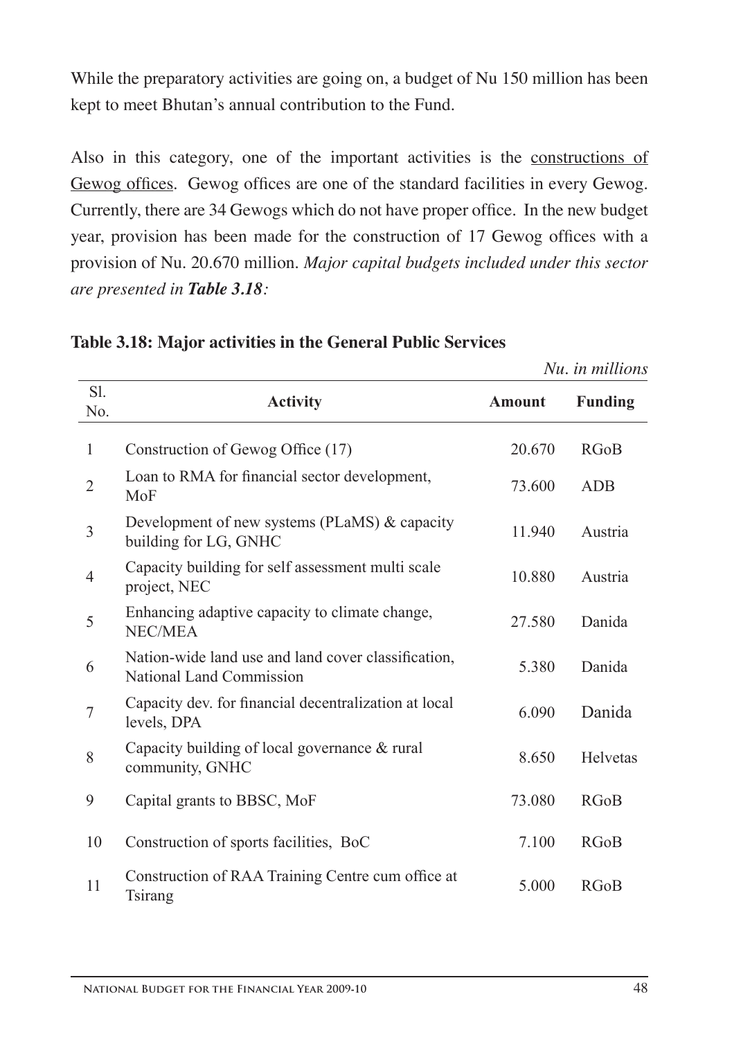While the preparatory activities are going on, a budget of Nu 150 million has been kept to meet Bhutan's annual contribution to the Fund.

Also in this category, one of the important activities is the constructions of Gewog offices. Gewog offices are one of the standard facilities in every Gewog. Currently, there are 34 Gewogs which do not have proper office. In the new budget year, provision has been made for the construction of 17 Gewog offices with a provision of Nu. 20.670 million. *Major capital budgets included under this sector are presented in **Table 3.18**:*

**Table 3.18: Major activities in the General Public Services**

*Nu. in millions*

| Sl. No. | Activity | Amount | Funding |
|---|---|---|---|
| 1 | Construction of Gewog Office (17) | 20.670 | RGoB |
| 2 | Loan to RMA for financial sector development, MoF | 73.600 | ADB |
| 3 | Development of new systems (PLaMS) & capacity building for LG, GNHC | 11.940 | Austria |
| 4 | Capacity building for self assessment multi scale project, NEC | 10.880 | Austria |
| 5 | Enhancing adaptive capacity to climate change, NEC/MEA | 27.580 | Danida |
| 6 | Nation-wide land use and land cover classification, National Land Commission | 5.380 | Danida |
| 7 | Capacity dev. for financial decentralization at local levels, DPA | 6.090 | Danida |
| 8 | Capacity building of local governance & rural community, GNHC | 8.650 | Helvetas |
| 9 | Capital grants to BBSC, MoF | 73.080 | RGoB |
| 10 | Construction of sports facilities, BoC | 7.100 | RGoB |
| 11 | Construction of RAA Training Centre cum office at Tsirang | 5.000 | RGoB |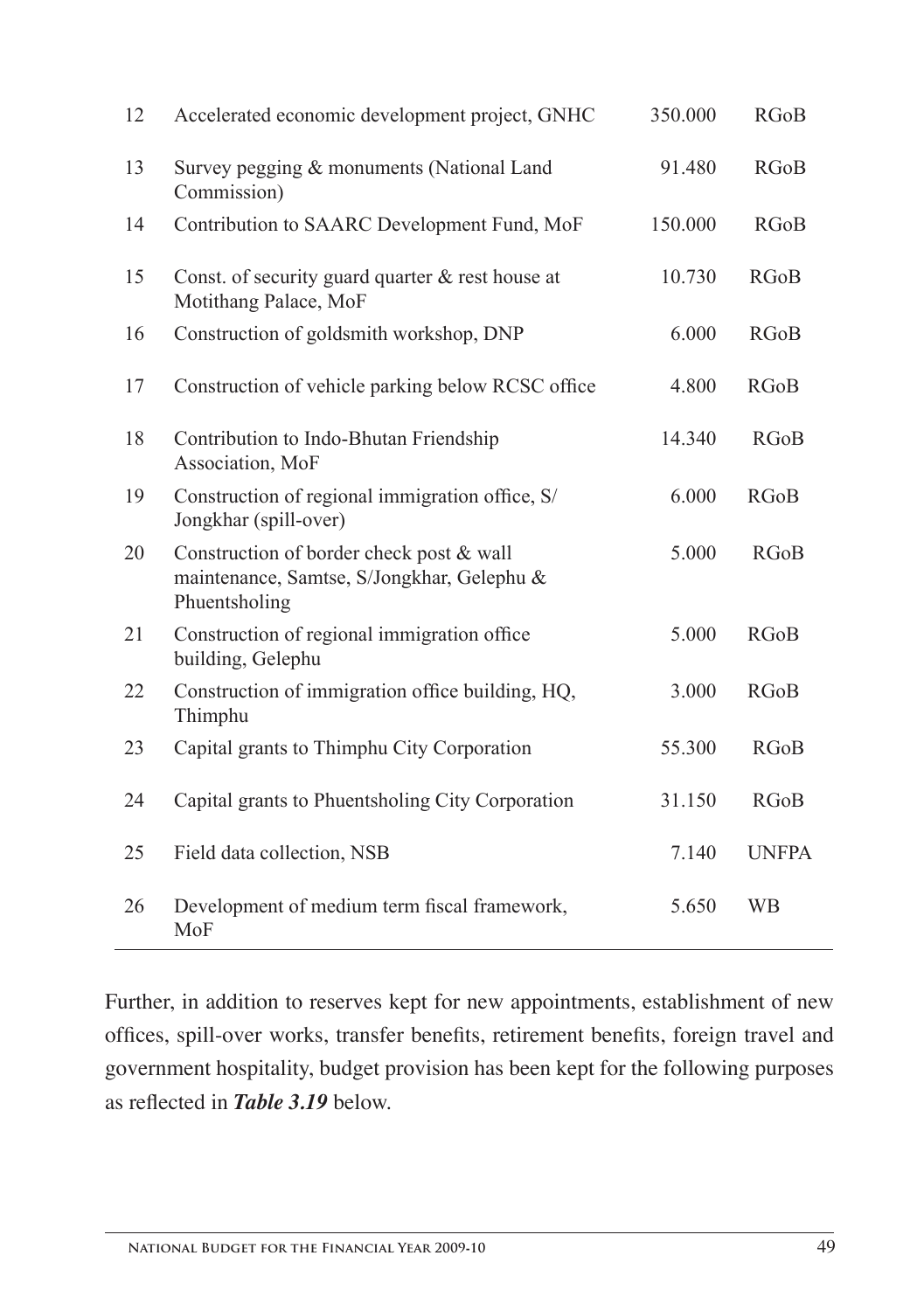| | | | |
|---|---|---|---|
| 12 | Accelerated economic development project, GNHC | 350.000 | RGoB |
| 13 | Survey pegging & monuments (National Land Commission) | 91.480 | RGoB |
| 14 | Contribution to SAARC Development Fund, MoF | 150.000 | RGoB |
| 15 | Const. of security guard quarter & rest house at Motithang Palace, MoF | 10.730 | RGoB |
| 16 | Construction of goldsmith workshop, DNP | 6.000 | RGoB |
| 17 | Construction of vehicle parking below RCSC office | 4.800 | RGoB |
| 18 | Contribution to Indo-Bhutan Friendship Association, MoF | 14.340 | RGoB |
| 19 | Construction of regional immigration office, S/Jongkhar (spill-over) | 6.000 | RGoB |
| 20 | Construction of border check post & wall maintenance, Samtse, S/Jongkhar, Gelephu & Phuentsholing | 5.000 | RGoB |
| 21 | Construction of regional immigration office building, Gelephu | 5.000 | RGoB |
| 22 | Construction of immigration office building, HQ, Thimphu | 3.000 | RGoB |
| 23 | Capital grants to Thimphu City Corporation | 55.300 | RGoB |
| 24 | Capital grants to Phuentsholing City Corporation | 31.150 | RGoB |
| 25 | Field data collection, NSB | 7.140 | UNFPA |
| 26 | Development of medium term fiscal framework, MoF | 5.650 | WB |

Further, in addition to reserves kept for new appointments, establishment of new offices, spill-over works, transfer benefits, retirement benefits, foreign travel and government hospitality, budget provision has been kept for the following purposes as reflected in ***Table 3.19*** below.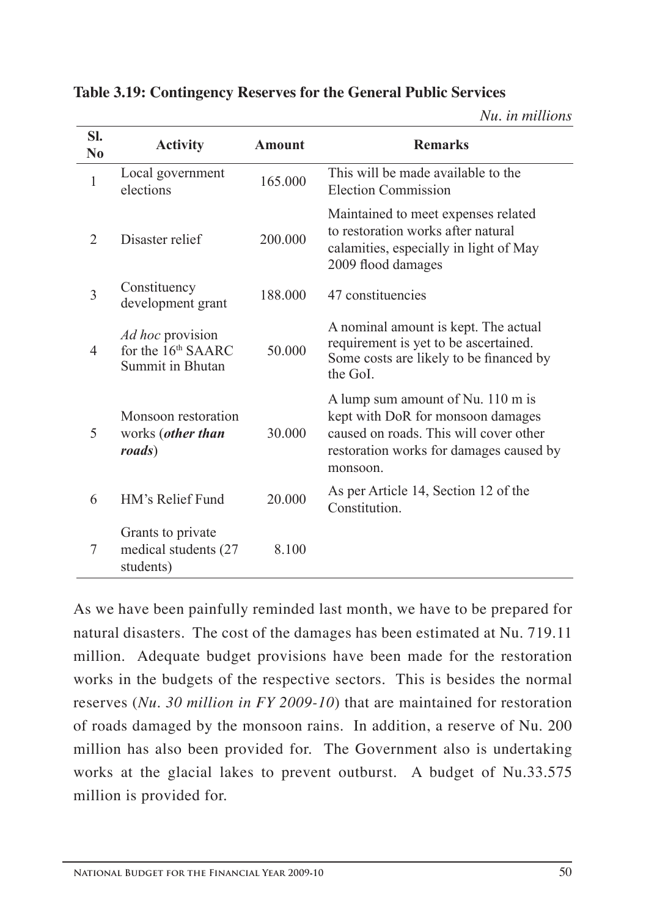**Table 3.19: Contingency Reserves for the General Public Services**

*Nu. in millions*

| Sl. No | Activity | Amount | Remarks |
|---|---|---|---|
| 1 | Local government elections | 165.000 | This will be made available to the Election Commission |
| 2 | Disaster relief | 200.000 | Maintained to meet expenses related to restoration works after natural calamities, especially in light of May 2009 flood damages |
| 3 | Constituency development grant | 188.000 | 47 constituencies |
| 4 | *Ad hoc* provision for the 16th SAARC Summit in Bhutan | 50.000 | A nominal amount is kept. The actual requirement is yet to be ascertained. Some costs are likely to be financed by the GoI. |
| 5 | Monsoon restoration works (***other than roads***) | 30.000 | A lump sum amount of Nu. 110 m is kept with DoR for monsoon damages caused on roads. This will cover other restoration works for damages caused by monsoon. |
| 6 | HM's Relief Fund | 20.000 | As per Article 14, Section 12 of the Constitution. |
| 7 | Grants to private medical students (27 students) | 8.100 | |

As we have been painfully reminded last month, we have to be prepared for natural disasters. The cost of the damages has been estimated at Nu. 719.11 million. Adequate budget provisions have been made for the restoration works in the budgets of the respective sectors. This is besides the normal reserves (*Nu. 30 million in FY 2009-10*) that are maintained for restoration of roads damaged by the monsoon rains. In addition, a reserve of Nu. 200 million has also been provided for. The Government also is undertaking works at the glacial lakes to prevent outburst. A budget of Nu.33.575 million is provided for.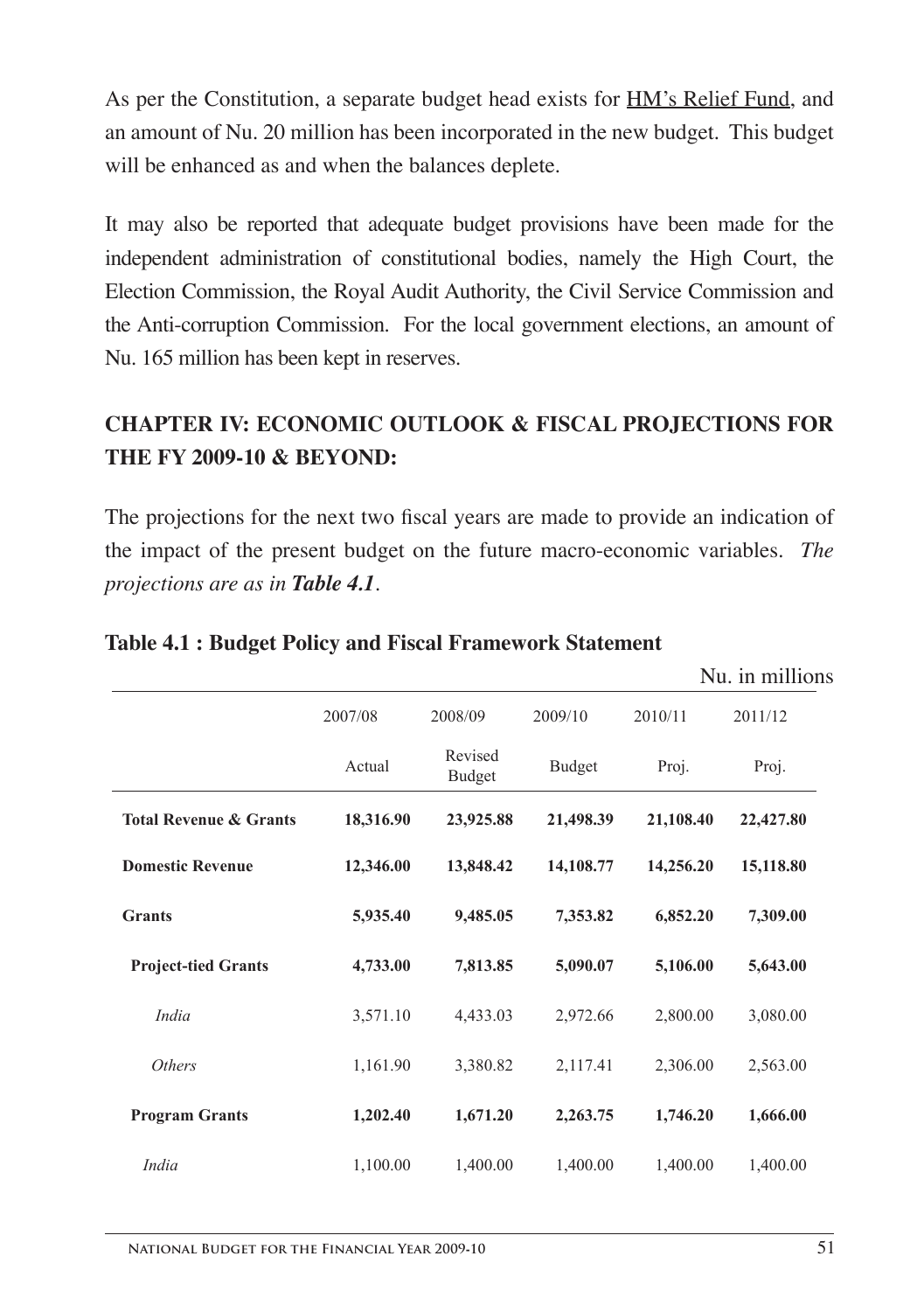As per the Constitution, a separate budget head exists for HM's Relief Fund, and an amount of Nu. 20 million has been incorporated in the new budget. This budget will be enhanced as and when the balances deplete.

It may also be reported that adequate budget provisions have been made for the independent administration of constitutional bodies, namely the High Court, the Election Commission, the Royal Audit Authority, the Civil Service Commission and the Anti-corruption Commission. For the local government elections, an amount of Nu. 165 million has been kept in reserves.

## CHAPTER IV: ECONOMIC OUTLOOK & FISCAL PROJECTIONS FOR THE FY 2009-10 & BEYOND:

The projections for the next two fiscal years are made to provide an indication of the impact of the present budget on the future macro-economic variables. *The projections are as in **Table 4.1**.*

**Table 4.1 : Budget Policy and Fiscal Framework Statement**

Nu. in millions

| | 2007/08 | 2008/09 | 2009/10 | 2010/11 | 2011/12 |
|---|---|---|---|---|---|
| | Actual | Revised Budget | Budget | Proj. | Proj. |
| **Total Revenue & Grants** | **18,316.90** | **23,925.88** | **21,498.39** | **21,108.40** | **22,427.80** |
| **Domestic Revenue** | **12,346.00** | **13,848.42** | **14,108.77** | **14,256.20** | **15,118.80** |
| **Grants** | **5,935.40** | **9,485.05** | **7,353.82** | **6,852.20** | **7,309.00** |
| **Project-tied Grants** | **4,733.00** | **7,813.85** | **5,090.07** | **5,106.00** | **5,643.00** |
| *India* | 3,571.10 | 4,433.03 | 2,972.66 | 2,800.00 | 3,080.00 |
| *Others* | 1,161.90 | 3,380.82 | 2,117.41 | 2,306.00 | 2,563.00 |
| **Program Grants** | **1,202.40** | **1,671.20** | **2,263.75** | **1,746.20** | **1,666.00** |
| *India* | 1,100.00 | 1,400.00 | 1,400.00 | 1,400.00 | 1,400.00 |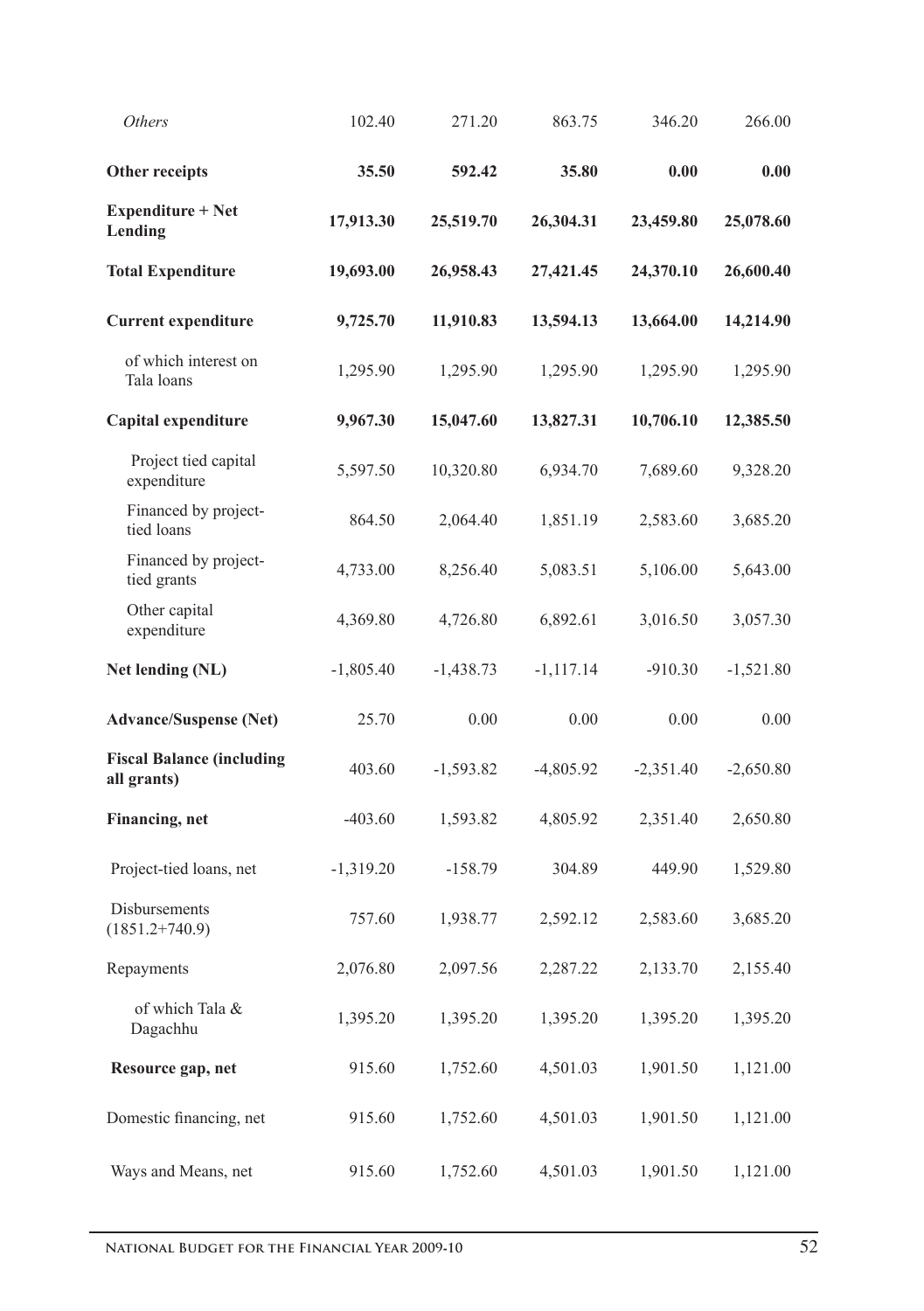| | | | | | |
|---|---|---|---|---|---|
| *Others* | 102.40 | 271.20 | 863.75 | 346.20 | 266.00 |
| **Other receipts** | **35.50** | **592.42** | **35.80** | **0.00** | **0.00** |
| **Expenditure + Net Lending** | **17,913.30** | **25,519.70** | **26,304.31** | **23,459.80** | **25,078.60** |
| **Total Expenditure** | **19,693.00** | **26,958.43** | **27,421.45** | **24,370.10** | **26,600.40** |
| **Current expenditure** | **9,725.70** | **11,910.83** | **13,594.13** | **13,664.00** | **14,214.90** |
| of which interest on Tala loans | 1,295.90 | 1,295.90 | 1,295.90 | 1,295.90 | 1,295.90 |
| **Capital expenditure** | **9,967.30** | **15,047.60** | **13,827.31** | **10,706.10** | **12,385.50** |
| Project tied capital expenditure | 5,597.50 | 10,320.80 | 6,934.70 | 7,689.60 | 9,328.20 |
| Financed by project-tied loans | 864.50 | 2,064.40 | 1,851.19 | 2,583.60 | 3,685.20 |
| Financed by project-tied grants | 4,733.00 | 8,256.40 | 5,083.51 | 5,106.00 | 5,643.00 |
| Other capital expenditure | 4,369.80 | 4,726.80 | 6,892.61 | 3,016.50 | 3,057.30 |
| **Net lending (NL)** | -1,805.40 | -1,438.73 | -1,117.14 | -910.30 | -1,521.80 |
| **Advance/Suspense (Net)** | 25.70 | 0.00 | 0.00 | 0.00 | 0.00 |
| **Fiscal Balance (including all grants)** | 403.60 | -1,593.82 | -4,805.92 | -2,351.40 | -2,650.80 |
| **Financing, net** | -403.60 | 1,593.82 | 4,805.92 | 2,351.40 | 2,650.80 |
| Project-tied loans, net | -1,319.20 | -158.79 | 304.89 | 449.90 | 1,529.80 |
| Disbursements (1851.2+740.9) | 757.60 | 1,938.77 | 2,592.12 | 2,583.60 | 3,685.20 |
| Repayments | 2,076.80 | 2,097.56 | 2,287.22 | 2,133.70 | 2,155.40 |
| of which Tala & Dagachhu | 1,395.20 | 1,395.20 | 1,395.20 | 1,395.20 | 1,395.20 |
| **Resource gap, net** | 915.60 | 1,752.60 | 4,501.03 | 1,901.50 | 1,121.00 |
| Domestic financing, net | 915.60 | 1,752.60 | 4,501.03 | 1,901.50 | 1,121.00 |
| Ways and Means, net | 915.60 | 1,752.60 | 4,501.03 | 1,901.50 | 1,121.00 |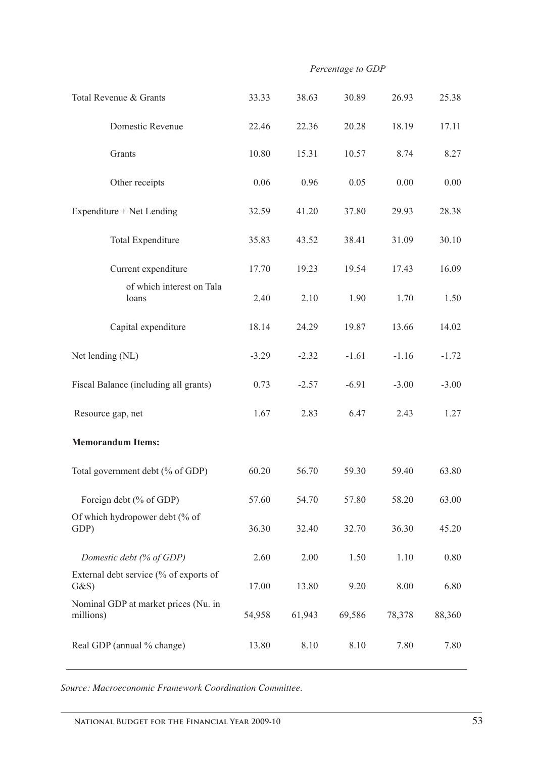| | *Percentage to GDP* | | | | |
|---|---|---|---|---|---|
| Total Revenue & Grants | 33.33 | 38.63 | 30.89 | 26.93 | 25.38 |
| Domestic Revenue | 22.46 | 22.36 | 20.28 | 18.19 | 17.11 |
| Grants | 10.80 | 15.31 | 10.57 | 8.74 | 8.27 |
| Other receipts | 0.06 | 0.96 | 0.05 | 0.00 | 0.00 |
| Expenditure + Net Lending | 32.59 | 41.20 | 37.80 | 29.93 | 28.38 |
| Total Expenditure | 35.83 | 43.52 | 38.41 | 31.09 | 30.10 |
| Current expenditure | 17.70 | 19.23 | 19.54 | 17.43 | 16.09 |
| of which interest on Tala loans | 2.40 | 2.10 | 1.90 | 1.70 | 1.50 |
| Capital expenditure | 18.14 | 24.29 | 19.87 | 13.66 | 14.02 |
| Net lending (NL) | -3.29 | -2.32 | -1.61 | -1.16 | -1.72 |
| Fiscal Balance (including all grants) | 0.73 | -2.57 | -6.91 | -3.00 | -3.00 |
| Resource gap, net | 1.67 | 2.83 | 6.47 | 2.43 | 1.27 |
| **Memorandum Items:** | | | | | |
| Total government debt (% of GDP) | 60.20 | 56.70 | 59.30 | 59.40 | 63.80 |
| Foreign debt (% of GDP) | 57.60 | 54.70 | 57.80 | 58.20 | 63.00 |
| Of which hydropower debt (% of GDP) | 36.30 | 32.40 | 32.70 | 36.30 | 45.20 |
| *Domestic debt (% of GDP)* | 2.60 | 2.00 | 1.50 | 1.10 | 0.80 |
| External debt service (% of exports of G&S) | 17.00 | 13.80 | 9.20 | 8.00 | 6.80 |
| Nominal GDP at market prices (Nu. in millions) | 54,958 | 61,943 | 69,586 | 78,378 | 88,360 |
| Real GDP (annual % change) | 13.80 | 8.10 | 8.10 | 7.80 | 7.80 |

*Source: Macroeconomic Framework Coordination Committee.*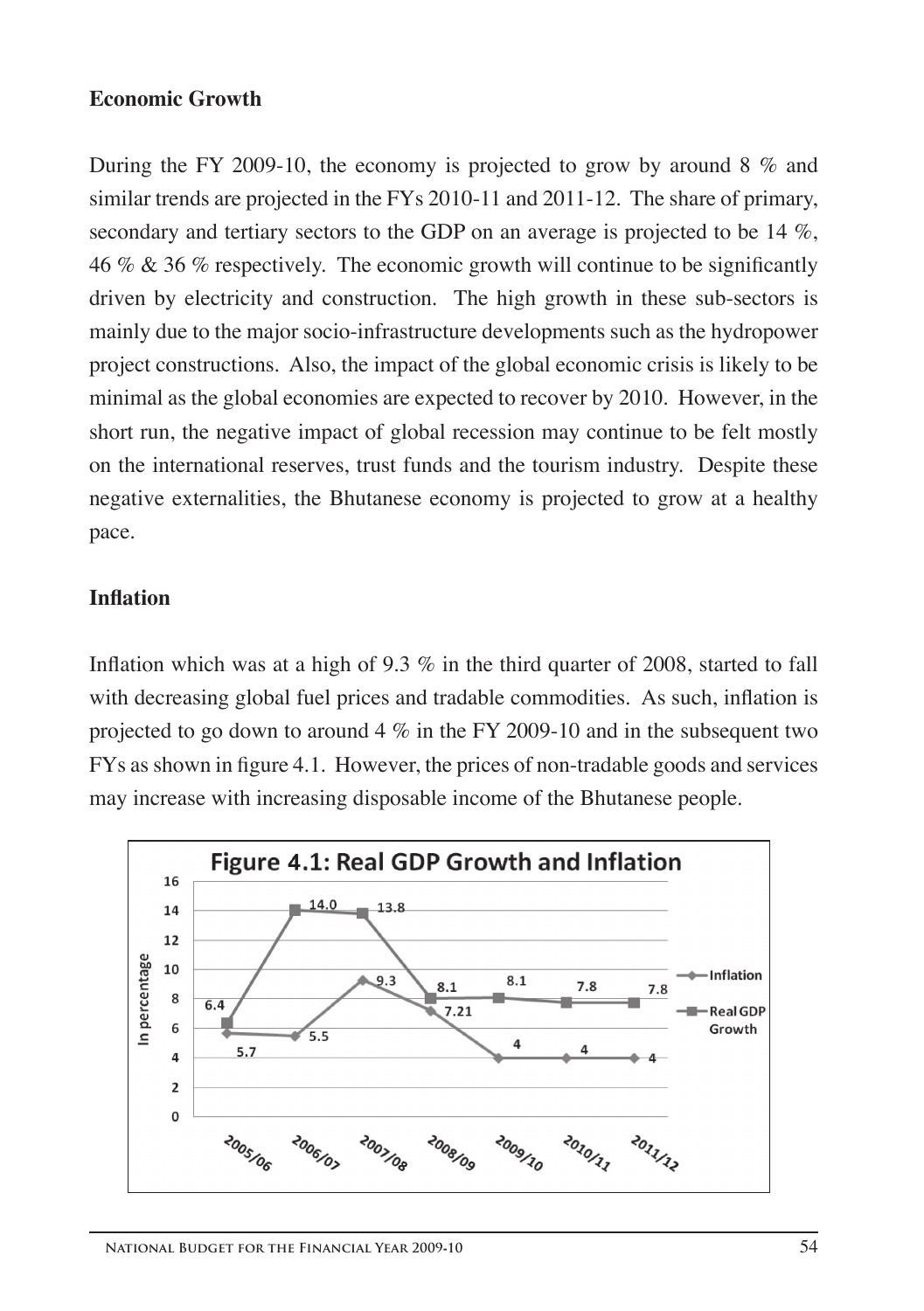## Economic Growth

During the FY 2009-10, the economy is projected to grow by around 8 % and similar trends are projected in the FYs 2010-11 and 2011-12. The share of primary, secondary and tertiary sectors to the GDP on an average is projected to be 14 %, 46 % & 36 % respectively. The economic growth will continue to be significantly driven by electricity and construction. The high growth in these sub-sectors is mainly due to the major socio-infrastructure developments such as the hydropower project constructions. Also, the impact of the global economic crisis is likely to be minimal as the global economies are expected to recover by 2010. However, in the short run, the negative impact of global recession may continue to be felt mostly on the international reserves, trust funds and the tourism industry. Despite these negative externalities, the Bhutanese economy is projected to grow at a healthy pace.

## Inflation

Inflation which was at a high of 9.3 % in the third quarter of 2008, started to fall with decreasing global fuel prices and tradable commodities. As such, inflation is projected to go down to around 4 % in the FY 2009-10 and in the subsequent two FYs as shown in figure 4.1. However, the prices of non-tradable goods and services may increase with increasing disposable income of the Bhutanese people.

**Figure 4.1: Real GDP Growth and Inflation**

| In percentage | 2005/06 | 2006/07 | 2007/08 | 2008/09 | 2009/10 | 2010/11 | 2011/12 |
|---|---|---|---|---|---|---|---|
| Inflation | 5.7 | 5.5 | 9.3 | 7.21 | 4 | 4 | 4 |
| Real GDP Growth | 6.4 | 14.0 | 13.8 | 8.1 | 8.1 | 7.8 | 7.8 |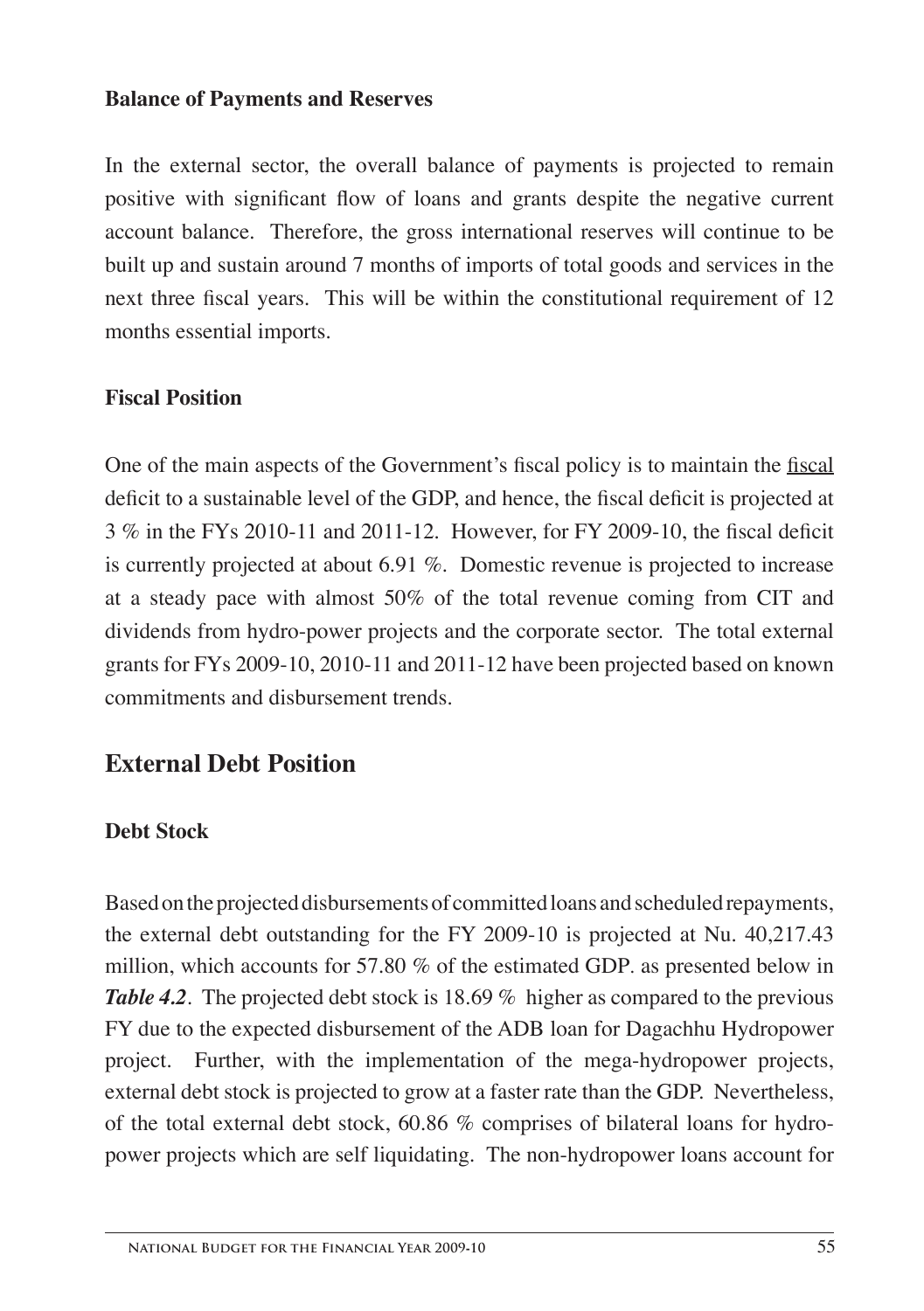**Balance of Payments and Reserves**

In the external sector, the overall balance of payments is projected to remain positive with significant flow of loans and grants despite the negative current account balance. Therefore, the gross international reserves will continue to be built up and sustain around 7 months of imports of total goods and services in the next three fiscal years. This will be within the constitutional requirement of 12 months essential imports.

**Fiscal Position**

One of the main aspects of the Government's fiscal policy is to maintain the fiscal deficit to a sustainable level of the GDP, and hence, the fiscal deficit is projected at 3 % in the FYs 2010-11 and 2011-12. However, for FY 2009-10, the fiscal deficit is currently projected at about 6.91 %. Domestic revenue is projected to increase at a steady pace with almost 50% of the total revenue coming from CIT and dividends from hydro-power projects and the corporate sector. The total external grants for FYs 2009-10, 2010-11 and 2011-12 have been projected based on known commitments and disbursement trends.

## External Debt Position

**Debt Stock**

Based on the projected disbursements of committed loans and scheduled repayments, the external debt outstanding for the FY 2009-10 is projected at Nu. 40,217.43 million, which accounts for 57.80 % of the estimated GDP. as presented below in ***Table 4.2***. The projected debt stock is 18.69 % higher as compared to the previous FY due to the expected disbursement of the ADB loan for Dagachhu Hydropower project. Further, with the implementation of the mega-hydropower projects, external debt stock is projected to grow at a faster rate than the GDP. Nevertheless, of the total external debt stock, 60.86 % comprises of bilateral loans for hydro-power projects which are self liquidating. The non-hydropower loans account for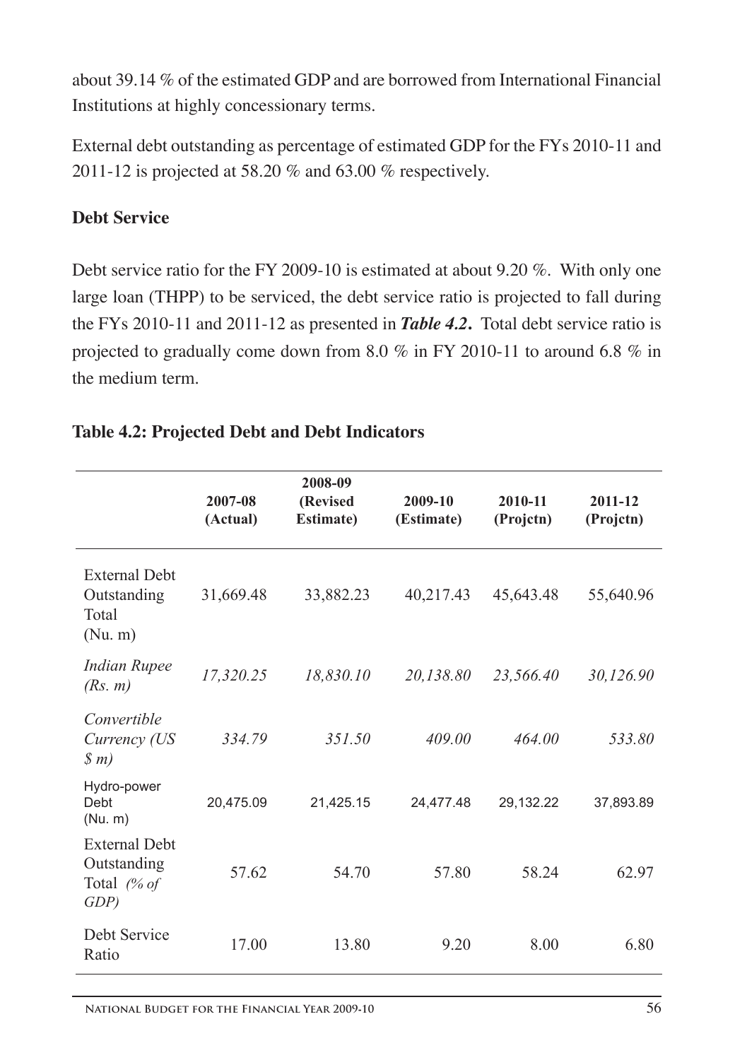about 39.14 % of the estimated GDP and are borrowed from International Financial Institutions at highly concessionary terms.

External debt outstanding as percentage of estimated GDP for the FYs 2010-11 and 2011-12 is projected at 58.20 % and 63.00 % respectively.

**Debt Service**

Debt service ratio for the FY 2009-10 is estimated at about 9.20 %. With only one large loan (THPP) to be serviced, the debt service ratio is projected to fall during the FYs 2010-11 and 2011-12 as presented in ***Table 4.2***. Total debt service ratio is projected to gradually come down from 8.0 % in FY 2010-11 to around 6.8 % in the medium term.

**Table 4.2: Projected Debt and Debt Indicators**

| | 2007-08 (Actual) | 2008-09 (Revised Estimate) | 2009-10 (Estimate) | 2010-11 (Projctn) | 2011-12 (Projctn) |
|---|---|---|---|---|---|
| External Debt Outstanding Total (Nu. m) | 31,669.48 | 33,882.23 | 40,217.43 | 45,643.48 | 55,640.96 |
| *Indian Rupee (Rs. m)* | *17,320.25* | *18,830.10* | *20,138.80* | *23,566.40* | *30,126.90* |
| *Convertible Currency (US $ m)* | *334.79* | *351.50* | *409.00* | *464.00* | *533.80* |
| Hydro-power Debt (Nu. m) | 20,475.09 | 21,425.15 | 24,477.48 | 29,132.22 | 37,893.89 |
| External Debt Outstanding Total *(% of GDP)* | 57.62 | 54.70 | 57.80 | 58.24 | 62.97 |
| Debt Service Ratio | 17.00 | 13.80 | 9.20 | 8.00 | 6.80 |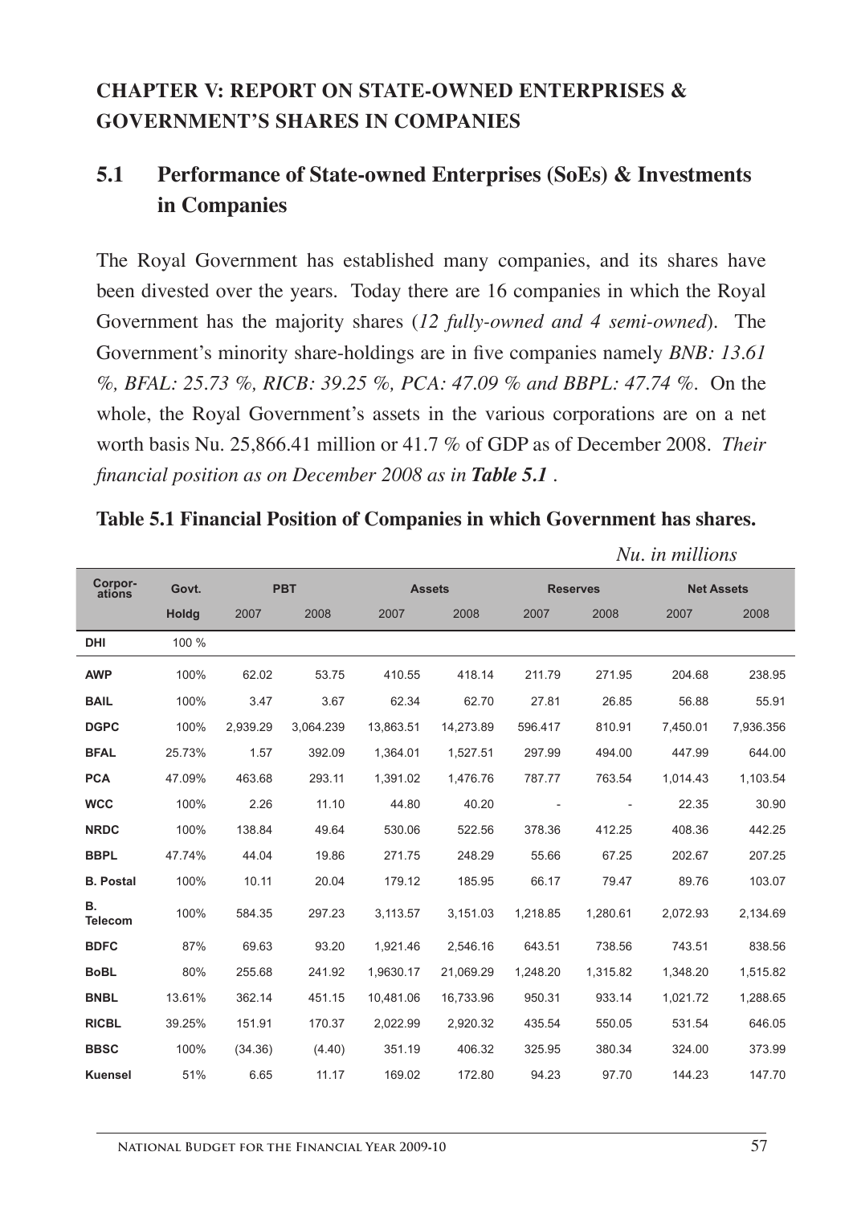## CHAPTER V: REPORT ON STATE-OWNED ENTERPRISES & GOVERNMENT'S SHARES IN COMPANIES

### 5.1 Performance of State-owned Enterprises (SoEs) & Investments in Companies

The Royal Government has established many companies, and its shares have been divested over the years. Today there are 16 companies in which the Royal Government has the majority shares (*12 fully-owned and 4 semi-owned*). The Government's minority share-holdings are in five companies namely *BNB: 13.61 %, BFAL: 25.73 %, RICB: 39.25 %, PCA: 47.09 % and BBPL: 47.74 %*. On the whole, the Royal Government's assets in the various corporations are on a net worth basis Nu. 25,866.41 million or 41.7 % of GDP as of December 2008. *Their financial position as on December 2008 as in **Table 5.1** .*

**Table 5.1 Financial Position of Companies in which Government has shares.**

*Nu. in millions*

| Corpor-ations | Govt. | PBT | | Assets | | Reserves | | Net Assets | |
|---|---|---|---|---|---|---|---|---|---|
| | Holdg | 2007 | 2008 | 2007 | 2008 | 2007 | 2008 | 2007 | 2008 |
| DHI | 100 % | | | | | | | | |
| AWP | 100% | 62.02 | 53.75 | 410.55 | 418.14 | 211.79 | 271.95 | 204.68 | 238.95 |
| BAIL | 100% | 3.47 | 3.67 | 62.34 | 62.70 | 27.81 | 26.85 | 56.88 | 55.91 |
| DGPC | 100% | 2,939.29 | 3,064.239 | 13,863.51 | 14,273.89 | 596.417 | 810.91 | 7,450.01 | 7,936.356 |
| BFAL | 25.73% | 1.57 | 392.09 | 1,364.01 | 1,527.51 | 297.99 | 494.00 | 447.99 | 644.00 |
| PCA | 47.09% | 463.68 | 293.11 | 1,391.02 | 1,476.76 | 787.77 | 763.54 | 1,014.43 | 1,103.54 |
| WCC | 100% | 2.26 | 11.10 | 44.80 | 40.20 | - | - | 22.35 | 30.90 |
| NRDC | 100% | 138.84 | 49.64 | 530.06 | 522.56 | 378.36 | 412.25 | 408.36 | 442.25 |
| BBPL | 47.74% | 44.04 | 19.86 | 271.75 | 248.29 | 55.66 | 67.25 | 202.67 | 207.25 |
| B. Postal | 100% | 10.11 | 20.04 | 179.12 | 185.95 | 66.17 | 79.47 | 89.76 | 103.07 |
| B. Telecom | 100% | 584.35 | 297.23 | 3,113.57 | 3,151.03 | 1,218.85 | 1,280.61 | 2,072.93 | 2,134.69 |
| BDFC | 87% | 69.63 | 93.20 | 1,921.46 | 2,546.16 | 643.51 | 738.56 | 743.51 | 838.56 |
| BoBL | 80% | 255.68 | 241.92 | 1,9630.17 | 21,069.29 | 1,248.20 | 1,315.82 | 1,348.20 | 1,515.82 |
| BNBL | 13.61% | 362.14 | 451.15 | 10,481.06 | 16,733.96 | 950.31 | 933.14 | 1,021.72 | 1,288.65 |
| RICBL | 39.25% | 151.91 | 170.37 | 2,022.99 | 2,920.32 | 435.54 | 550.05 | 531.54 | 646.05 |
| BBSC | 100% | (34.36) | (4.40) | 351.19 | 406.32 | 325.95 | 380.34 | 324.00 | 373.99 |
| Kuensel | 51% | 6.65 | 11.17 | 169.02 | 172.80 | 94.23 | 97.70 | 144.23 | 147.70 |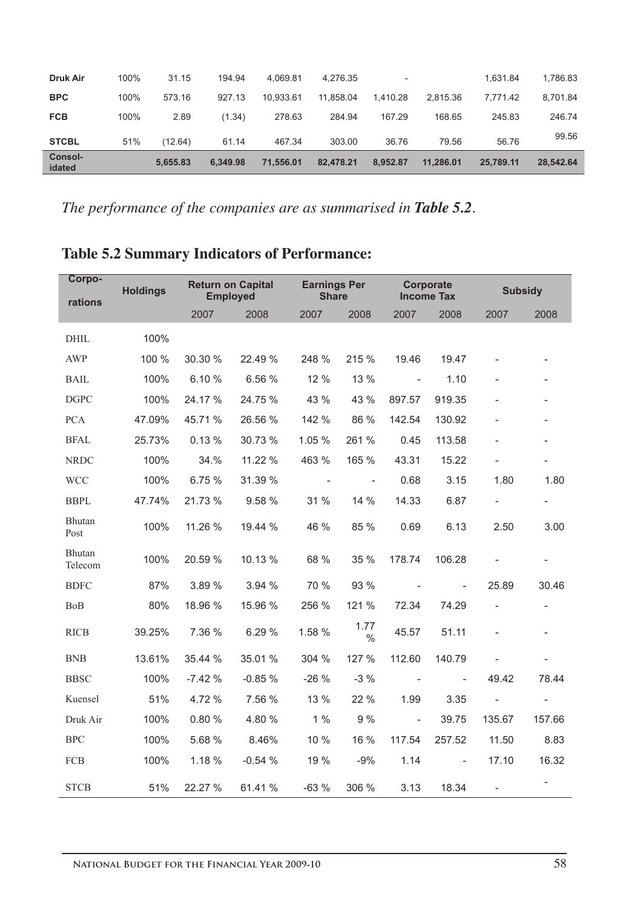| | | | | | | | | | |
|---|---|---|---|---|---|---|---|---|---|
| **Druk Air** | 100% | 31.15 | 194.94 | 4,069.81 | 4,276.35 | - | | 1,631.84 | 1,786.83 |
| **BPC** | 100% | 573.16 | 927.13 | 10,933.61 | 11,858.04 | 1,410.28 | 2,815.36 | 7,771.42 | 8,701.84 |
| **FCB** | 100% | 2.89 | (1.34) | 278.63 | 284.94 | 167.29 | 168.65 | 245.83 | 246.74 |
| **STCBL** | 51% | (12.64) | 61.14 | 467.34 | 303.00 | 36.76 | 79.56 | 56.76 | 99.56 |
| **Consolidated** | | **5,655.83** | **6,349.98** | **71,556.01** | **82,478.21** | **8,952.87** | **11,286.01** | **25,789.11** | **28,542.64** |

*The performance of the companies are as summarised in **Table 5.2**.*

## Table 5.2 Summary Indicators of Performance:

| Corporations | Holdings | Return on Capital Employed | | Earnings Per Share | | Corporate Income Tax | | Subsidy | |
|---|---|---|---|---|---|---|---|---|---|
| | | 2007 | 2008 | 2007 | 2008 | 2007 | 2008 | 2007 | 2008 |
| DHIL | 100% | | | | | | | | |
| AWP | 100 % | 30.30 % | 22.49 % | 248 % | 215 % | 19.46 | 19.47 | - | - |
| BAIL | 100% | 6.10 % | 6.56 % | 12 % | 13 % | - | 1.10 | - | - |
| DGPC | 100% | 24.17 % | 24.75 % | 43 % | 43 % | 897.57 | 919.35 | - | - |
| PCA | 47.09% | 45.71 % | 26.56 % | 142 % | 86 % | 142.54 | 130.92 | - | - |
| BFAL | 25.73% | 0.13 % | 30.73 % | 1.05 % | 261 % | 0.45 | 113.58 | - | - |
| NRDC | 100% | 34.% | 11.22 % | 463 % | 165 % | 43.31 | 15.22 | - | - |
| WCC | 100% | 6.75 % | 31.39 % | - | - | 0.68 | 3.15 | 1.80 | 1.80 |
| BBPL | 47.74% | 21.73 % | 9.58 % | 31 % | 14 % | 14.33 | 6.87 | - | - |
| Bhutan Post | 100% | 11.26 % | 19.44 % | 46 % | 85 % | 0.69 | 6.13 | 2.50 | 3.00 |
| Bhutan Telecom | 100% | 20.59 % | 10.13 % | 68 % | 35 % | 178.74 | 106.28 | - | - |
| BDFC | 87% | 3.89 % | 3.94 % | 70 % | 93 % | - | - | 25.89 | 30.46 |
| BoB | 80% | 18.96 % | 15.96 % | 256 % | 121 % | 72.34 | 74.29 | - | - |
| RICB | 39.25% | 7.36 % | 6.29 % | 1.58 % | 1.77 % | 45.57 | 51.11 | - | - |
| BNB | 13.61% | 35.44 % | 35.01 % | 304 % | 127 % | 112.60 | 140.79 | - | - |
| BBSC | 100% | -7.42 % | -0.85 % | -26 % | -3 % | - | - | 49.42 | 78.44 |
| Kuensel | 51% | 4.72 % | 7.56 % | 13 % | 22 % | 1.99 | 3.35 | - | - |
| Druk Air | 100% | 0.80 % | 4.80 % | 1 % | 9 % | - | 39.75 | 135.67 | 157.66 |
| BPC | 100% | 5.68 % | 8.46% | 10 % | 16 % | 117.54 | 257.52 | 11.50 | 8.83 |
| FCB | 100% | 1.18 % | -0.54 % | 19 % | -9% | 1.14 | - | 17.10 | 16.32 |
| STCB | 51% | 22.27 % | 61.41 % | -63 % | 306 % | 3.13 | 18.34 | - | - |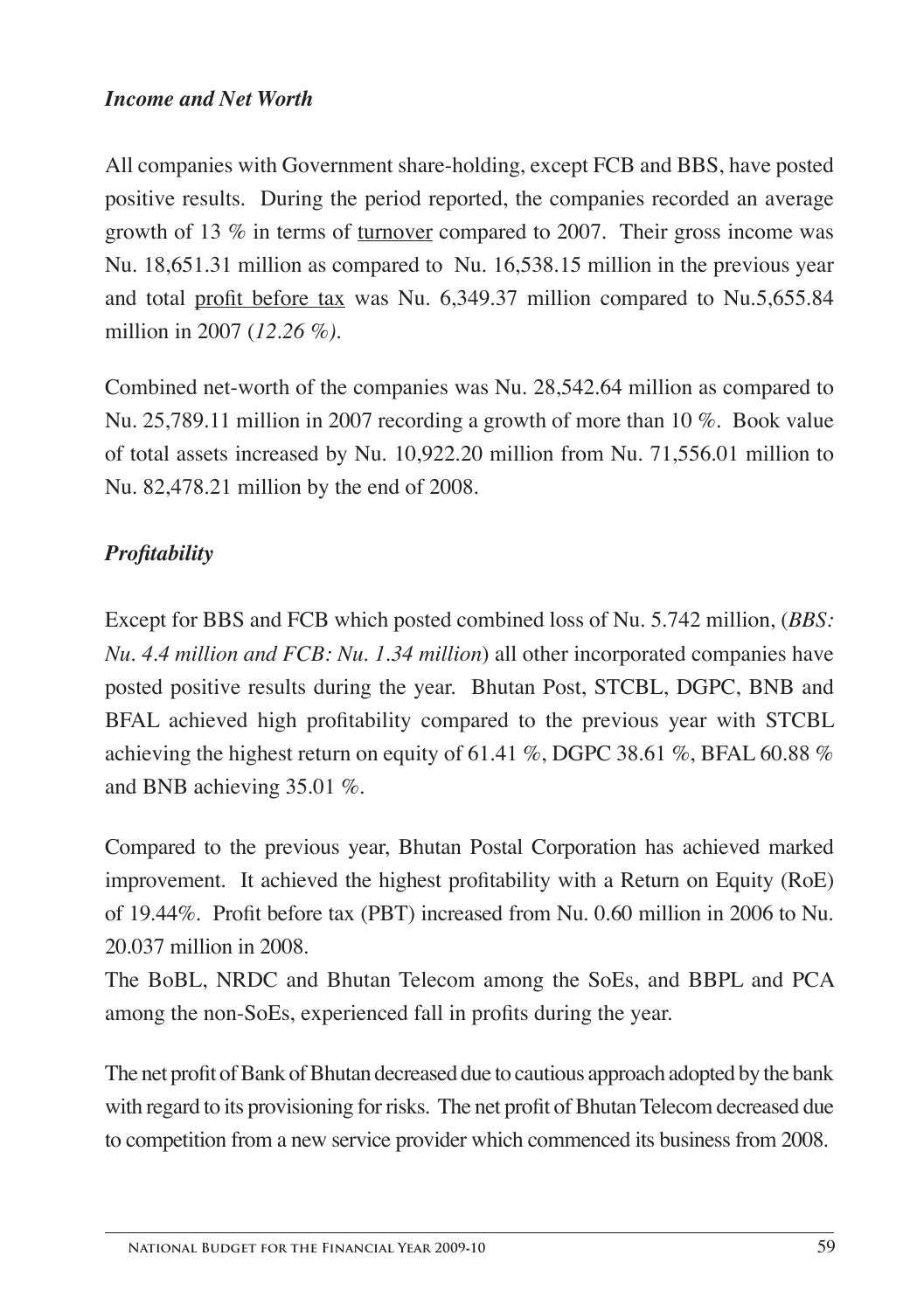### *Income and Net Worth*

All companies with Government share-holding, except FCB and BBS, have posted positive results. During the period reported, the companies recorded an average growth of 13 % in terms of turnover compared to 2007. Their gross income was Nu. 18,651.31 million as compared to Nu. 16,538.15 million in the previous year and total profit before tax was Nu. 6,349.37 million compared to Nu.5,655.84 million in 2007 (*12.26 %).*

Combined net-worth of the companies was Nu. 28,542.64 million as compared to Nu. 25,789.11 million in 2007 recording a growth of more than 10 %. Book value of total assets increased by Nu. 10,922.20 million from Nu. 71,556.01 million to Nu. 82,478.21 million by the end of 2008.

### *Profitability*

Except for BBS and FCB which posted combined loss of Nu. 5.742 million, (*BBS: Nu. 4.4 million and FCB: Nu. 1.34 million*) all other incorporated companies have posted positive results during the year. Bhutan Post, STCBL, DGPC, BNB and BFAL achieved high profitability compared to the previous year with STCBL achieving the highest return on equity of 61.41 %, DGPC 38.61 %, BFAL 60.88 % and BNB achieving 35.01 %.

Compared to the previous year, Bhutan Postal Corporation has achieved marked improvement. It achieved the highest profitability with a Return on Equity (RoE) of 19.44%. Profit before tax (PBT) increased from Nu. 0.60 million in 2006 to Nu. 20.037 million in 2008.

The BoBL, NRDC and Bhutan Telecom among the SoEs, and BBPL and PCA among the non-SoEs, experienced fall in profits during the year.

The net profit of Bank of Bhutan decreased due to cautious approach adopted by the bank with regard to its provisioning for risks. The net profit of Bhutan Telecom decreased due to competition from a new service provider which commenced its business from 2008.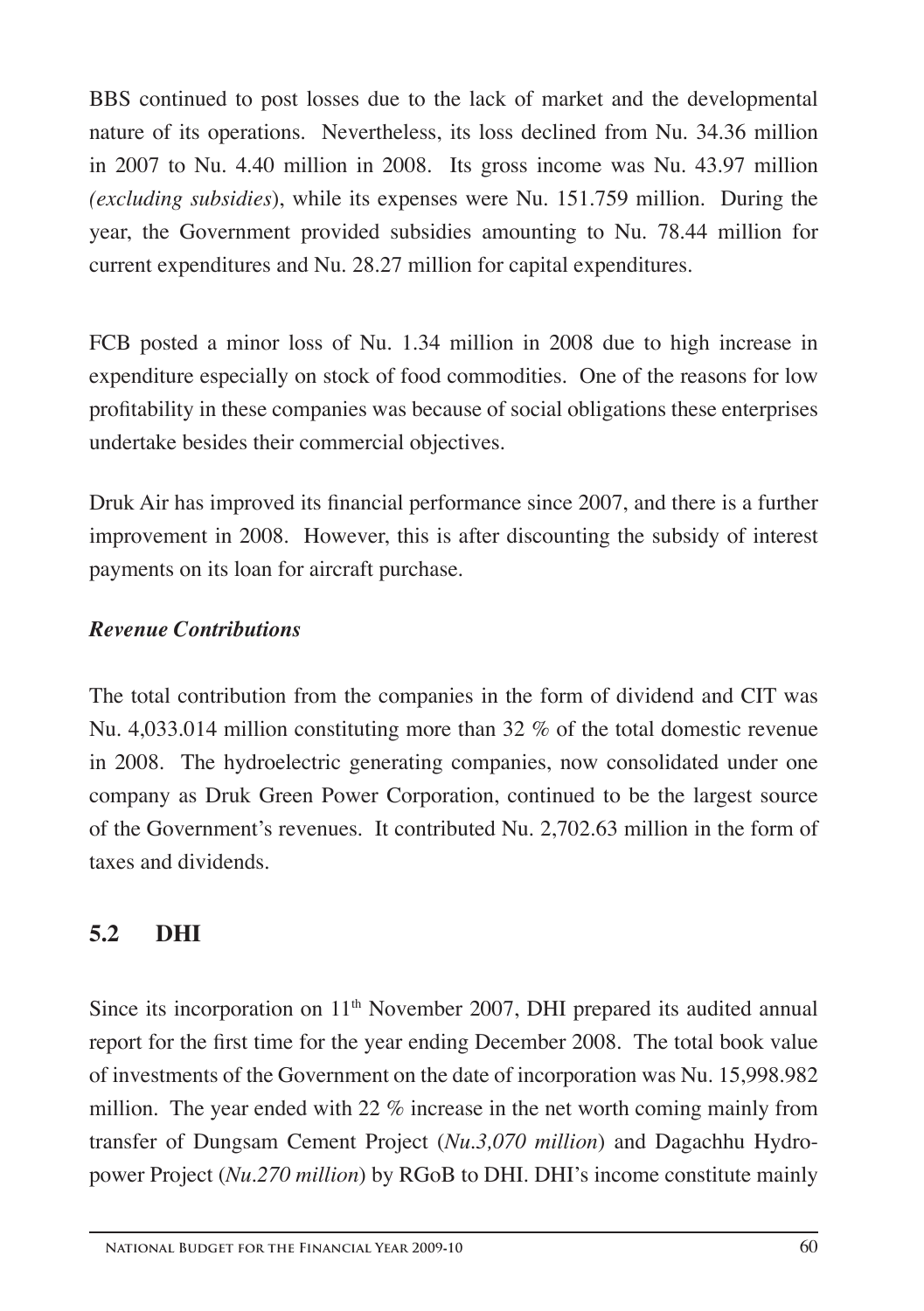BBS continued to post losses due to the lack of market and the developmental nature of its operations. Nevertheless, its loss declined from Nu. 34.36 million in 2007 to Nu. 4.40 million in 2008. Its gross income was Nu. 43.97 million *(excluding subsidies*), while its expenses were Nu. 151.759 million. During the year, the Government provided subsidies amounting to Nu. 78.44 million for current expenditures and Nu. 28.27 million for capital expenditures.

FCB posted a minor loss of Nu. 1.34 million in 2008 due to high increase in expenditure especially on stock of food commodities. One of the reasons for low profitability in these companies was because of social obligations these enterprises undertake besides their commercial objectives.

Druk Air has improved its financial performance since 2007, and there is a further improvement in 2008. However, this is after discounting the subsidy of interest payments on its loan for aircraft purchase.

***Revenue Contributions***

The total contribution from the companies in the form of dividend and CIT was Nu. 4,033.014 million constituting more than 32 % of the total domestic revenue in 2008. The hydroelectric generating companies, now consolidated under one company as Druk Green Power Corporation, continued to be the largest source of the Government's revenues. It contributed Nu. 2,702.63 million in the form of taxes and dividends.

## 5.2 DHI

Since its incorporation on 11th November 2007, DHI prepared its audited annual report for the first time for the year ending December 2008. The total book value of investments of the Government on the date of incorporation was Nu. 15,998.982 million. The year ended with 22 % increase in the net worth coming mainly from transfer of Dungsam Cement Project (*Nu.3,070 million*) and Dagachhu Hydro-power Project (*Nu.270 million*) by RGoB to DHI. DHI's income constitute mainly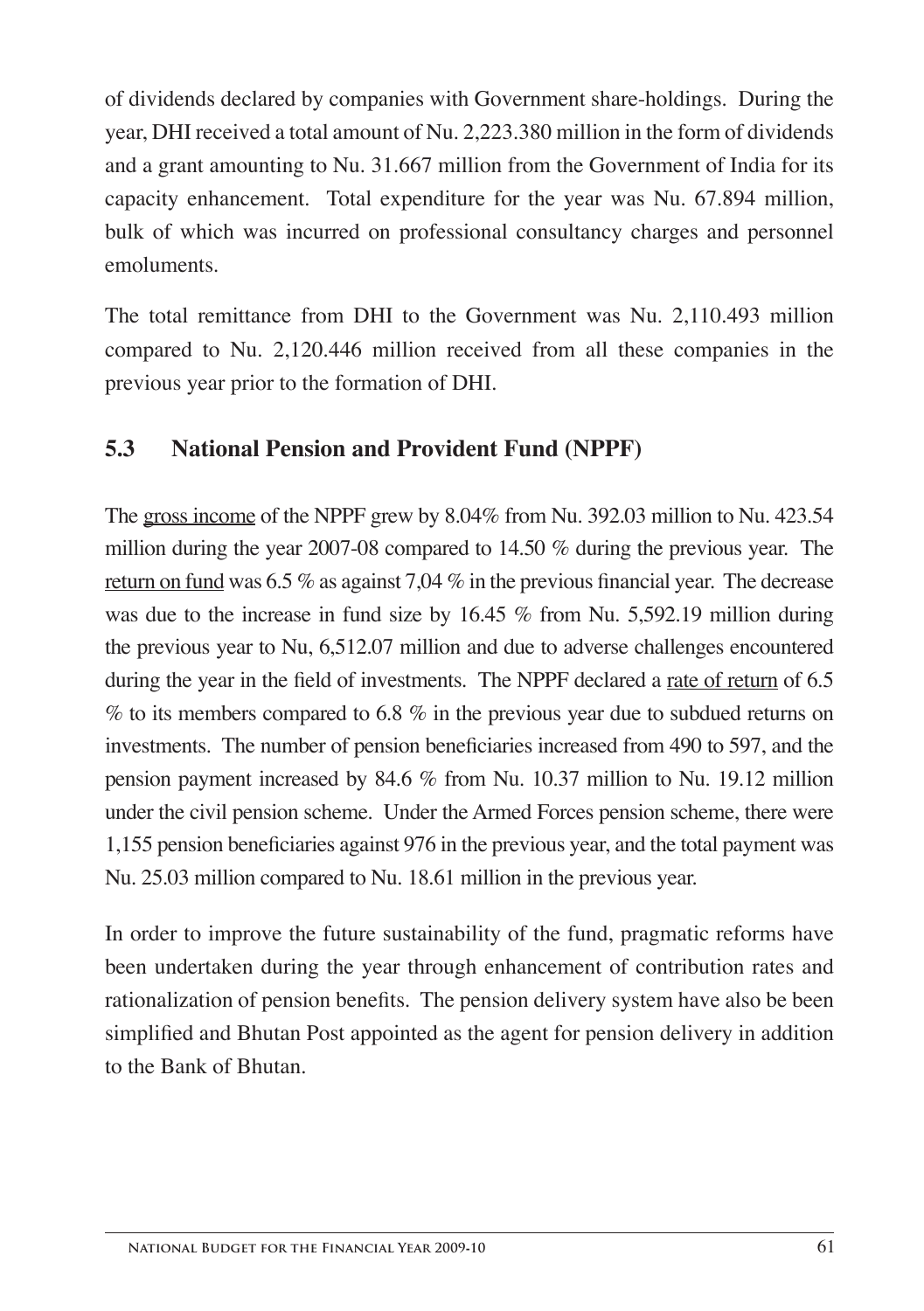of dividends declared by companies with Government share-holdings. During the year, DHI received a total amount of Nu. 2,223.380 million in the form of dividends and a grant amounting to Nu. 31.667 million from the Government of India for its capacity enhancement. Total expenditure for the year was Nu. 67.894 million, bulk of which was incurred on professional consultancy charges and personnel emoluments.

The total remittance from DHI to the Government was Nu. 2,110.493 million compared to Nu. 2,120.446 million received from all these companies in the previous year prior to the formation of DHI.

### 5.3 National Pension and Provident Fund (NPPF)

The gross income of the NPPF grew by 8.04% from Nu. 392.03 million to Nu. 423.54 million during the year 2007-08 compared to 14.50 % during the previous year. The return on fund was 6.5 % as against 7,04 % in the previous financial year. The decrease was due to the increase in fund size by 16.45 % from Nu. 5,592.19 million during the previous year to Nu, 6,512.07 million and due to adverse challenges encountered during the year in the field of investments. The NPPF declared a rate of return of 6.5 % to its members compared to 6.8 % in the previous year due to subdued returns on investments. The number of pension beneficiaries increased from 490 to 597, and the pension payment increased by 84.6 % from Nu. 10.37 million to Nu. 19.12 million under the civil pension scheme. Under the Armed Forces pension scheme, there were 1,155 pension beneficiaries against 976 in the previous year, and the total payment was Nu. 25.03 million compared to Nu. 18.61 million in the previous year.

In order to improve the future sustainability of the fund, pragmatic reforms have been undertaken during the year through enhancement of contribution rates and rationalization of pension benefits. The pension delivery system have also be been simplified and Bhutan Post appointed as the agent for pension delivery in addition to the Bank of Bhutan.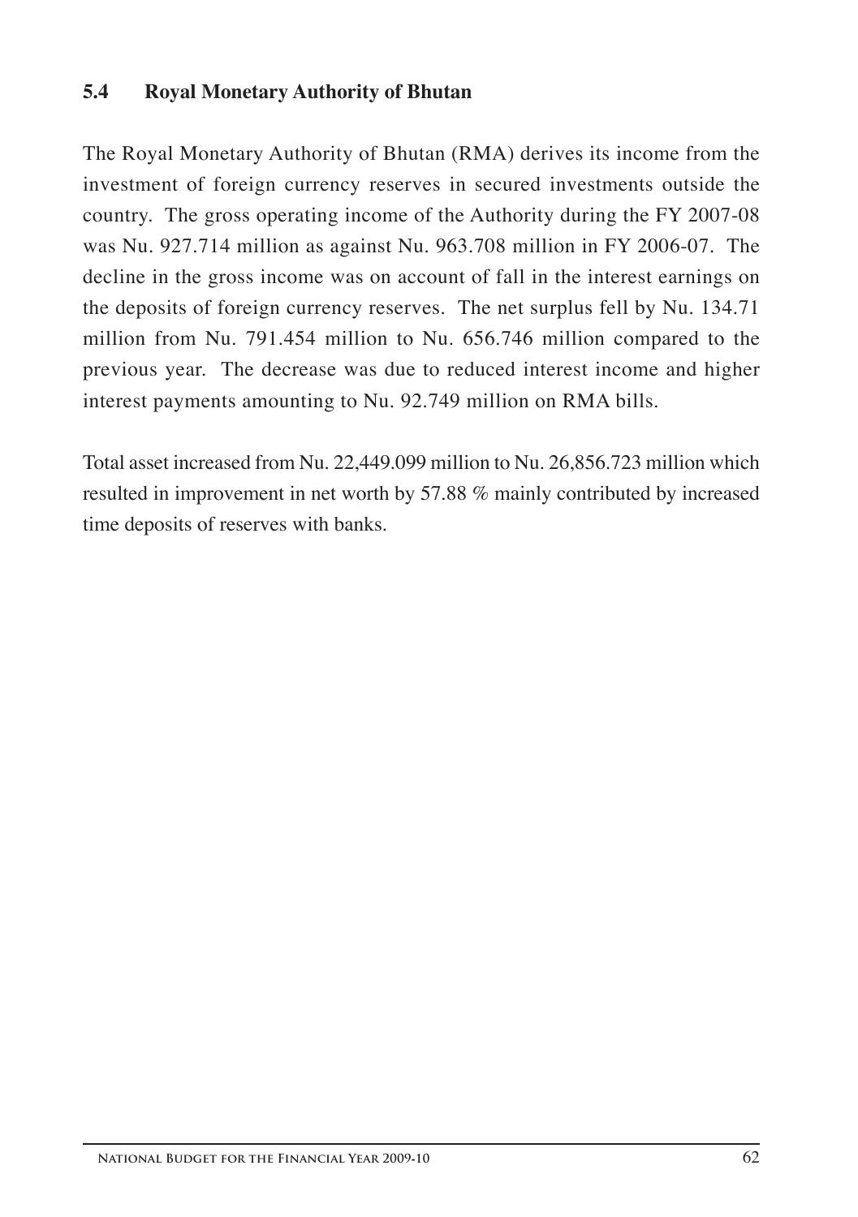### 5.4 Royal Monetary Authority of Bhutan

The Royal Monetary Authority of Bhutan (RMA) derives its income from the investment of foreign currency reserves in secured investments outside the country. The gross operating income of the Authority during the FY 2007-08 was Nu. 927.714 million as against Nu. 963.708 million in FY 2006-07. The decline in the gross income was on account of fall in the interest earnings on the deposits of foreign currency reserves. The net surplus fell by Nu. 134.71 million from Nu. 791.454 million to Nu. 656.746 million compared to the previous year. The decrease was due to reduced interest income and higher interest payments amounting to Nu. 92.749 million on RMA bills.

Total asset increased from Nu. 22,449.099 million to Nu. 26,856.723 million which resulted in improvement in net worth by 57.88 % mainly contributed by increased time deposits of reserves with banks.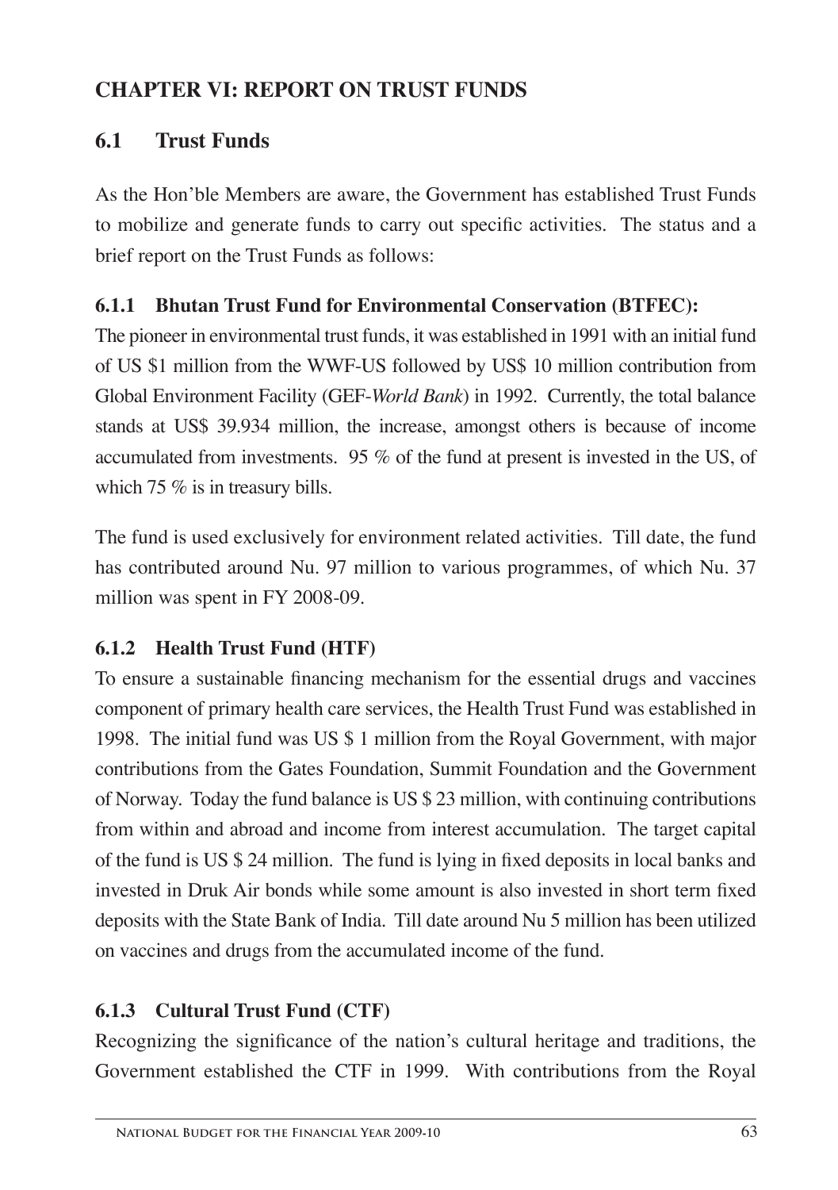## CHAPTER VI: REPORT ON TRUST FUNDS

### 6.1 Trust Funds

As the Hon'ble Members are aware, the Government has established Trust Funds to mobilize and generate funds to carry out specific activities. The status and a brief report on the Trust Funds as follows:

#### 6.1.1 Bhutan Trust Fund for Environmental Conservation (BTFEC):

The pioneer in environmental trust funds, it was established in 1991 with an initial fund of US $1 million from the WWF-US followed by US$ 10 million contribution from Global Environment Facility (GEF-*World Bank*) in 1992. Currently, the total balance stands at US$ 39.934 million, the increase, amongst others is because of income accumulated from investments. 95 % of the fund at present is invested in the US, of which 75 % is in treasury bills.

The fund is used exclusively for environment related activities. Till date, the fund has contributed around Nu. 97 million to various programmes, of which Nu. 37 million was spent in FY 2008-09.

#### 6.1.2 Health Trust Fund (HTF)

To ensure a sustainable financing mechanism for the essential drugs and vaccines component of primary health care services, the Health Trust Fund was established in 1998. The initial fund was US $ 1 million from the Royal Government, with major contributions from the Gates Foundation, Summit Foundation and the Government of Norway. Today the fund balance is US $ 23 million, with continuing contributions from within and abroad and income from interest accumulation. The target capital of the fund is US $ 24 million. The fund is lying in fixed deposits in local banks and invested in Druk Air bonds while some amount is also invested in short term fixed deposits with the State Bank of India. Till date around Nu 5 million has been utilized on vaccines and drugs from the accumulated income of the fund.

#### 6.1.3 Cultural Trust Fund (CTF)

Recognizing the significance of the nation's cultural heritage and traditions, the Government established the CTF in 1999. With contributions from the Royal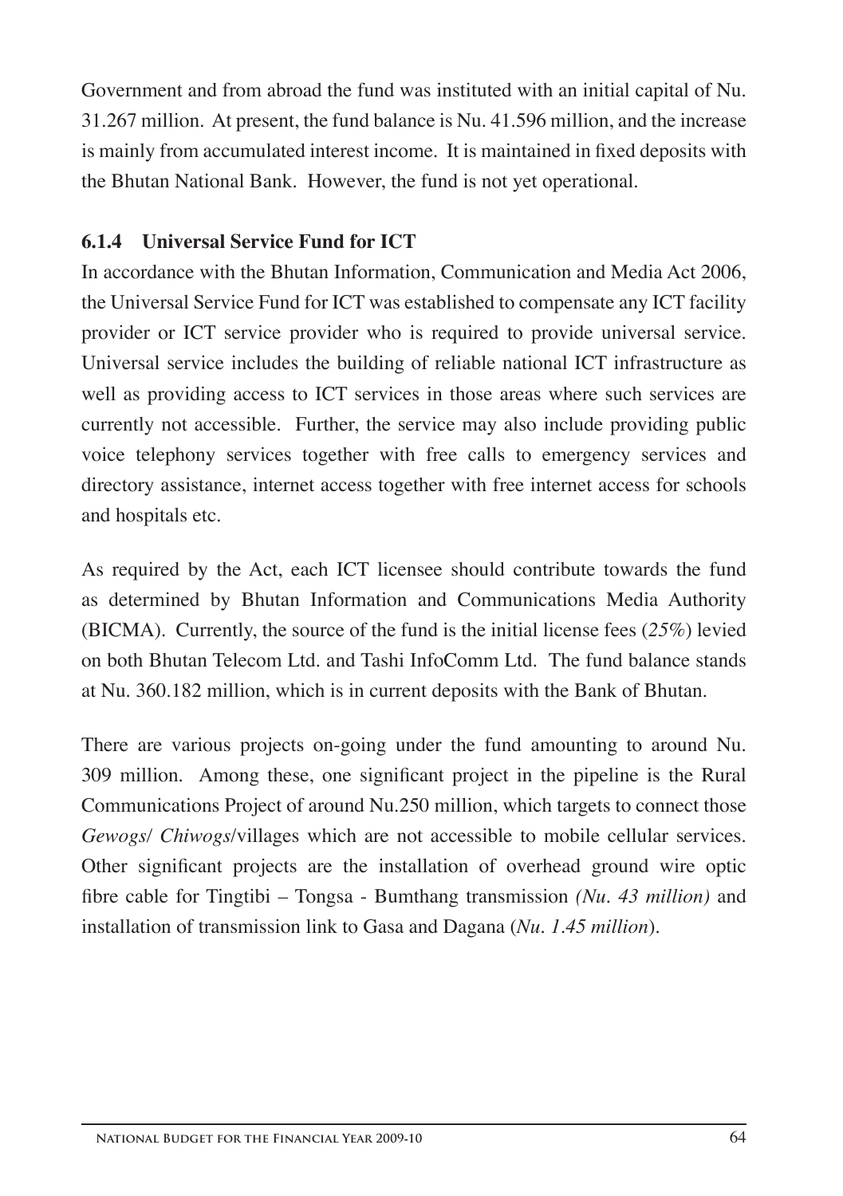Government and from abroad the fund was instituted with an initial capital of Nu. 31.267 million. At present, the fund balance is Nu. 41.596 million, and the increase is mainly from accumulated interest income. It is maintained in fixed deposits with the Bhutan National Bank. However, the fund is not yet operational.

### 6.1.4 Universal Service Fund for ICT

In accordance with the Bhutan Information, Communication and Media Act 2006, the Universal Service Fund for ICT was established to compensate any ICT facility provider or ICT service provider who is required to provide universal service. Universal service includes the building of reliable national ICT infrastructure as well as providing access to ICT services in those areas where such services are currently not accessible. Further, the service may also include providing public voice telephony services together with free calls to emergency services and directory assistance, internet access together with free internet access for schools and hospitals etc.

As required by the Act, each ICT licensee should contribute towards the fund as determined by Bhutan Information and Communications Media Authority (BICMA). Currently, the source of the fund is the initial license fees (*25%*) levied on both Bhutan Telecom Ltd. and Tashi InfoComm Ltd. The fund balance stands at Nu. 360.182 million, which is in current deposits with the Bank of Bhutan.

There are various projects on-going under the fund amounting to around Nu. 309 million. Among these, one significant project in the pipeline is the Rural Communications Project of around Nu.250 million, which targets to connect those *Gewogs*/ *Chiwogs*/villages which are not accessible to mobile cellular services. Other significant projects are the installation of overhead ground wire optic fibre cable for Tingtibi – Tongsa - Bumthang transmission *(Nu. 43 million)* and installation of transmission link to Gasa and Dagana (*Nu. 1.45 million*).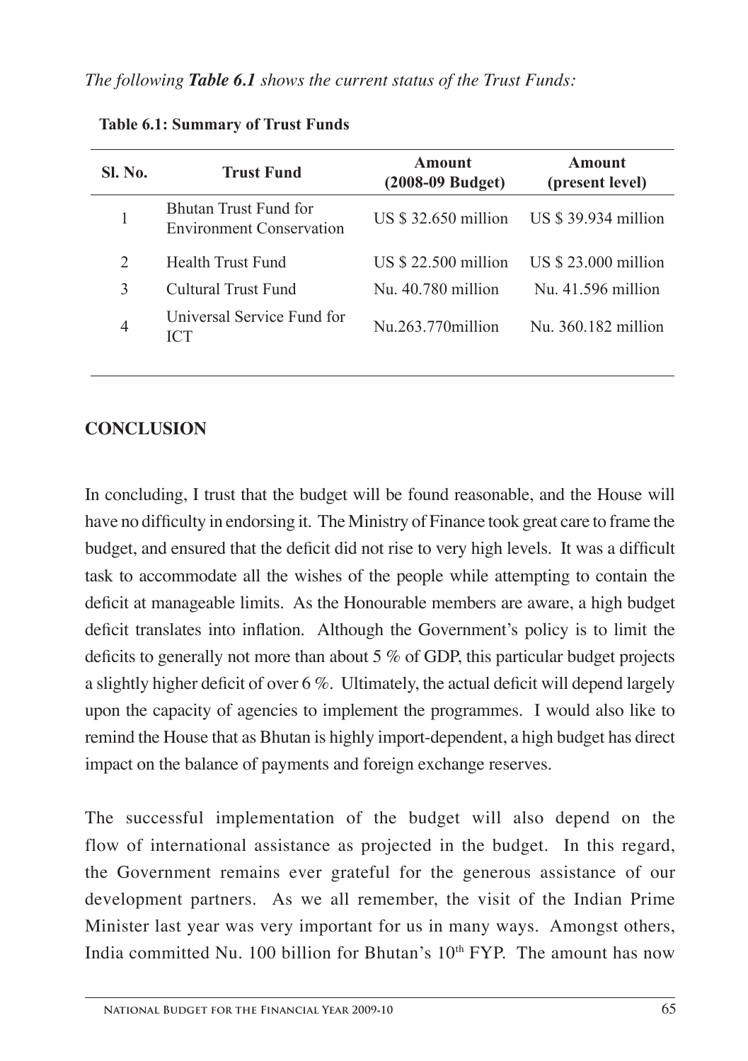*The following **Table 6.1** shows the current status of the Trust Funds:*

**Table 6.1: Summary of Trust Funds**

| Sl. No. | Trust Fund | Amount (2008-09 Budget) | Amount (present level) |
|---|---|---|---|
| 1 | Bhutan Trust Fund for Environment Conservation | US $ 32.650 million | US $ 39.934 million |
| 2 | Health Trust Fund | US $ 22.500 million | US $ 23.000 million |
| 3 | Cultural Trust Fund | Nu. 40.780 million | Nu. 41.596 million |
| 4 | Universal Service Fund for ICT | Nu.263.770million | Nu. 360.182 million |

## CONCLUSION

In concluding, I trust that the budget will be found reasonable, and the House will have no difficulty in endorsing it. The Ministry of Finance took great care to frame the budget, and ensured that the deficit did not rise to very high levels. It was a difficult task to accommodate all the wishes of the people while attempting to contain the deficit at manageable limits. As the Honourable members are aware, a high budget deficit translates into inflation. Although the Government's policy is to limit the deficits to generally not more than about 5 % of GDP, this particular budget projects a slightly higher deficit of over 6 %. Ultimately, the actual deficit will depend largely upon the capacity of agencies to implement the programmes. I would also like to remind the House that as Bhutan is highly import-dependent, a high budget has direct impact on the balance of payments and foreign exchange reserves.

The successful implementation of the budget will also depend on the flow of international assistance as projected in the budget. In this regard, the Government remains ever grateful for the generous assistance of our development partners. As we all remember, the visit of the Indian Prime Minister last year was very important for us in many ways. Amongst others, India committed Nu. 100 billion for Bhutan's 10th FYP. The amount has now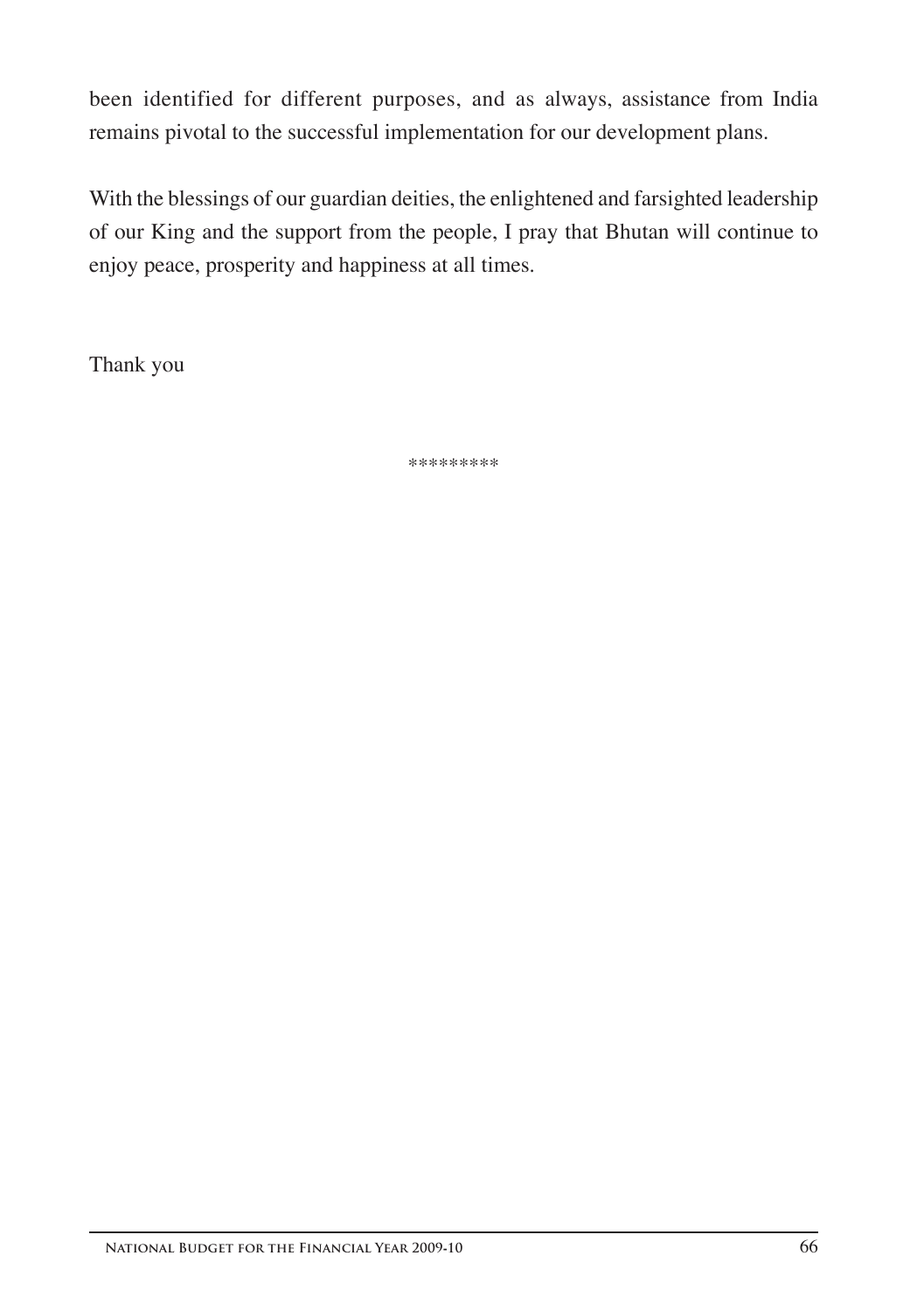been identified for different purposes, and as always, assistance from India remains pivotal to the successful implementation for our development plans.

With the blessings of our guardian deities, the enlightened and farsighted leadership of our King and the support from the people, I pray that Bhutan will continue to enjoy peace, prosperity and happiness at all times.

Thank you

*********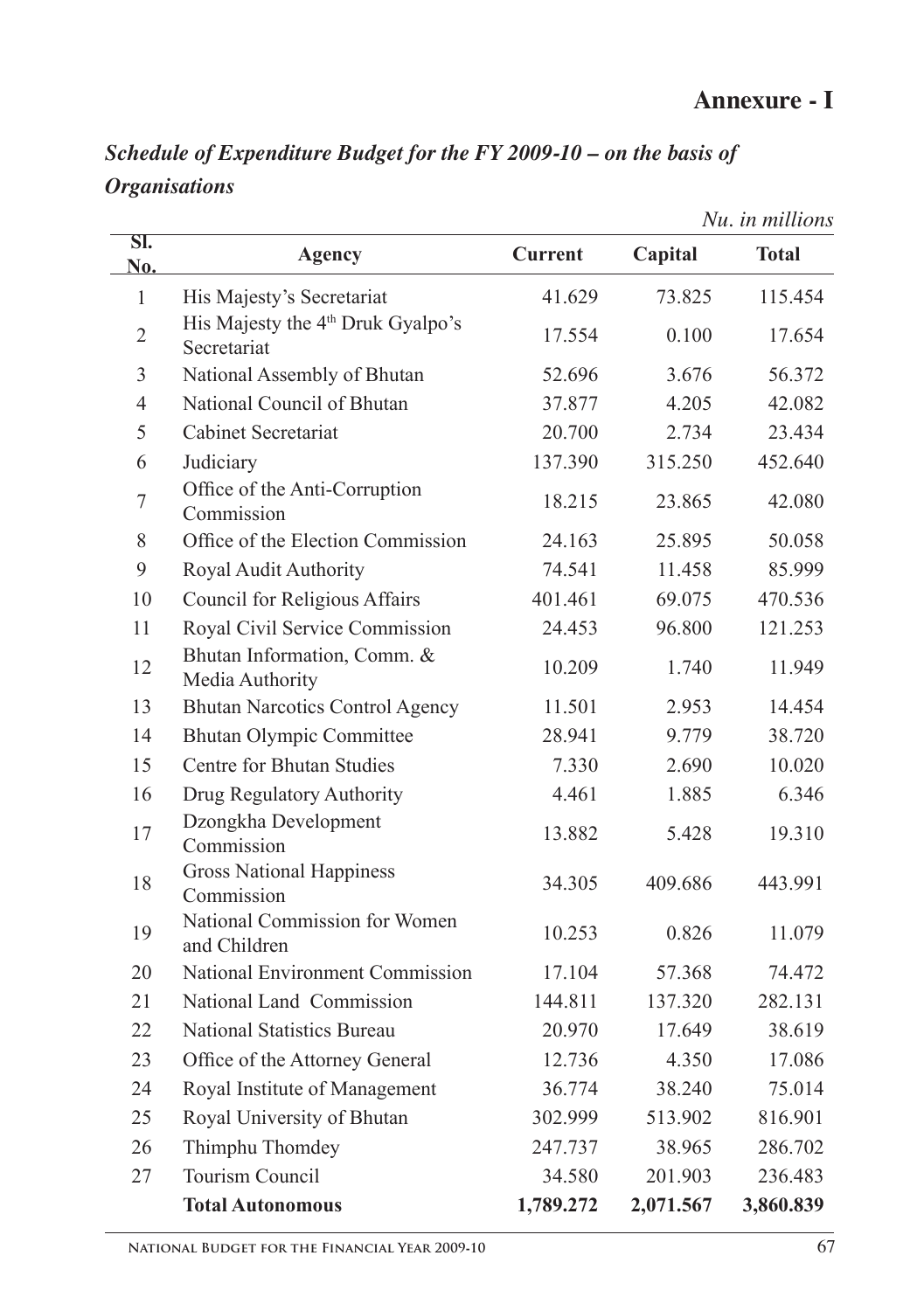# Annexure - I

***Schedule of Expenditure Budget for the FY 2009-10 – on the basis of Organisations***

*Nu. in millions*

| Sl. No. | Agency | Current | Capital | Total |
|---|---|---|---|---|
| 1 | His Majesty's Secretariat | 41.629 | 73.825 | 115.454 |
| 2 | His Majesty the 4th Druk Gyalpo's Secretariat | 17.554 | 0.100 | 17.654 |
| 3 | National Assembly of Bhutan | 52.696 | 3.676 | 56.372 |
| 4 | National Council of Bhutan | 37.877 | 4.205 | 42.082 |
| 5 | Cabinet Secretariat | 20.700 | 2.734 | 23.434 |
| 6 | Judiciary | 137.390 | 315.250 | 452.640 |
| 7 | Office of the Anti-Corruption Commission | 18.215 | 23.865 | 42.080 |
| 8 | Office of the Election Commission | 24.163 | 25.895 | 50.058 |
| 9 | Royal Audit Authority | 74.541 | 11.458 | 85.999 |
| 10 | Council for Religious Affairs | 401.461 | 69.075 | 470.536 |
| 11 | Royal Civil Service Commission | 24.453 | 96.800 | 121.253 |
| 12 | Bhutan Information, Comm. & Media Authority | 10.209 | 1.740 | 11.949 |
| 13 | Bhutan Narcotics Control Agency | 11.501 | 2.953 | 14.454 |
| 14 | Bhutan Olympic Committee | 28.941 | 9.779 | 38.720 |
| 15 | Centre for Bhutan Studies | 7.330 | 2.690 | 10.020 |
| 16 | Drug Regulatory Authority | 4.461 | 1.885 | 6.346 |
| 17 | Dzongkha Development Commission | 13.882 | 5.428 | 19.310 |
| 18 | Gross National Happiness Commission | 34.305 | 409.686 | 443.991 |
| 19 | National Commission for Women and Children | 10.253 | 0.826 | 11.079 |
| 20 | National Environment Commission | 17.104 | 57.368 | 74.472 |
| 21 | National Land Commission | 144.811 | 137.320 | 282.131 |
| 22 | National Statistics Bureau | 20.970 | 17.649 | 38.619 |
| 23 | Office of the Attorney General | 12.736 | 4.350 | 17.086 |
| 24 | Royal Institute of Management | 36.774 | 38.240 | 75.014 |
| 25 | Royal University of Bhutan | 302.999 | 513.902 | 816.901 |
| 26 | Thimphu Thomdey | 247.737 | 38.965 | 286.702 |
| 27 | Tourism Council | 34.580 | 201.903 | 236.483 |
| | **Total Autonomous** | **1,789.272** | **2,071.567** | **3,860.839** |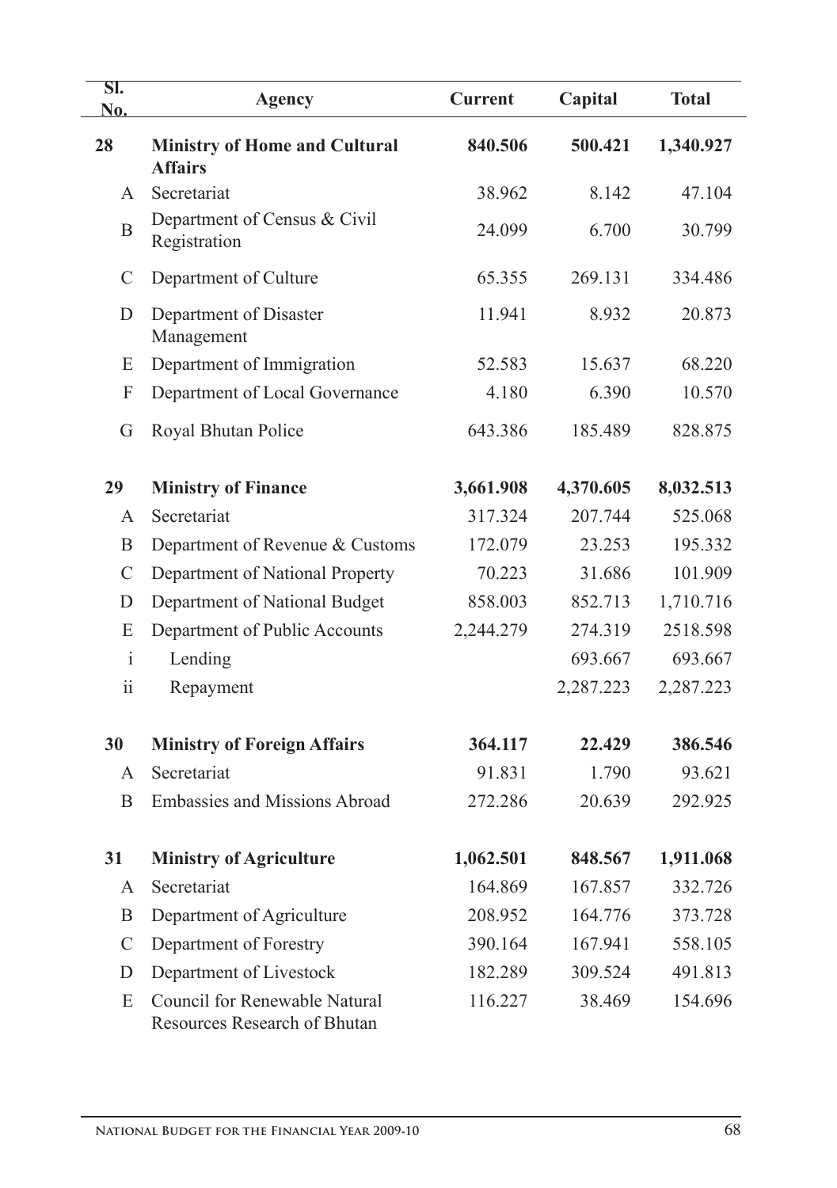| Sl. No. | Agency | Current | Capital | Total |
|---|---|---|---|---|
| **28** | **Ministry of Home and Cultural Affairs** | **840.506** | **500.421** | **1,340.927** |
| A | Secretariat | 38.962 | 8.142 | 47.104 |
| B | Department of Census & Civil Registration | 24.099 | 6.700 | 30.799 |
| C | Department of Culture | 65.355 | 269.131 | 334.486 |
| D | Department of Disaster Management | 11.941 | 8.932 | 20.873 |
| E | Department of Immigration | 52.583 | 15.637 | 68.220 |
| F | Department of Local Governance | 4.180 | 6.390 | 10.570 |
| G | Royal Bhutan Police | 643.386 | 185.489 | 828.875 |
| **29** | **Ministry of Finance** | **3,661.908** | **4,370.605** | **8,032.513** |
| A | Secretariat | 317.324 | 207.744 | 525.068 |
| B | Department of Revenue & Customs | 172.079 | 23.253 | 195.332 |
| C | Department of National Property | 70.223 | 31.686 | 101.909 |
| D | Department of National Budget | 858.003 | 852.713 | 1,710.716 |
| E | Department of Public Accounts | 2,244.279 | 274.319 | 2518.598 |
| i | Lending | | 693.667 | 693.667 |
| ii | Repayment | | 2,287.223 | 2,287.223 |
| **30** | **Ministry of Foreign Affairs** | **364.117** | **22.429** | **386.546** |
| A | Secretariat | 91.831 | 1.790 | 93.621 |
| B | Embassies and Missions Abroad | 272.286 | 20.639 | 292.925 |
| **31** | **Ministry of Agriculture** | **1,062.501** | **848.567** | **1,911.068** |
| A | Secretariat | 164.869 | 167.857 | 332.726 |
| B | Department of Agriculture | 208.952 | 164.776 | 373.728 |
| C | Department of Forestry | 390.164 | 167.941 | 558.105 |
| D | Department of Livestock | 182.289 | 309.524 | 491.813 |
| E | Council for Renewable Natural Resources Research of Bhutan | 116.227 | 38.469 | 154.696 |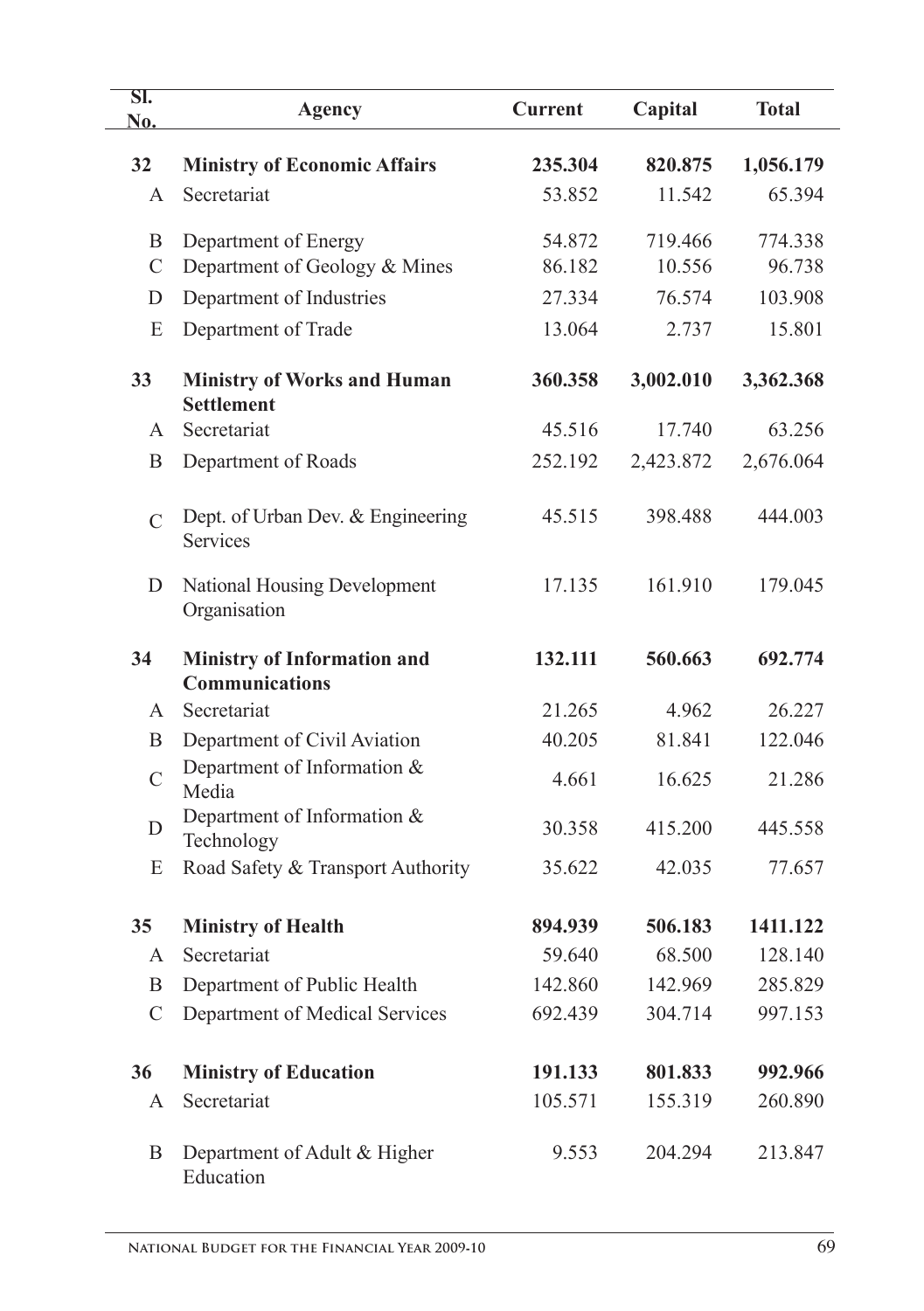| Sl. No. | Agency | Current | Capital | Total |
|---|---|---|---|---|
| **32** | **Ministry of Economic Affairs** | **235.304** | **820.875** | **1,056.179** |
| A | Secretariat | 53.852 | 11.542 | 65.394 |
| B | Department of Energy | 54.872 | 719.466 | 774.338 |
| C | Department of Geology & Mines | 86.182 | 10.556 | 96.738 |
| D | Department of Industries | 27.334 | 76.574 | 103.908 |
| E | Department of Trade | 13.064 | 2.737 | 15.801 |
| **33** | **Ministry of Works and Human Settlement** | **360.358** | **3,002.010** | **3,362.368** |
| A | Secretariat | 45.516 | 17.740 | 63.256 |
| B | Department of Roads | 252.192 | 2,423.872 | 2,676.064 |
| C | Dept. of Urban Dev. & Engineering Services | 45.515 | 398.488 | 444.003 |
| D | National Housing Development Organisation | 17.135 | 161.910 | 179.045 |
| **34** | **Ministry of Information and Communications** | **132.111** | **560.663** | **692.774** |
| A | Secretariat | 21.265 | 4.962 | 26.227 |
| B | Department of Civil Aviation | 40.205 | 81.841 | 122.046 |
| C | Department of Information & Media | 4.661 | 16.625 | 21.286 |
| D | Department of Information & Technology | 30.358 | 415.200 | 445.558 |
| E | Road Safety & Transport Authority | 35.622 | 42.035 | 77.657 |
| **35** | **Ministry of Health** | **894.939** | **506.183** | **1411.122** |
| A | Secretariat | 59.640 | 68.500 | 128.140 |
| B | Department of Public Health | 142.860 | 142.969 | 285.829 |
| C | Department of Medical Services | 692.439 | 304.714 | 997.153 |
| **36** | **Ministry of Education** | **191.133** | **801.833** | **992.966** |
| A | Secretariat | 105.571 | 155.319 | 260.890 |
| B | Department of Adult & Higher Education | 9.553 | 204.294 | 213.847 |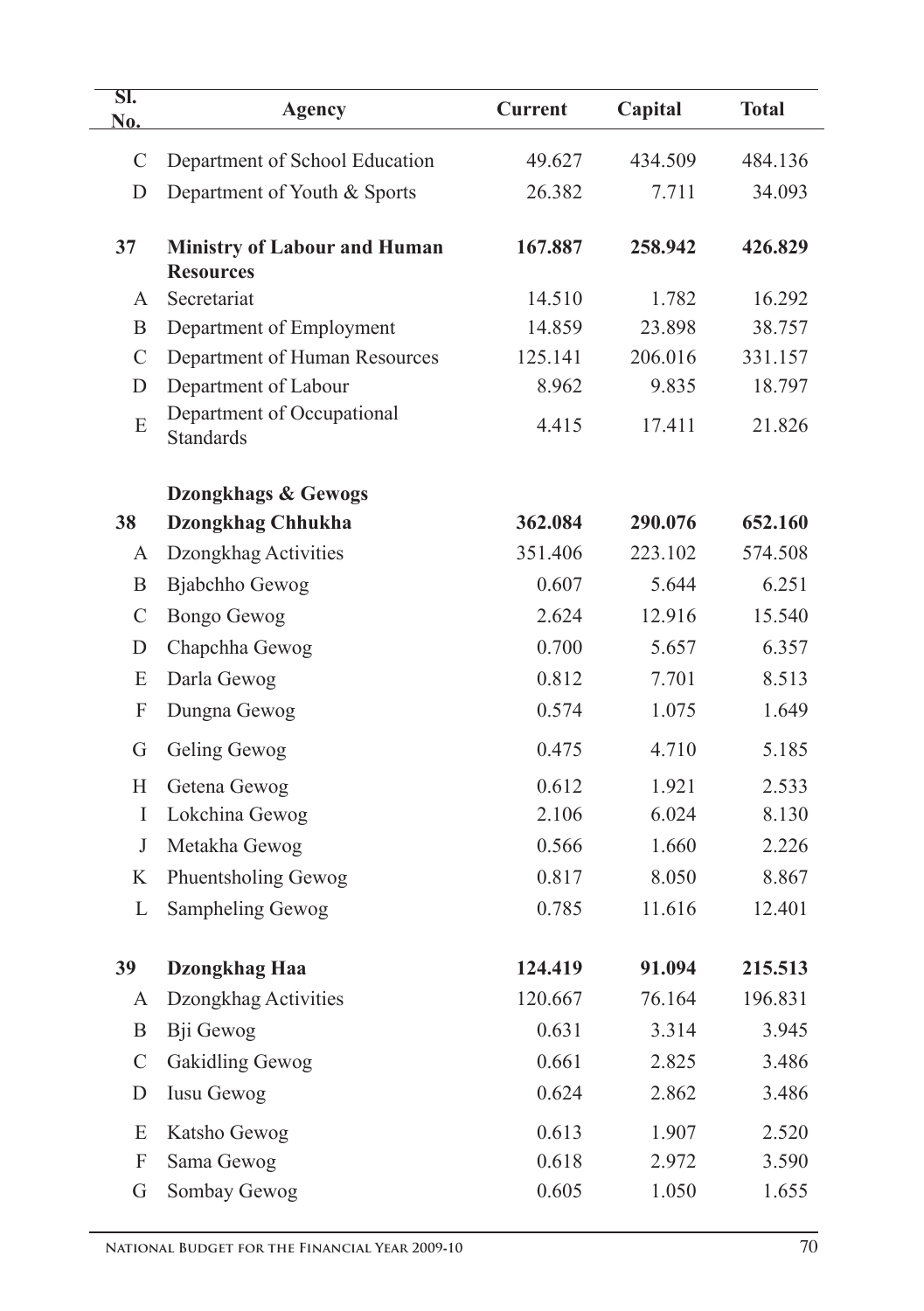| Sl. No. | Agency | Current | Capital | Total |
|---|---|---|---|---|
| C | Department of School Education | 49.627 | 434.509 | 484.136 |
| D | Department of Youth & Sports | 26.382 | 7.711 | 34.093 |
| **37** | **Ministry of Labour and Human Resources** | **167.887** | **258.942** | **426.829** |
| A | Secretariat | 14.510 | 1.782 | 16.292 |
| B | Department of Employment | 14.859 | 23.898 | 38.757 |
| C | Department of Human Resources | 125.141 | 206.016 | 331.157 |
| D | Department of Labour | 8.962 | 9.835 | 18.797 |
| E | Department of Occupational Standards | 4.415 | 17.411 | 21.826 |
| | **Dzongkhags & Gewogs** | | | |
| **38** | **Dzongkhag Chhukha** | **362.084** | **290.076** | **652.160** |
| A | Dzongkhag Activities | 351.406 | 223.102 | 574.508 |
| B | Bjabchho Gewog | 0.607 | 5.644 | 6.251 |
| C | Bongo Gewog | 2.624 | 12.916 | 15.540 |
| D | Chapchha Gewog | 0.700 | 5.657 | 6.357 |
| E | Darla Gewog | 0.812 | 7.701 | 8.513 |
| F | Dungna Gewog | 0.574 | 1.075 | 1.649 |
| G | Geling Gewog | 0.475 | 4.710 | 5.185 |
| H | Getena Gewog | 0.612 | 1.921 | 2.533 |
| I | Lokchina Gewog | 2.106 | 6.024 | 8.130 |
| J | Metakha Gewog | 0.566 | 1.660 | 2.226 |
| K | Phuentsholing Gewog | 0.817 | 8.050 | 8.867 |
| L | Sampheling Gewog | 0.785 | 11.616 | 12.401 |
| **39** | **Dzongkhag Haa** | **124.419** | **91.094** | **215.513** |
| A | Dzongkhag Activities | 120.667 | 76.164 | 196.831 |
| B | Bji Gewog | 0.631 | 3.314 | 3.945 |
| C | Gakidling Gewog | 0.661 | 2.825 | 3.486 |
| D | Iusu Gewog | 0.624 | 2.862 | 3.486 |
| E | Katsho Gewog | 0.613 | 1.907 | 2.520 |
| F | Sama Gewog | 0.618 | 2.972 | 3.590 |
| G | Sombay Gewog | 0.605 | 1.050 | 1.655 |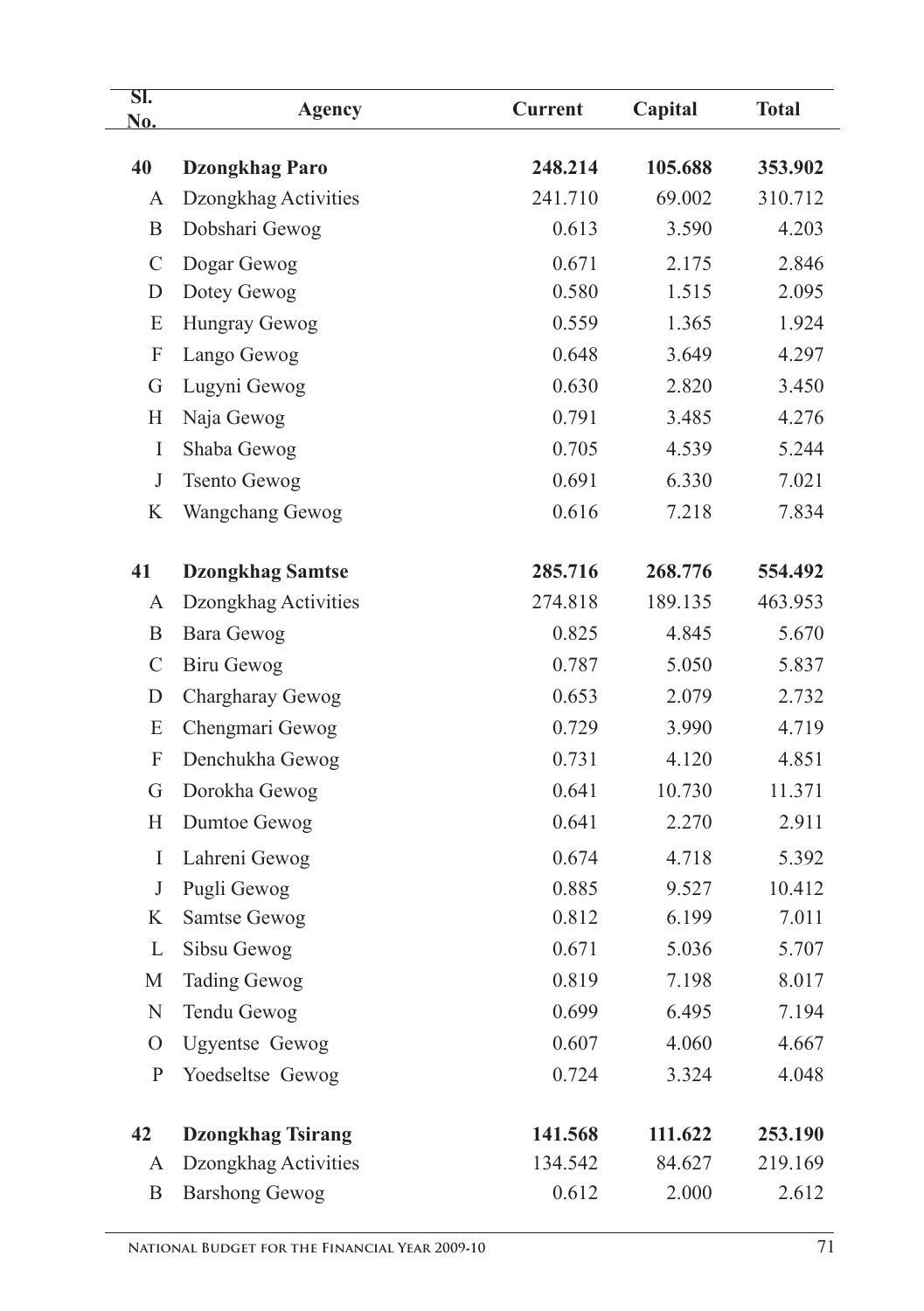| Sl. No. | Agency | Current | Capital | Total |
|---|---|---|---|---|
| **40** | **Dzongkhag Paro** | **248.214** | **105.688** | **353.902** |
| A | Dzongkhag Activities | 241.710 | 69.002 | 310.712 |
| B | Dobshari Gewog | 0.613 | 3.590 | 4.203 |
| C | Dogar Gewog | 0.671 | 2.175 | 2.846 |
| D | Dotey Gewog | 0.580 | 1.515 | 2.095 |
| E | Hungray Gewog | 0.559 | 1.365 | 1.924 |
| F | Lango Gewog | 0.648 | 3.649 | 4.297 |
| G | Lugyni Gewog | 0.630 | 2.820 | 3.450 |
| H | Naja Gewog | 0.791 | 3.485 | 4.276 |
| I | Shaba Gewog | 0.705 | 4.539 | 5.244 |
| J | Tsento Gewog | 0.691 | 6.330 | 7.021 |
| K | Wangchang Gewog | 0.616 | 7.218 | 7.834 |
| **41** | **Dzongkhag Samtse** | **285.716** | **268.776** | **554.492** |
| A | Dzongkhag Activities | 274.818 | 189.135 | 463.953 |
| B | Bara Gewog | 0.825 | 4.845 | 5.670 |
| C | Biru Gewog | 0.787 | 5.050 | 5.837 |
| D | Chargharay Gewog | 0.653 | 2.079 | 2.732 |
| E | Chengmari Gewog | 0.729 | 3.990 | 4.719 |
| F | Denchukha Gewog | 0.731 | 4.120 | 4.851 |
| G | Dorokha Gewog | 0.641 | 10.730 | 11.371 |
| H | Dumtoe Gewog | 0.641 | 2.270 | 2.911 |
| I | Lahreni Gewog | 0.674 | 4.718 | 5.392 |
| J | Pugli Gewog | 0.885 | 9.527 | 10.412 |
| K | Samtse Gewog | 0.812 | 6.199 | 7.011 |
| L | Sibsu Gewog | 0.671 | 5.036 | 5.707 |
| M | Tading Gewog | 0.819 | 7.198 | 8.017 |
| N | Tendu Gewog | 0.699 | 6.495 | 7.194 |
| O | Ugyentse Gewog | 0.607 | 4.060 | 4.667 |
| P | Yoedseltse Gewog | 0.724 | 3.324 | 4.048 |
| **42** | **Dzongkhag Tsirang** | **141.568** | **111.622** | **253.190** |
| A | Dzongkhag Activities | 134.542 | 84.627 | 219.169 |
| B | Barshong Gewog | 0.612 | 2.000 | 2.612 |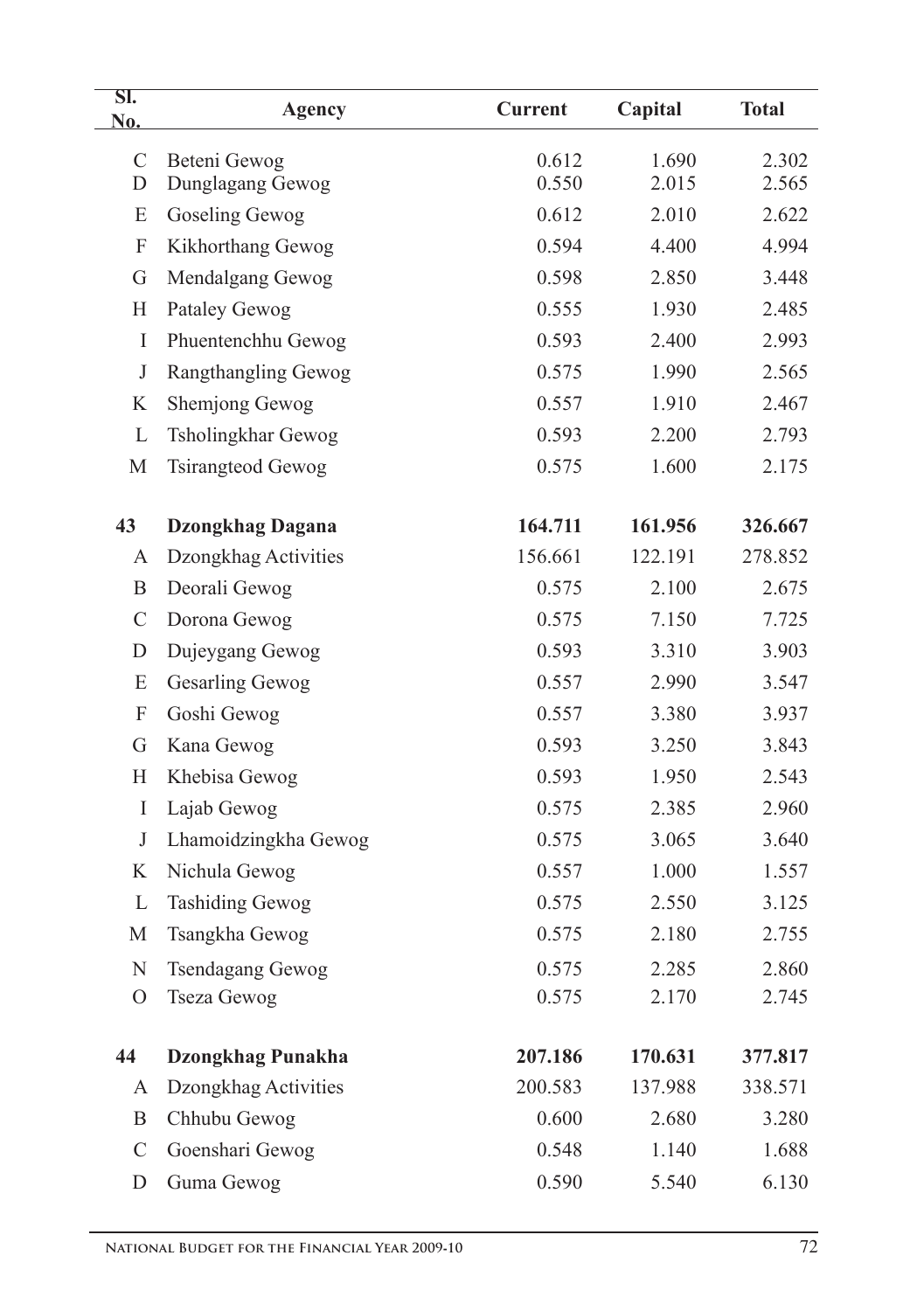| Sl. No. | Agency | Current | Capital | Total |
|---|---|---|---|---|
| C | Beteni Gewog | 0.612 | 1.690 | 2.302 |
| D | Dunglagang Gewog | 0.550 | 2.015 | 2.565 |
| E | Goseling Gewog | 0.612 | 2.010 | 2.622 |
| F | Kikhorthang Gewog | 0.594 | 4.400 | 4.994 |
| G | Mendalgang Gewog | 0.598 | 2.850 | 3.448 |
| H | Pataley Gewog | 0.555 | 1.930 | 2.485 |
| I | Phuentenchhu Gewog | 0.593 | 2.400 | 2.993 |
| J | Rangthangling Gewog | 0.575 | 1.990 | 2.565 |
| K | Shemjong Gewog | 0.557 | 1.910 | 2.467 |
| L | Tsholingkhar Gewog | 0.593 | 2.200 | 2.793 |
| M | Tsirangteod Gewog | 0.575 | 1.600 | 2.175 |
| **43** | **Dzongkhag Dagana** | **164.711** | **161.956** | **326.667** |
| A | Dzongkhag Activities | 156.661 | 122.191 | 278.852 |
| B | Deorali Gewog | 0.575 | 2.100 | 2.675 |
| C | Dorona Gewog | 0.575 | 7.150 | 7.725 |
| D | Dujeygang Gewog | 0.593 | 3.310 | 3.903 |
| E | Gesarling Gewog | 0.557 | 2.990 | 3.547 |
| F | Goshi Gewog | 0.557 | 3.380 | 3.937 |
| G | Kana Gewog | 0.593 | 3.250 | 3.843 |
| H | Khebisa Gewog | 0.593 | 1.950 | 2.543 |
| I | Lajab Gewog | 0.575 | 2.385 | 2.960 |
| J | Lhamoidzingkha Gewog | 0.575 | 3.065 | 3.640 |
| K | Nichula Gewog | 0.557 | 1.000 | 1.557 |
| L | Tashiding Gewog | 0.575 | 2.550 | 3.125 |
| M | Tsangkha Gewog | 0.575 | 2.180 | 2.755 |
| N | Tsendagang Gewog | 0.575 | 2.285 | 2.860 |
| O | Tseza Gewog | 0.575 | 2.170 | 2.745 |
| **44** | **Dzongkhag Punakha** | **207.186** | **170.631** | **377.817** |
| A | Dzongkhag Activities | 200.583 | 137.988 | 338.571 |
| B | Chhubu Gewog | 0.600 | 2.680 | 3.280 |
| C | Goenshari Gewog | 0.548 | 1.140 | 1.688 |
| D | Guma Gewog | 0.590 | 5.540 | 6.130 |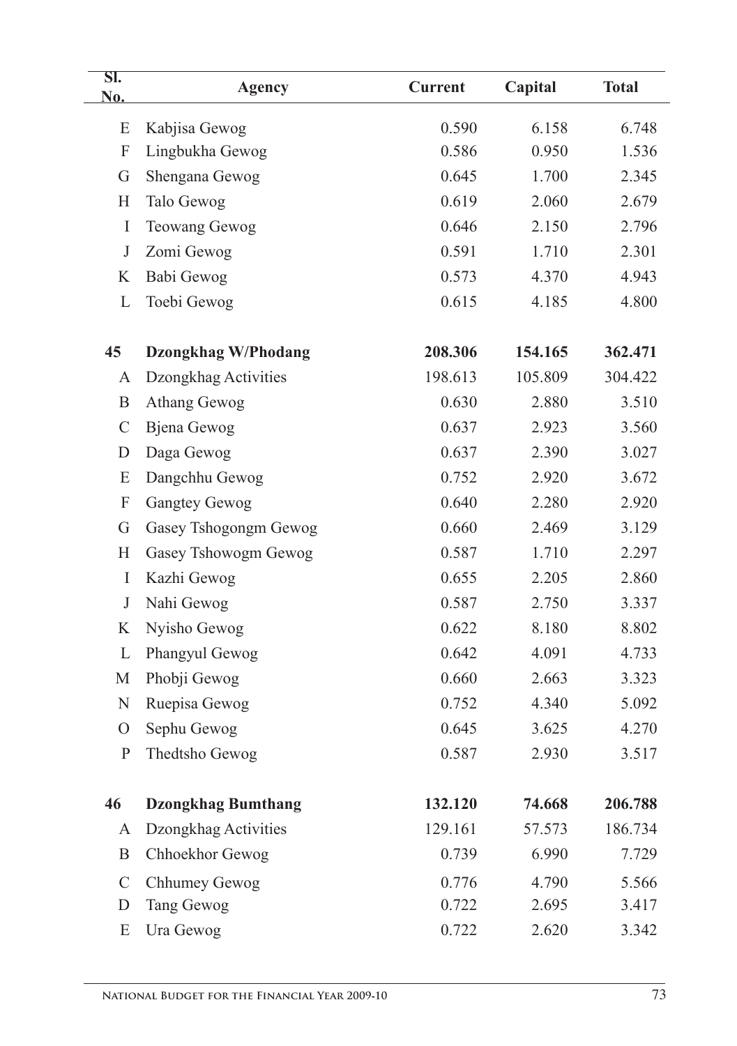| Sl. No. | Agency | Current | Capital | Total |
|---|---|---|---|---|
| E | Kabjisa Gewog | 0.590 | 6.158 | 6.748 |
| F | Lingbukha Gewog | 0.586 | 0.950 | 1.536 |
| G | Shengana Gewog | 0.645 | 1.700 | 2.345 |
| H | Talo Gewog | 0.619 | 2.060 | 2.679 |
| I | Teowang Gewog | 0.646 | 2.150 | 2.796 |
| J | Zomi Gewog | 0.591 | 1.710 | 2.301 |
| K | Babi Gewog | 0.573 | 4.370 | 4.943 |
| L | Toebi Gewog | 0.615 | 4.185 | 4.800 |
| **45** | **Dzongkhag W/Phodang** | **208.306** | **154.165** | **362.471** |
| A | Dzongkhag Activities | 198.613 | 105.809 | 304.422 |
| B | Athang Gewog | 0.630 | 2.880 | 3.510 |
| C | Bjena Gewog | 0.637 | 2.923 | 3.560 |
| D | Daga Gewog | 0.637 | 2.390 | 3.027 |
| E | Dangchhu Gewog | 0.752 | 2.920 | 3.672 |
| F | Gangtey Gewog | 0.640 | 2.280 | 2.920 |
| G | Gasey Tshogongm Gewog | 0.660 | 2.469 | 3.129 |
| H | Gasey Tshowogm Gewog | 0.587 | 1.710 | 2.297 |
| I | Kazhi Gewog | 0.655 | 2.205 | 2.860 |
| J | Nahi Gewog | 0.587 | 2.750 | 3.337 |
| K | Nyisho Gewog | 0.622 | 8.180 | 8.802 |
| L | Phangyul Gewog | 0.642 | 4.091 | 4.733 |
| M | Phobji Gewog | 0.660 | 2.663 | 3.323 |
| N | Ruepisa Gewog | 0.752 | 4.340 | 5.092 |
| O | Sephu Gewog | 0.645 | 3.625 | 4.270 |
| P | Thedtsho Gewog | 0.587 | 2.930 | 3.517 |
| **46** | **Dzongkhag Bumthang** | **132.120** | **74.668** | **206.788** |
| A | Dzongkhag Activities | 129.161 | 57.573 | 186.734 |
| B | Chhoekhor Gewog | 0.739 | 6.990 | 7.729 |
| C | Chhumey Gewog | 0.776 | 4.790 | 5.566 |
| D | Tang Gewog | 0.722 | 2.695 | 3.417 |
| E | Ura Gewog | 0.722 | 2.620 | 3.342 |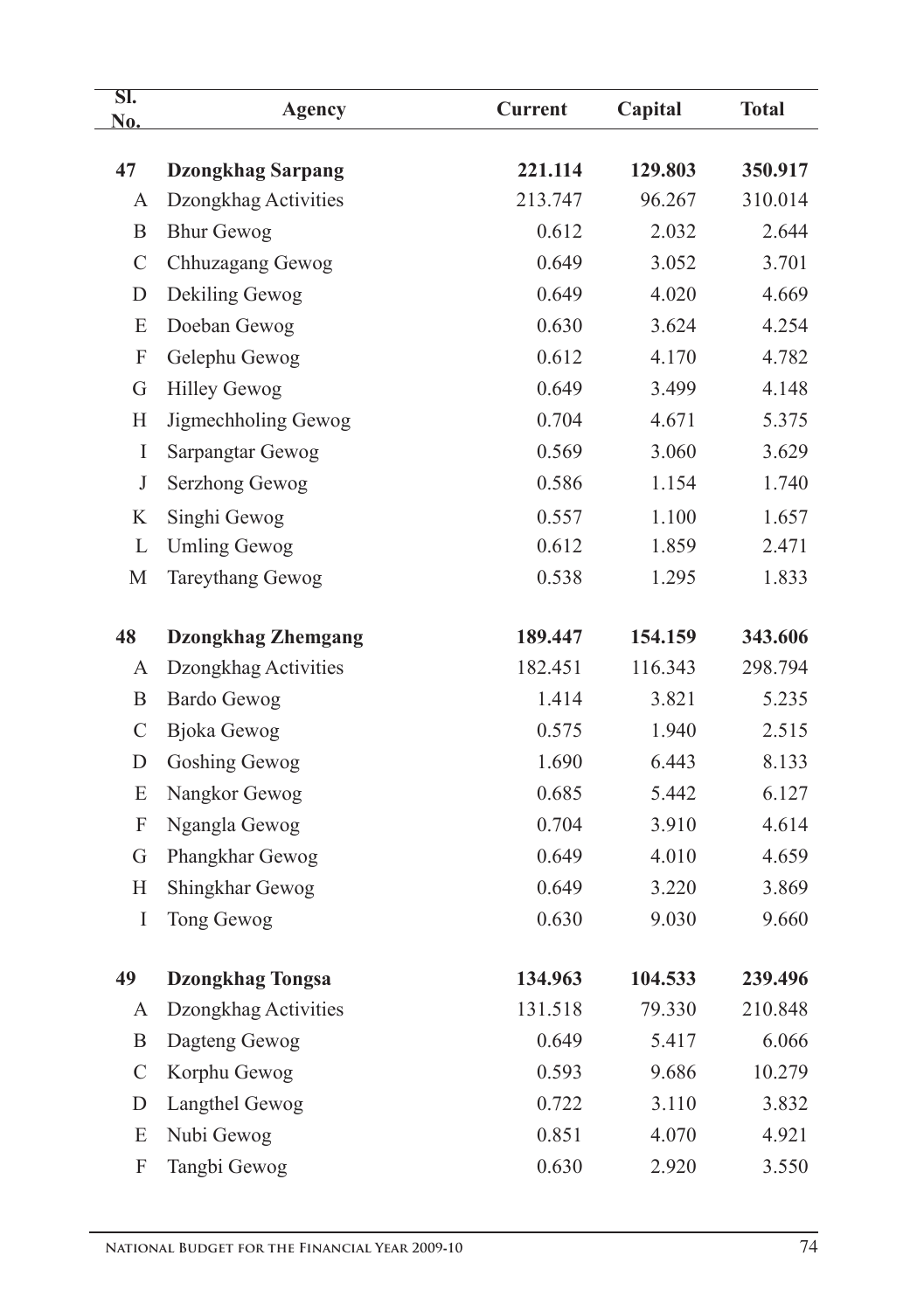| Sl. No. | Agency | Current | Capital | Total |
|---|---|---|---|---|
| **47** | **Dzongkhag Sarpang** | **221.114** | **129.803** | **350.917** |
| A | Dzongkhag Activities | 213.747 | 96.267 | 310.014 |
| B | Bhur Gewog | 0.612 | 2.032 | 2.644 |
| C | Chhuzagang Gewog | 0.649 | 3.052 | 3.701 |
| D | Dekiling Gewog | 0.649 | 4.020 | 4.669 |
| E | Doeban Gewog | 0.630 | 3.624 | 4.254 |
| F | Gelephu Gewog | 0.612 | 4.170 | 4.782 |
| G | Hilley Gewog | 0.649 | 3.499 | 4.148 |
| H | Jigmechholing Gewog | 0.704 | 4.671 | 5.375 |
| I | Sarpangtar Gewog | 0.569 | 3.060 | 3.629 |
| J | Serzhong Gewog | 0.586 | 1.154 | 1.740 |
| K | Singhi Gewog | 0.557 | 1.100 | 1.657 |
| L | Umling Gewog | 0.612 | 1.859 | 2.471 |
| M | Tareythang Gewog | 0.538 | 1.295 | 1.833 |
| **48** | **Dzongkhag Zhemgang** | **189.447** | **154.159** | **343.606** |
| A | Dzongkhag Activities | 182.451 | 116.343 | 298.794 |
| B | Bardo Gewog | 1.414 | 3.821 | 5.235 |
| C | Bjoka Gewog | 0.575 | 1.940 | 2.515 |
| D | Goshing Gewog | 1.690 | 6.443 | 8.133 |
| E | Nangkor Gewog | 0.685 | 5.442 | 6.127 |
| F | Ngangla Gewog | 0.704 | 3.910 | 4.614 |
| G | Phangkhar Gewog | 0.649 | 4.010 | 4.659 |
| H | Shingkhar Gewog | 0.649 | 3.220 | 3.869 |
| I | Tong Gewog | 0.630 | 9.030 | 9.660 |
| **49** | **Dzongkhag Tongsa** | **134.963** | **104.533** | **239.496** |
| A | Dzongkhag Activities | 131.518 | 79.330 | 210.848 |
| B | Dagteng Gewog | 0.649 | 5.417 | 6.066 |
| C | Korphu Gewog | 0.593 | 9.686 | 10.279 |
| D | Langthel Gewog | 0.722 | 3.110 | 3.832 |
| E | Nubi Gewog | 0.851 | 4.070 | 4.921 |
| F | Tangbi Gewog | 0.630 | 2.920 | 3.550 |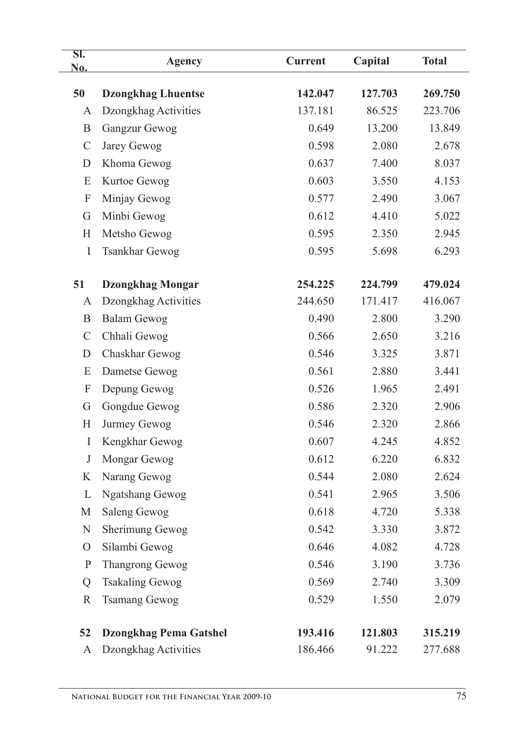| Sl. No. | Agency | Current | Capital | Total |
|---|---|---|---|---|
| **50** | **Dzongkhag Lhuentse** | **142.047** | **127.703** | **269.750** |
| A | Dzongkhag Activities | 137.181 | 86.525 | 223.706 |
| B | Gangzur Gewog | 0.649 | 13.200 | 13.849 |
| C | Jarey Gewog | 0.598 | 2.080 | 2.678 |
| D | Khoma Gewog | 0.637 | 7.400 | 8.037 |
| E | Kurtoe Gewog | 0.603 | 3.550 | 4.153 |
| F | Minjay Gewog | 0.577 | 2.490 | 3.067 |
| G | Minbi Gewog | 0.612 | 4.410 | 5.022 |
| H | Metsho Gewog | 0.595 | 2.350 | 2.945 |
| I | Tsankhar Gewog | 0.595 | 5.698 | 6.293 |
| **51** | **Dzongkhag Mongar** | **254.225** | **224.799** | **479.024** |
| A | Dzongkhag Activities | 244.650 | 171.417 | 416.067 |
| B | Balam Gewog | 0.490 | 2.800 | 3.290 |
| C | Chhali Gewog | 0.566 | 2.650 | 3.216 |
| D | Chaskhar Gewog | 0.546 | 3.325 | 3.871 |
| E | Dametse Gewog | 0.561 | 2.880 | 3.441 |
| F | Depung Gewog | 0.526 | 1.965 | 2.491 |
| G | Gongdue Gewog | 0.586 | 2.320 | 2.906 |
| H | Jurmey Gewog | 0.546 | 2.320 | 2.866 |
| I | Kengkhar Gewog | 0.607 | 4.245 | 4.852 |
| J | Mongar Gewog | 0.612 | 6.220 | 6.832 |
| K | Narang Gewog | 0.544 | 2.080 | 2.624 |
| L | Ngatshang Gewog | 0.541 | 2.965 | 3.506 |
| M | Saleng Gewog | 0.618 | 4.720 | 5.338 |
| N | Sherimung Gewog | 0.542 | 3.330 | 3.872 |
| O | Silambi Gewog | 0.646 | 4.082 | 4.728 |
| P | Thangrong Gewog | 0.546 | 3.190 | 3.736 |
| Q | Tsakaling Gewog | 0.569 | 2.740 | 3.309 |
| R | Tsamang Gewog | 0.529 | 1.550 | 2.079 |
| **52** | **Dzongkhag Pema Gatshel** | **193.416** | **121.803** | **315.219** |
| A | Dzongkhag Activities | 186.466 | 91.222 | 277.688 |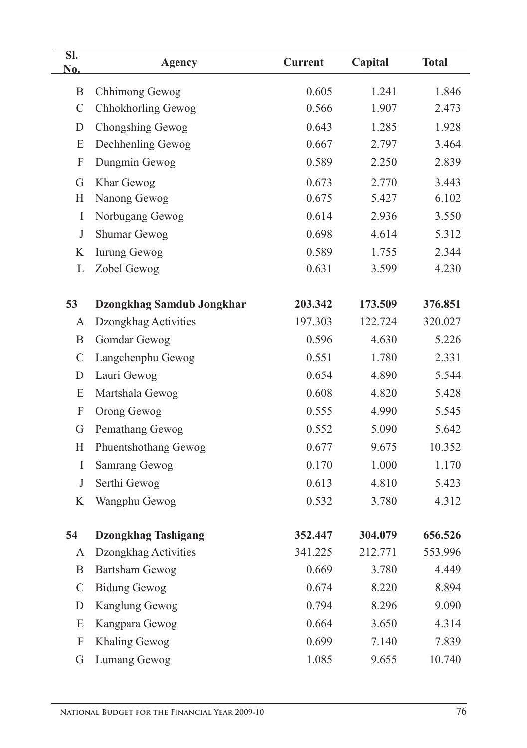| Sl. No. | Agency | Current | Capital | Total |
|---|---|---|---|---|
| B | Chhimong Gewog | 0.605 | 1.241 | 1.846 |
| C | Chhokhorling Gewog | 0.566 | 1.907 | 2.473 |
| D | Chongshing Gewog | 0.643 | 1.285 | 1.928 |
| E | Dechhenling Gewog | 0.667 | 2.797 | 3.464 |
| F | Dungmin Gewog | 0.589 | 2.250 | 2.839 |
| G | Khar Gewog | 0.673 | 2.770 | 3.443 |
| H | Nanong Gewog | 0.675 | 5.427 | 6.102 |
| I | Norbugang Gewog | 0.614 | 2.936 | 3.550 |
| J | Shumar Gewog | 0.698 | 4.614 | 5.312 |
| K | Iurung Gewog | 0.589 | 1.755 | 2.344 |
| L | Zobel Gewog | 0.631 | 3.599 | 4.230 |
| **53** | **Dzongkhag Samdub Jongkhar** | **203.342** | **173.509** | **376.851** |
| A | Dzongkhag Activities | 197.303 | 122.724 | 320.027 |
| B | Gomdar Gewog | 0.596 | 4.630 | 5.226 |
| C | Langchenphu Gewog | 0.551 | 1.780 | 2.331 |
| D | Lauri Gewog | 0.654 | 4.890 | 5.544 |
| E | Martshala Gewog | 0.608 | 4.820 | 5.428 |
| F | Orong Gewog | 0.555 | 4.990 | 5.545 |
| G | Pemathang Gewog | 0.552 | 5.090 | 5.642 |
| H | Phuentshothang Gewog | 0.677 | 9.675 | 10.352 |
| I | Samrang Gewog | 0.170 | 1.000 | 1.170 |
| J | Serthi Gewog | 0.613 | 4.810 | 5.423 |
| K | Wangphu Gewog | 0.532 | 3.780 | 4.312 |
| **54** | **Dzongkhag Tashigang** | **352.447** | **304.079** | **656.526** |
| A | Dzongkhag Activities | 341.225 | 212.771 | 553.996 |
| B | Bartsham Gewog | 0.669 | 3.780 | 4.449 |
| C | Bidung Gewog | 0.674 | 8.220 | 8.894 |
| D | Kanglung Gewog | 0.794 | 8.296 | 9.090 |
| E | Kangpara Gewog | 0.664 | 3.650 | 4.314 |
| F | Khaling Gewog | 0.699 | 7.140 | 7.839 |
| G | Lumang Gewog | 1.085 | 9.655 | 10.740 |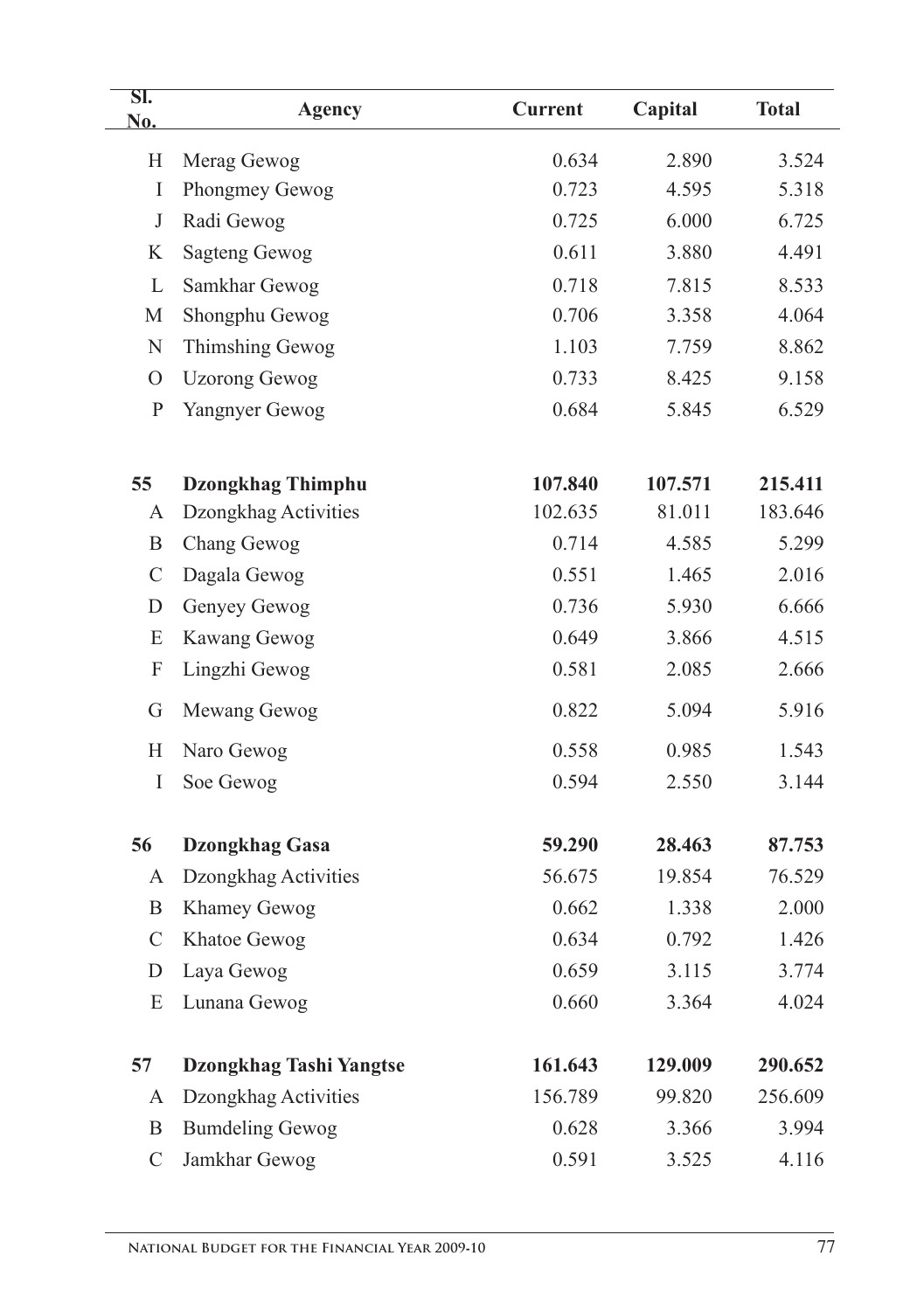| Sl. No. | Agency | Current | Capital | Total |
|---|---|---|---|---|
| H | Merag Gewog | 0.634 | 2.890 | 3.524 |
| I | Phongmey Gewog | 0.723 | 4.595 | 5.318 |
| J | Radi Gewog | 0.725 | 6.000 | 6.725 |
| K | Sagteng Gewog | 0.611 | 3.880 | 4.491 |
| L | Samkhar Gewog | 0.718 | 7.815 | 8.533 |
| M | Shongphu Gewog | 0.706 | 3.358 | 4.064 |
| N | Thimshing Gewog | 1.103 | 7.759 | 8.862 |
| O | Uzorong Gewog | 0.733 | 8.425 | 9.158 |
| P | Yangnyer Gewog | 0.684 | 5.845 | 6.529 |
| **55** | **Dzongkhag Thimphu** | **107.840** | **107.571** | **215.411** |
| A | Dzongkhag Activities | 102.635 | 81.011 | 183.646 |
| B | Chang Gewog | 0.714 | 4.585 | 5.299 |
| C | Dagala Gewog | 0.551 | 1.465 | 2.016 |
| D | Genyey Gewog | 0.736 | 5.930 | 6.666 |
| E | Kawang Gewog | 0.649 | 3.866 | 4.515 |
| F | Lingzhi Gewog | 0.581 | 2.085 | 2.666 |
| G | Mewang Gewog | 0.822 | 5.094 | 5.916 |
| H | Naro Gewog | 0.558 | 0.985 | 1.543 |
| I | Soe Gewog | 0.594 | 2.550 | 3.144 |
| **56** | **Dzongkhag Gasa** | **59.290** | **28.463** | **87.753** |
| A | Dzongkhag Activities | 56.675 | 19.854 | 76.529 |
| B | Khamey Gewog | 0.662 | 1.338 | 2.000 |
| C | Khatoe Gewog | 0.634 | 0.792 | 1.426 |
| D | Laya Gewog | 0.659 | 3.115 | 3.774 |
| E | Lunana Gewog | 0.660 | 3.364 | 4.024 |
| **57** | **Dzongkhag Tashi Yangtse** | **161.643** | **129.009** | **290.652** |
| A | Dzongkhag Activities | 156.789 | 99.820 | 256.609 |
| B | Bumdeling Gewog | 0.628 | 3.366 | 3.994 |
| C | Jamkhar Gewog | 0.591 | 3.525 | 4.116 |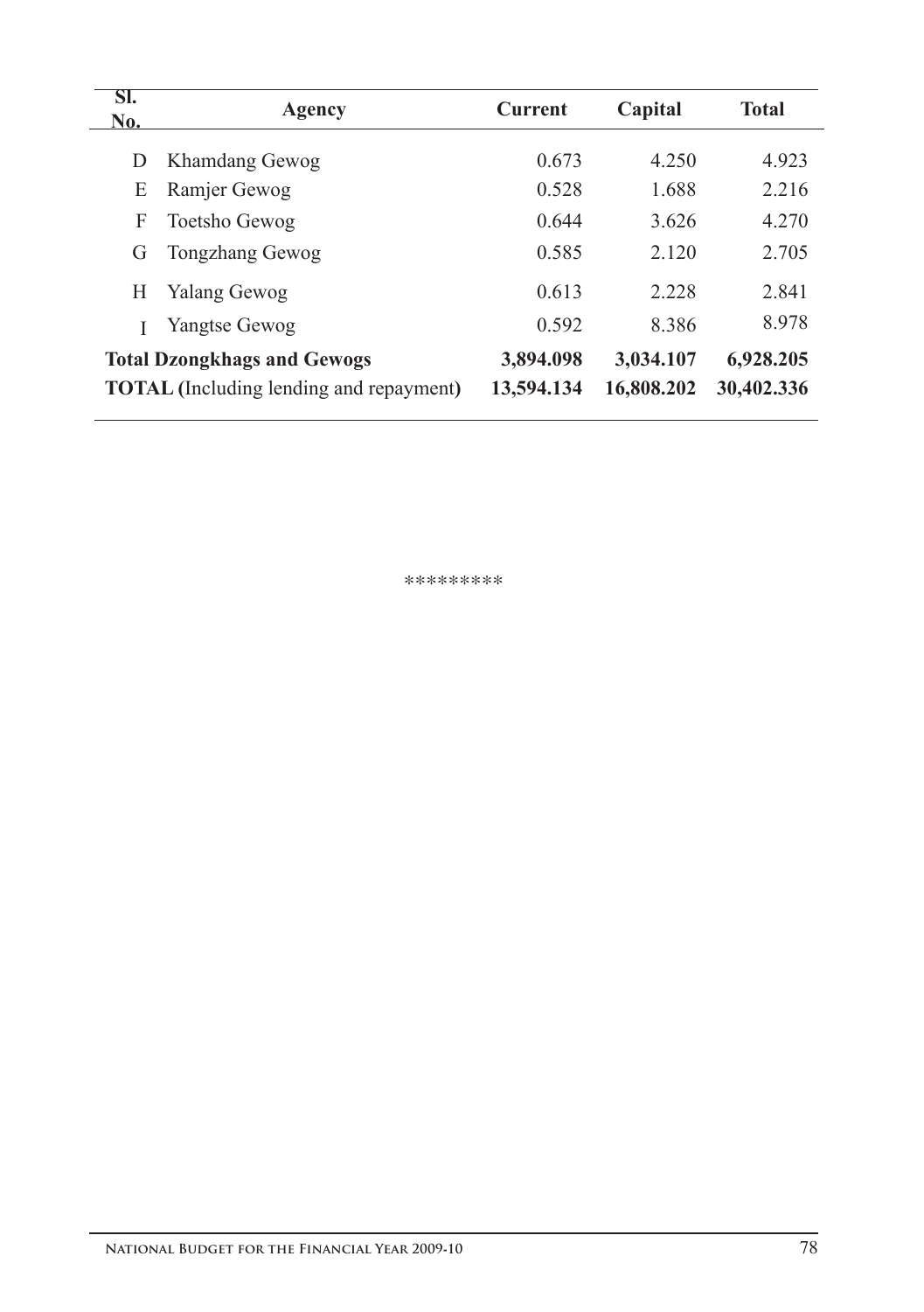| Sl. No. | Agency | Current | Capital | Total |
|---|---|---|---|---|
| D | Khamdang Gewog | 0.673 | 4.250 | 4.923 |
| E | Ramjer Gewog | 0.528 | 1.688 | 2.216 |
| F | Toetsho Gewog | 0.644 | 3.626 | 4.270 |
| G | Tongzhang Gewog | 0.585 | 2.120 | 2.705 |
| H | Yalang Gewog | 0.613 | 2.228 | 2.841 |
| I | Yangtse Gewog | 0.592 | 8.386 | 8.978 |
| **Total Dzongkhags and Gewogs** | | **3,894.098** | **3,034.107** | **6,928.205** |
| **TOTAL (**Including lending and repayment**)** | | **13,594.134** | **16,808.202** | **30,402.336** |

*********